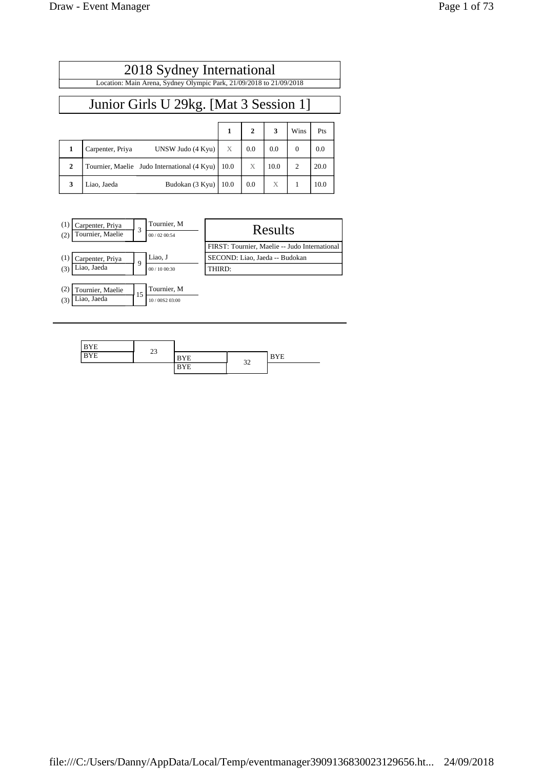# 2018 Sydney International

Location: Main Arena, Sydney Olympic Park, 21/09/2018 to 21/09/2018

## Junior Girls U 29kg. [Mat 3 Session 1]

| | | | 1 | 2 | 3 | Wins | Pts |
|---|---|---|---|---|---|---|---|
| 1 | Carpenter, Priya | UNSW Judo (4 Kyu) | X | 0.0 | 0.0 | 0 | 0.0 |
| 2 | Tournier, Maelie | Judo International (4 Kyu) | 10.0 | X | 10.0 | 2 | 20.0 |
| 3 | Liao, Jaeda | Budokan (3 Kyu) | 10.0 | 0.0 | X | 1 | 10.0 |

| Contest | Competitors | Winner | Score |
|---|---|---|---|
| 3 | (1) Carpenter, Priya<br>(2) Tournier, Maelie | Tournier, M | 00 / 02 00:54 |
| 9 | (1) Carpenter, Priya<br>(3) Liao, Jaeda | Liao, J | 00 / 10 00:30 |
| 15 | (2) Tournier, Maelie<br>(3) Liao, Jaeda | Tournier, M | 10 / 00S2 03:00 |

### Results

FIRST: Tournier, Maelie -- Judo International

SECOND: Liao, Jaeda -- Budokan

THIRD:

| Contest | Competitors | Winner |
|---|---|---|
| 23 | BYE<br>BYE | |
| 32 | BYE<br>BYE | BYE |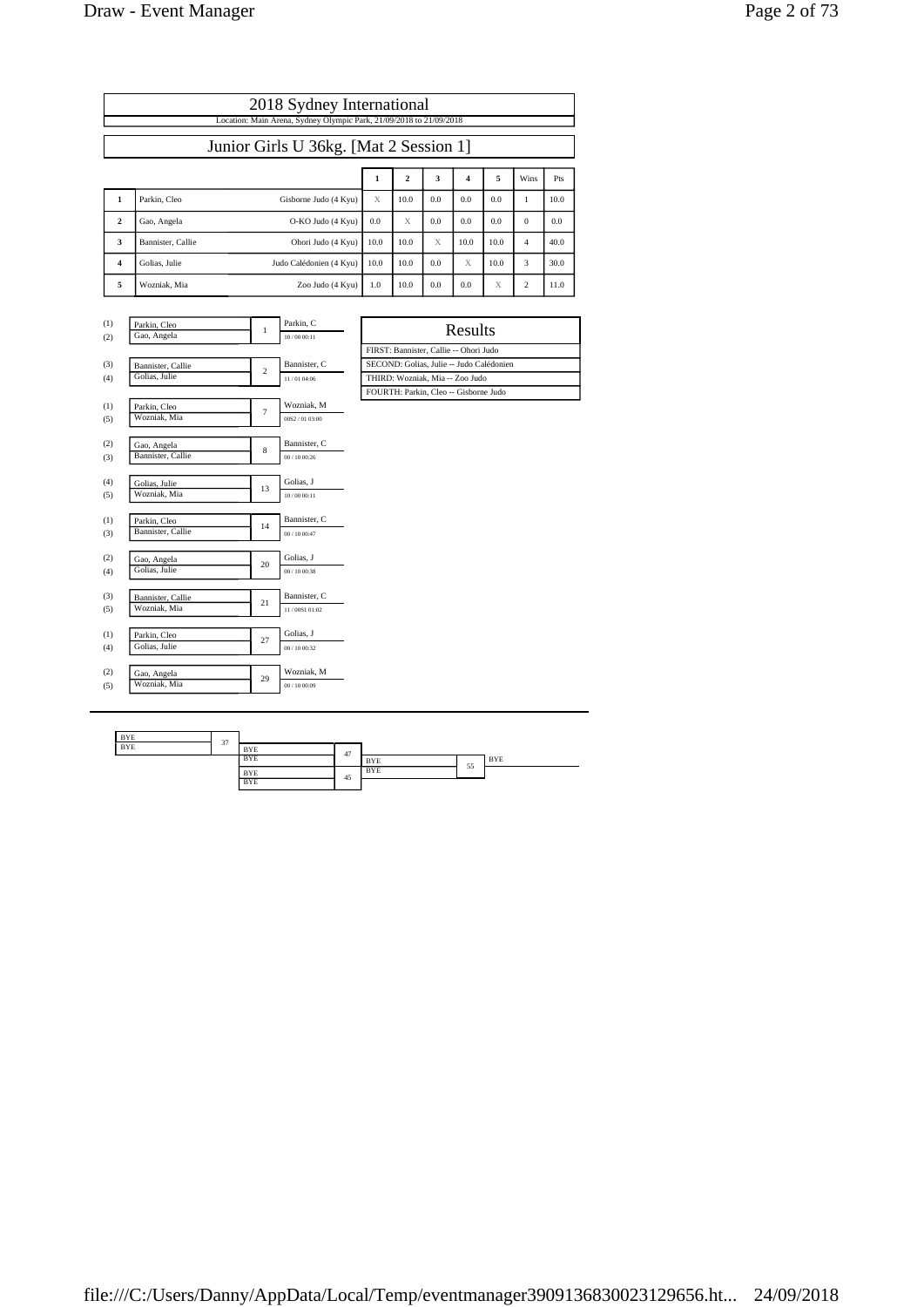# 2018 Sydney International

Location: Main Arena, Sydney Olympic Park, 21/09/2018 to 21/09/2018

## Junior Girls U 36kg. [Mat 2 Session 1]

| | | | 1 | 2 | 3 | 4 | 5 | Wins | Pts |
|---|---|---|---|---|---|---|---|---|---|
| **1** | Parkin, Cleo | Gisborne Judo (4 Kyu) | X | 10.0 | 0.0 | 0.0 | 0.0 | 1 | 10.0 |
| **2** | Gao, Angela | O-KO Judo (4 Kyu) | 0.0 | X | 0.0 | 0.0 | 0.0 | 0 | 0.0 |
| **3** | Bannister, Callie | Ohori Judo (4 Kyu) | 10.0 | 10.0 | X | 10.0 | 10.0 | 4 | 40.0 |
| **4** | Golias, Julie | Judo Calédonien (4 Kyu) | 10.0 | 10.0 | 0.0 | X | 10.0 | 3 | 30.0 |
| **5** | Wozniak, Mia | Zoo Judo (4 Kyu) | 1.0 | 10.0 | 0.0 | 0.0 | X | 2 | 11.0 |

| Contest | Competitors | Winner | Score |
|---|---|---|---|
| 1 | (1) Parkin, Cleo / (2) Gao, Angela | Parkin, C | 10 / 00 00:11 |
| 2 | (3) Bannister, Callie / (4) Golias, Julie | Bannister, C | 11 / 01 04:06 |
| 7 | (1) Parkin, Cleo / (5) Wozniak, Mia | Wozniak, M | 00S2 / 01 03:00 |
| 8 | (2) Gao, Angela / (3) Bannister, Callie | Bannister, C | 00 / 10 00:26 |
| 13 | (4) Golias, Julie / (5) Wozniak, Mia | Golias, J | 10 / 00 00:11 |
| 14 | (1) Parkin, Cleo / (3) Bannister, Callie | Bannister, C | 00 / 10 00:47 |
| 20 | (2) Gao, Angela / (4) Golias, Julie | Golias, J | 00 / 10 00:38 |
| 21 | (3) Bannister, Callie / (5) Wozniak, Mia | Bannister, C | 11 / 00S1 01:02 |
| 27 | (1) Parkin, Cleo / (4) Golias, Julie | Golias, J | 00 / 10 00:32 |
| 29 | (2) Gao, Angela / (5) Wozniak, Mia | Wozniak, M | 00 / 10 00:09 |

### Results

FIRST: Bannister, Callie -- Ohori Judo

SECOND: Golias, Julie -- Judo Calédonien

THIRD: Wozniak, Mia -- Zoo Judo

FOURTH: Parkin, Cleo -- Gisborne Judo

| Contest | Competitors | Winner |
|---|---|---|
| 37 | BYE / BYE | BYE |
| 47 | BYE / BYE | BYE |
| 45 | BYE / BYE | BYE |
| 55 | BYE / BYE | BYE |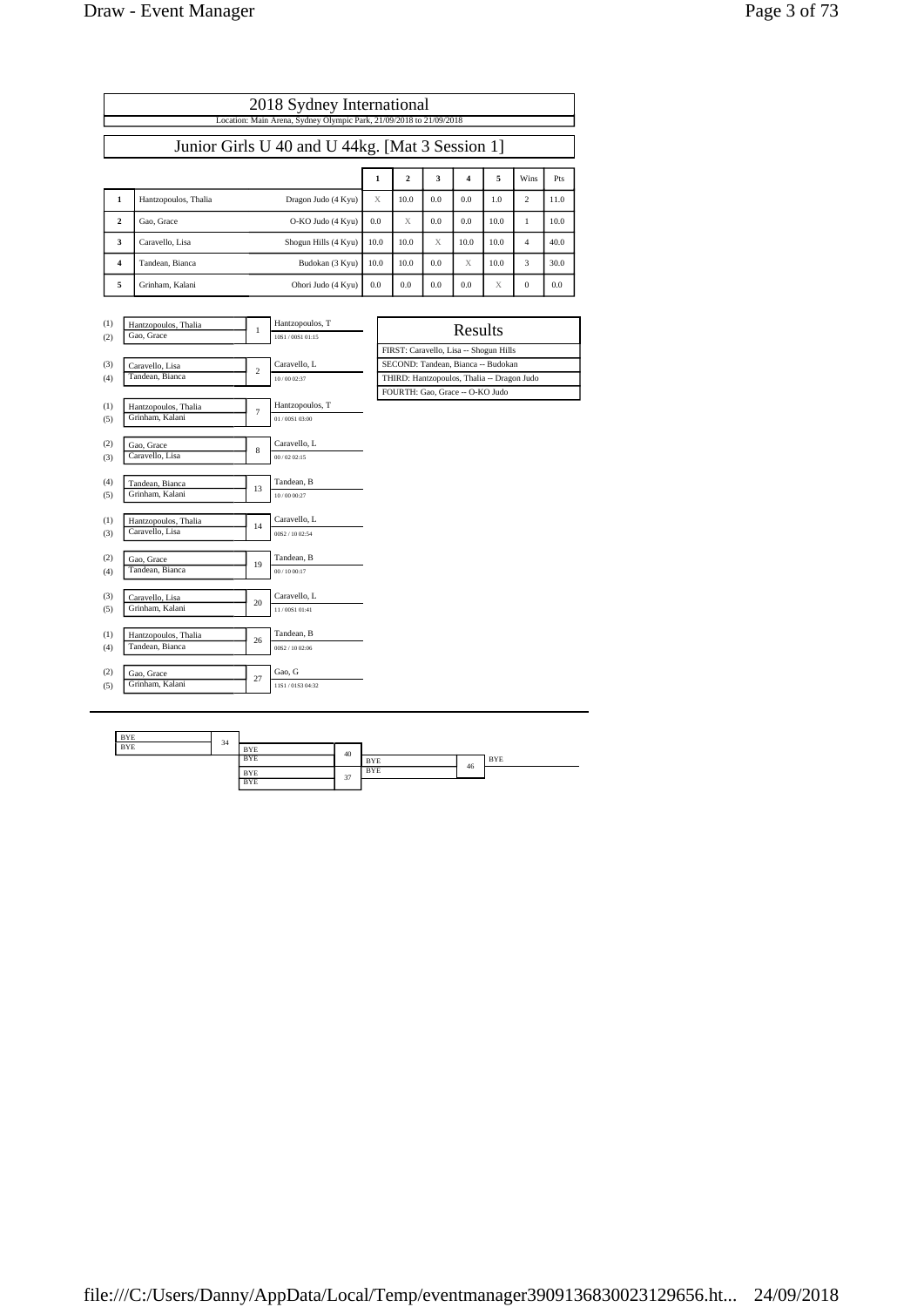# 2018 Sydney International

Location: Main Arena, Sydney Olympic Park, 21/09/2018 to 21/09/2018

## Junior Girls U 40 and U 44kg. [Mat 3 Session 1]

| | | | 1 | 2 | 3 | 4 | 5 | Wins | Pts |
|---|---|---|---|---|---|---|---|---|---|
| 1 | Hantzopoulos, Thalia | Dragon Judo (4 Kyu) | X | 10.0 | 0.0 | 0.0 | 1.0 | 2 | 11.0 |
| 2 | Gao, Grace | O-KO Judo (4 Kyu) | 0.0 | X | 0.0 | 0.0 | 10.0 | 1 | 10.0 |
| 3 | Caravello, Lisa | Shogun Hills (4 Kyu) | 10.0 | 10.0 | X | 10.0 | 10.0 | 4 | 40.0 |
| 4 | Tandean, Bianca | Budokan (3 Kyu) | 10.0 | 10.0 | 0.0 | X | 10.0 | 3 | 30.0 |
| 5 | Grinham, Kalani | Ohori Judo (4 Kyu) | 0.0 | 0.0 | 0.0 | 0.0 | X | 0 | 0.0 |

| Contest | Competitors | Winner | Score |
|---|---|---|---|
| 1 | (1) Hantzopoulos, Thalia / (2) Gao, Grace | Hantzopoulos, T | 10S1 / 00S1 01:15 |
| 2 | (3) Caravello, Lisa / (4) Tandean, Bianca | Caravello, L | 10 / 00 02:37 |
| 7 | (1) Hantzopoulos, Thalia / (5) Grinham, Kalani | Hantzopoulos, T | 01 / 00S1 03:00 |
| 8 | (2) Gao, Grace / (3) Caravello, Lisa | Caravello, L | 00 / 02 02:15 |
| 13 | (4) Tandean, Bianca / (5) Grinham, Kalani | Tandean, B | 10 / 00 00:27 |
| 14 | (1) Hantzopoulos, Thalia / (3) Caravello, Lisa | Caravello, L | 00S2 / 10 02:54 |
| 19 | (2) Gao, Grace / (4) Tandean, Bianca | Tandean, B | 00 / 10 00:17 |
| 20 | (3) Caravello, Lisa / (5) Grinham, Kalani | Caravello, L | 11 / 00S1 01:41 |
| 26 | (1) Hantzopoulos, Thalia / (4) Tandean, Bianca | Tandean, B | 00S2 / 10 02:06 |
| 27 | (2) Gao, Grace / (5) Grinham, Kalani | Gao, G | 11S1 / 01S3 04:32 |

### Results

FIRST: Caravello, Lisa -- Shogun Hills
SECOND: Tandean, Bianca -- Budokan
THIRD: Hantzopoulos, Thalia -- Dragon Judo
FOURTH: Gao, Grace -- O-KO Judo

| Contest | Competitors | Winner |
|---|---|---|
| 34 | BYE / BYE | BYE |
| 37 | BYE / BYE | BYE |
| 40 | BYE / BYE | BYE |
| 46 | BYE / BYE | BYE |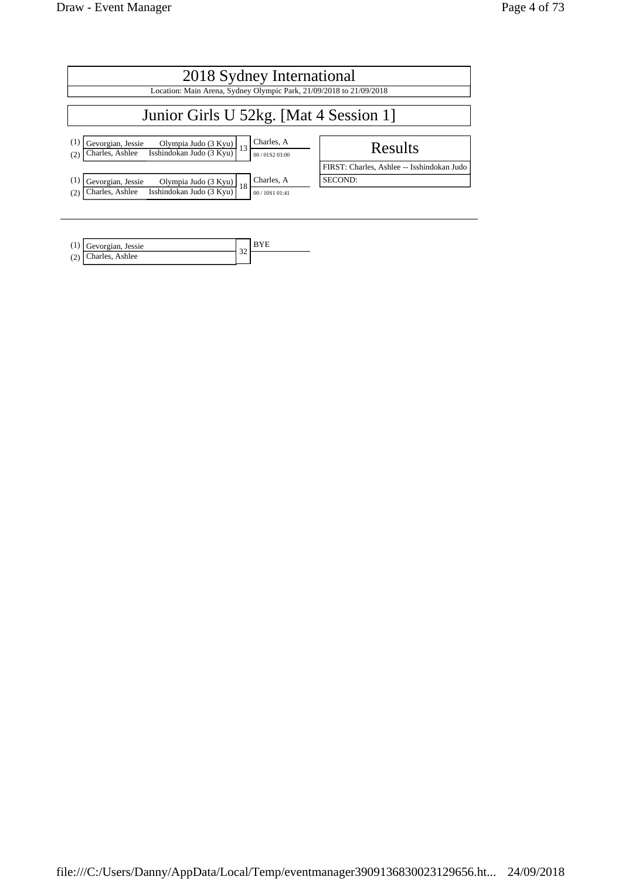# 2018 Sydney International

Location: Main Arena, Sydney Olympic Park, 21/09/2018 to 21/09/2018

## Junior Girls U 52kg. [Mat 4 Session 1]

| | Competitor | Club | Contest | Winner | Score |
|---|---|---|---|---|---|
| (1) | Gevorgian, Jessie | Olympia Judo (3 Kyu) | 13 | Charles, A | 00 / 01S2 03:00 |
| (2) | Charles, Ashlee | Isshindokan Judo (3 Kyu) | | | |
| (1) | Gevorgian, Jessie | Olympia Judo (3 Kyu) | 18 | Charles, A | 00 / 10S1 01:41 |
| (2) | Charles, Ashlee | Isshindokan Judo (3 Kyu) | | | |

### Results

FIRST: Charles, Ashlee -- Isshindokan Judo

SECOND:

---

| | Competitor | Contest | Winner |
|---|---|---|---|
| (1) | Gevorgian, Jessie | 32 | BYE |
| (2) | Charles, Ashlee | | |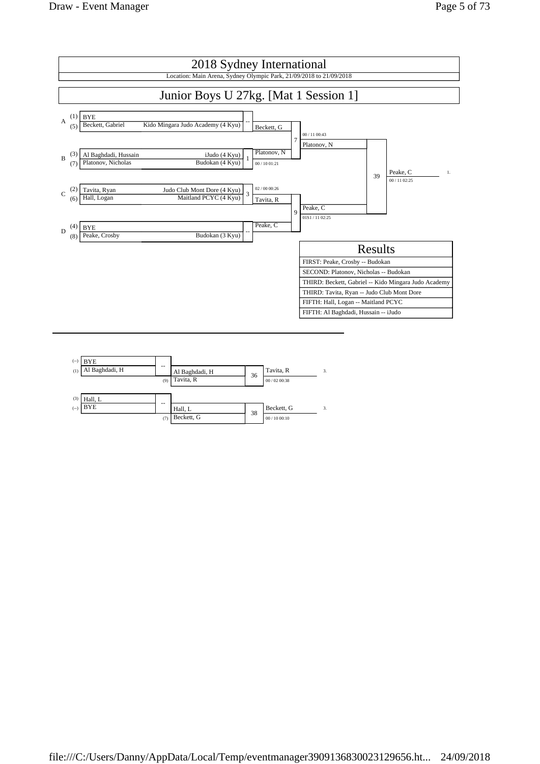# 2018 Sydney International

Location: Main Arena, Sydney Olympic Park, 21/09/2018 to 21/09/2018

## Junior Boys U 27kg. [Mat 1 Session 1]

| Pool | Seed | Name | Club |
|---|---|---|---|
| A | (1) | BYE | |
| | (5) | Beckett, Gabriel | Kido Mingara Judo Academy (4 Kyu) |
| B | (3) | Al Baghdadi, Hussain | iJudo (4 Kyu) |
| | (7) | Platonov, Nicholas | Budokan (4 Kyu) |
| C | (2) | Tavita, Ryan | Judo Club Mont Dore (4 Kyu) |
| | (6) | Hall, Logan | Maitland PCYC (4 Kyu) |
| D | (4) | BYE | |
| | (8) | Peake, Crosby | Budokan (3 Kyu) |

| Contest | Winner | Score |
|---|---|---|
| -- | Beckett, G | |
| 1 | Platonov, N | 00 / 10 01:21 |
| 3 | Tavita, R | 02 / 00 00:26 |
| -- | Peake, C | |
| 7 | Platonov, N | 00 / 11 00:43 |
| 9 | Peake, C | 01S1 / 11 02:25 |
| 39 | Peake, C (1.) | 00 / 11 02:25 |

### Results

| Results |
|---|
| FIRST: Peake, Crosby -- Budokan |
| SECOND: Platonov, Nicholas -- Budokan |
| THIRD: Beckett, Gabriel -- Kido Mingara Judo Academy |
| THIRD: Tavita, Ryan -- Judo Club Mont Dore |
| FIFTH: Hall, Logan -- Maitland PCYC |
| FIFTH: Al Baghdadi, Hussain -- iJudo |

### Repechage

| Seed | Name | Contest | Next | Contest | Winner | Score | Place |
|---|---|---|---|---|---|---|---|
| (--) | BYE | -- | Al Baghdadi, H | 36 | Tavita, R | 00 / 02 00:38 | 3. |
| (1) | Al Baghdadi, H | | (9) Tavita, R | | | | |
| (3) | Hall, L | -- | Hall, L | 38 | Beckett, G | 00 / 10 00:10 | 3. |
| (--) | BYE | | (7) Beckett, G | | | | |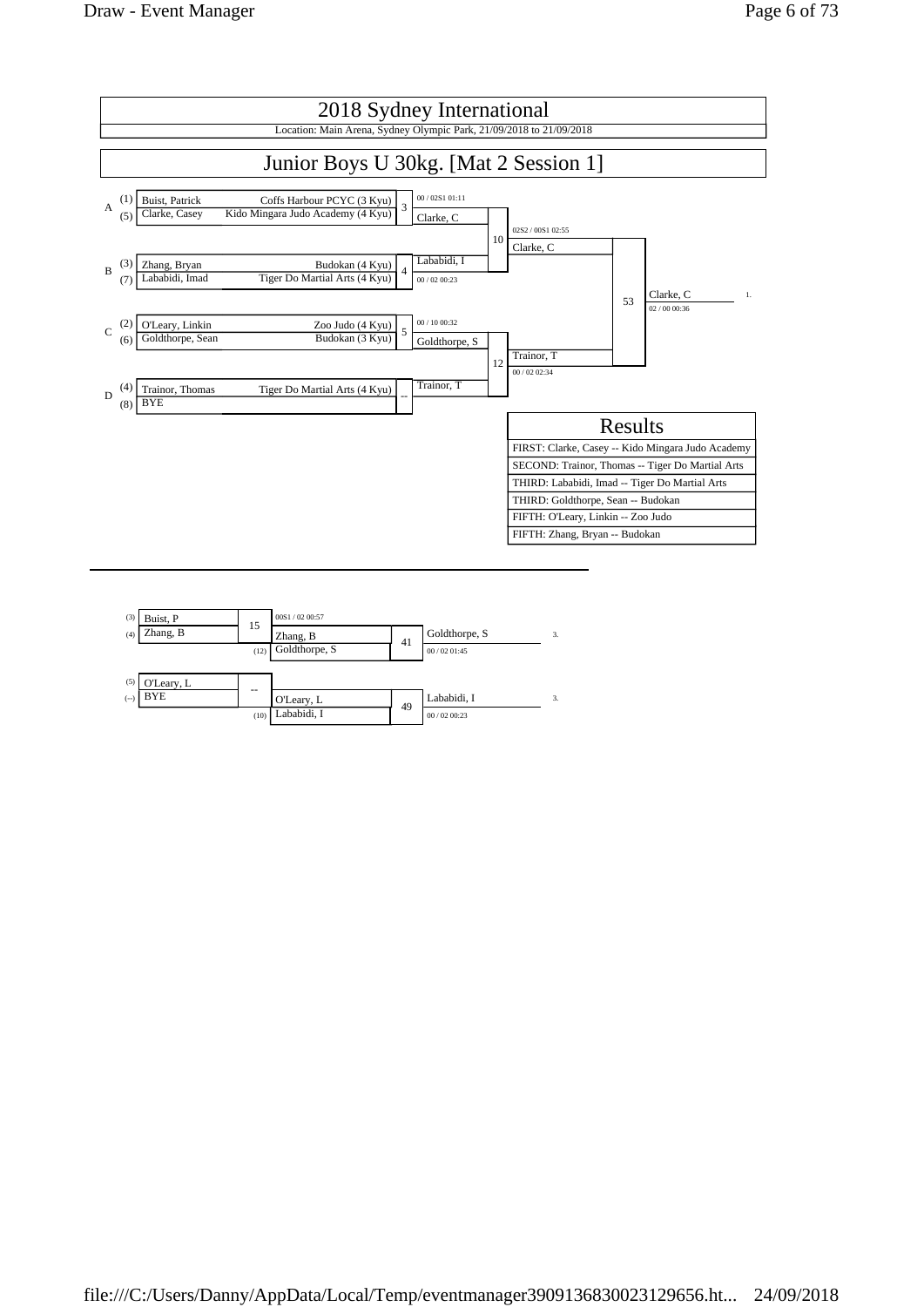# 2018 Sydney International

Location: Main Arena, Sydney Olympic Park, 21/09/2018 to 21/09/2018

## Junior Boys U 30kg. [Mat 2 Session 1]

### Main Draw

| Pool | Seed | Name | Club | Contest | Winner | Score |
|---|---|---|---|---|---|---|
| A | (1) | Buist, Patrick | Coffs Harbour PCYC (3 Kyu) | 3 | Clarke, C | 00 / 02S1 01:11 |
| A | (5) | Clarke, Casey | Kido Mingara Judo Academy (4 Kyu) | | | |
| B | (3) | Zhang, Bryan | Budokan (4 Kyu) | 4 | Lababidi, I | 00 / 02 00:23 |
| B | (7) | Lababidi, Imad | Tiger Do Martial Arts (4 Kyu) | | | |
| C | (2) | O'Leary, Linkin | Zoo Judo (4 Kyu) | 5 | Goldthorpe, S | 00 / 10 00:32 |
| C | (6) | Goldthorpe, Sean | Budokan (3 Kyu) | | | |
| D | (4) | Trainor, Thomas | Tiger Do Martial Arts (4 Kyu) | -- | Trainor, T | |
| D | (8) | BYE | | | | |

| Contest | Competitors | Winner | Score |
|---|---|---|---|
| 10 | Clarke, C / Lababidi, I | Clarke, C | 02S2 / 00S1 02:55 |
| 12 | Goldthorpe, S / Trainor, T | Trainor, T | 00 / 02 02:34 |
| 53 | Clarke, C / Trainor, T | Clarke, C (1.) | 02 / 00 00:36 |

### Results

| Results |
|---|
| FIRST: Clarke, Casey -- Kido Mingara Judo Academy |
| SECOND: Trainor, Thomas -- Tiger Do Martial Arts |
| THIRD: Lababidi, Imad -- Tiger Do Martial Arts |
| THIRD: Goldthorpe, Sean -- Budokan |
| FIFTH: O'Leary, Linkin -- Zoo Judo |
| FIFTH: Zhang, Bryan -- Budokan |

### Repechage

| Contest | Competitors | Winner | Score |
|---|---|---|---|
| 15 | (3) Buist, P / (4) Zhang, B | Zhang, B | 00S1 / 02 00:57 |
| 41 | Zhang, B / (12) Goldthorpe, S | Goldthorpe, S (3.) | 00 / 02 01:45 |
| -- | (5) O'Leary, L / (--) BYE | O'Leary, L | |
| 49 | O'Leary, L / (10) Lababidi, I | Lababidi, I (3.) | 00 / 02 00:23 |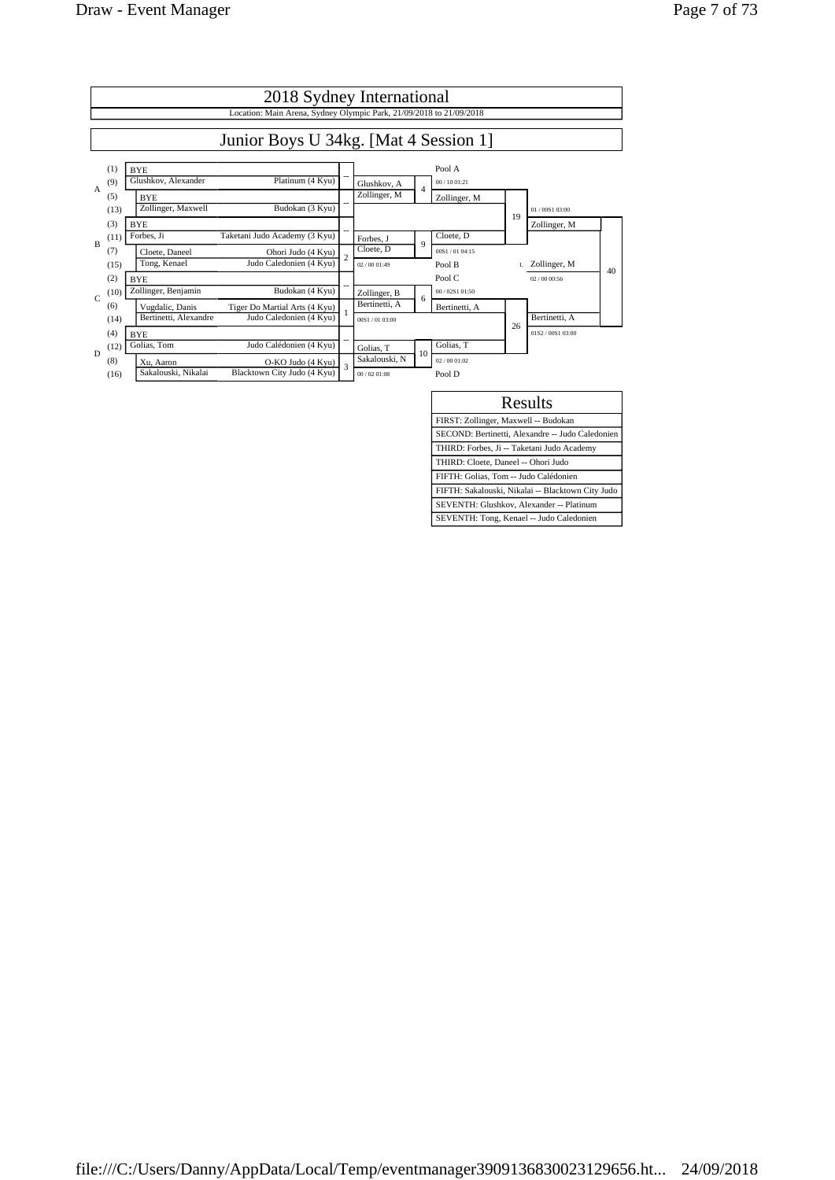# 2018 Sydney International

Location: Main Arena, Sydney Olympic Park, 21/09/2018 to 21/09/2018

## Junior Boys U 34kg. [Mat 4 Session 1]

| Pool | Seed | Name | Club | Match | Winner | Score |
|---|---|---|---|---|---|---|
| A | (1) | BYE | | -- | Glushkov, A | |
| A | (9) | Glushkov, Alexander | Platinum (4 Kyu) | | | |
| A | (5) | BYE | | -- | Zollinger, M | |
| A | (13) | Zollinger, Maxwell | Budokan (3 Kyu) | | | |
| B | (3) | BYE | | -- | Forbes, J | |
| B | (11) | Forbes, Ji | Taketani Judo Academy (3 Kyu) | | | |
| B | (7) | Cloete, Daneel | Ohori Judo (4 Kyu) | 2 | Cloete, D | 02 / 00 01:49 |
| B | (15) | Tong, Kenael | Judo Caledonien (4 Kyu) | | | |
| C | (2) | BYE | | -- | Zollinger, B | |
| C | (10) | Zollinger, Benjamin | Budokan (4 Kyu) | | | |
| C | (6) | Vugdalic, Danis | Tiger Do Martial Arts (4 Kyu) | 1 | Bertinetti, A | 00S1 / 01 03:00 |
| C | (14) | Bertinetti, Alexandre | Judo Caledonien (4 Kyu) | | | |
| D | (4) | BYE | | -- | Golias, T | |
| D | (12) | Golias, Tom | Judo Calédonien (4 Kyu) | | | |
| D | (8) | Xu, Aaron | O-KO Judo (4 Kyu) | 3 | Sakalouski, N | 00 / 02 01:08 |
| D | (16) | Sakalouski, Nikalai | Blacktown City Judo (4 Kyu) | | | |

| Match | Contestants | Winner | Score |
|---|---|---|---|
| 4 (Pool A) | Glushkov, A vs Zollinger, M | Zollinger, M | 00 / 10 01:21 |
| 9 (Pool B) | Forbes, J vs Cloete, D | Cloete, D | 00S1 / 01 04:15 |
| 6 (Pool C) | Zollinger, B vs Bertinetti, A | Bertinetti, A | 00 / 02S1 01:50 |
| 10 (Pool D) | Golias, T vs Sakalouski, N | Golias, T | 02 / 00 01:02 |
| 19 | Zollinger, M vs Cloete, D | Zollinger, M | 01 / 00S1 03:00 |
| 26 | Bertinetti, A vs Golias, T | Bertinetti, A | 01S2 / 00S1 03:00 |
| 40 | Zollinger, M vs Bertinetti, A | 1. Zollinger, M | 02 / 00 00:56 |

### Results

| Results |
|---|
| FIRST: Zollinger, Maxwell -- Budokan |
| SECOND: Bertinetti, Alexandre -- Judo Caledonien |
| THIRD: Forbes, Ji -- Taketani Judo Academy |
| THIRD: Cloete, Daneel -- Ohori Judo |
| FIFTH: Golias, Tom -- Judo Calédonien |
| FIFTH: Sakalouski, Nikalai -- Blacktown City Judo |
| SEVENTH: Glushkov, Alexander -- Platinum |
| SEVENTH: Tong, Kenael -- Judo Caledonien |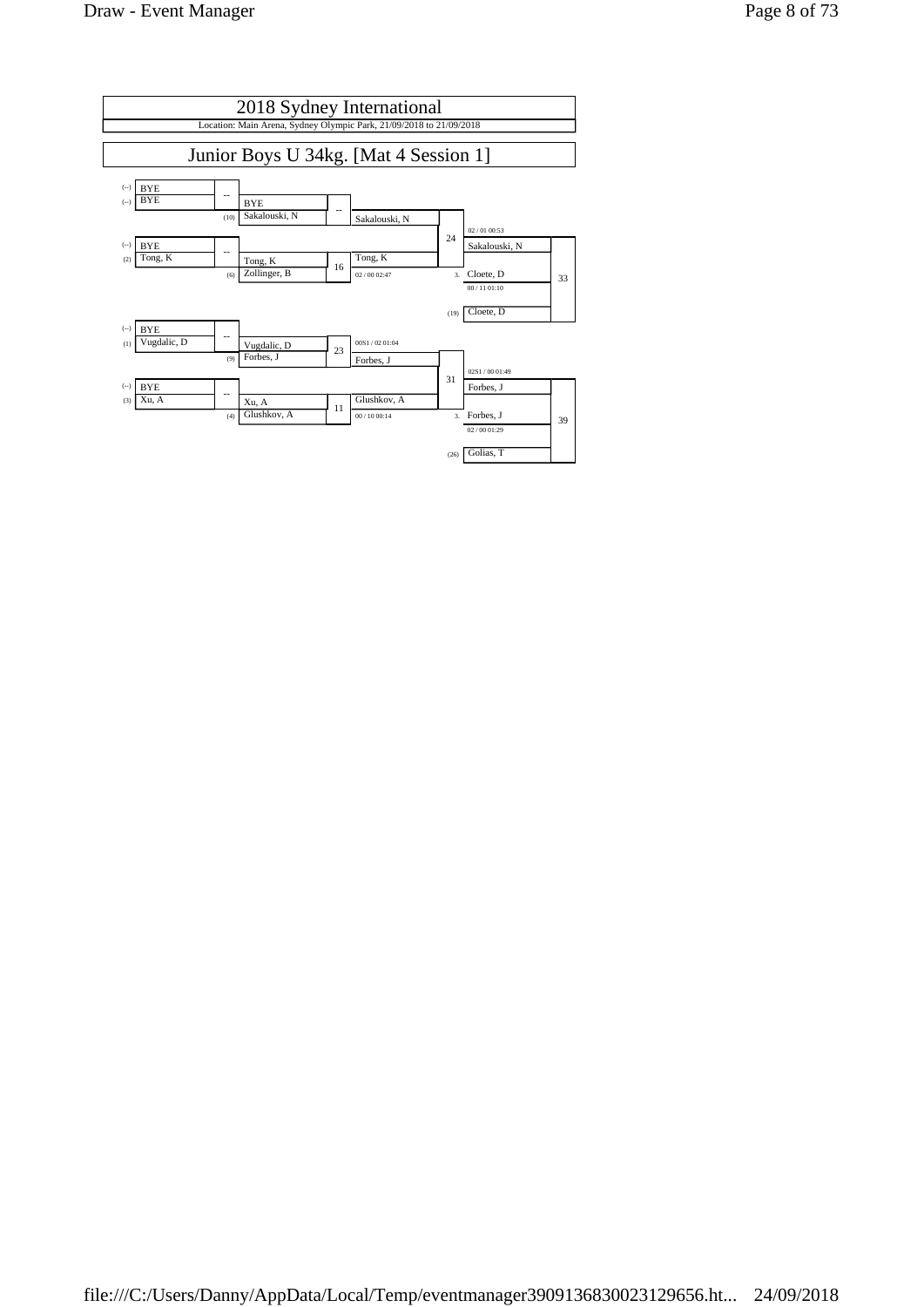# 2018 Sydney International

Location: Main Arena, Sydney Olympic Park, 21/09/2018 to 21/09/2018

## Junior Boys U 34kg. [Mat 4 Session 1]

(--) BYE
(--) BYE
-- BYE
(10) Sakalouski, N
--
Sakalouski, N

(--) BYE
(2) Tong, K
-- Tong, K
(6) Zollinger, B
16
Tong, K
02 / 00 02:47

24
02 / 01 00:53
Sakalouski, N

3. Cloete, D
00 / 11 01:10

(19) Cloete, D

33

(--) BYE
(1) Vugdalic, D
-- Vugdalic, D
(9) Forbes, J
23
00S1 / 02 01:04
Forbes, J

(--) BYE
(3) Xu, A
-- Xu, A
(4) Glushkov, A
11
Glushkov, A
00 / 10 00:14

31
02S1 / 00 01:49
Forbes, J

3. Forbes, J
02 / 00 01:29

(26) Golias, T

39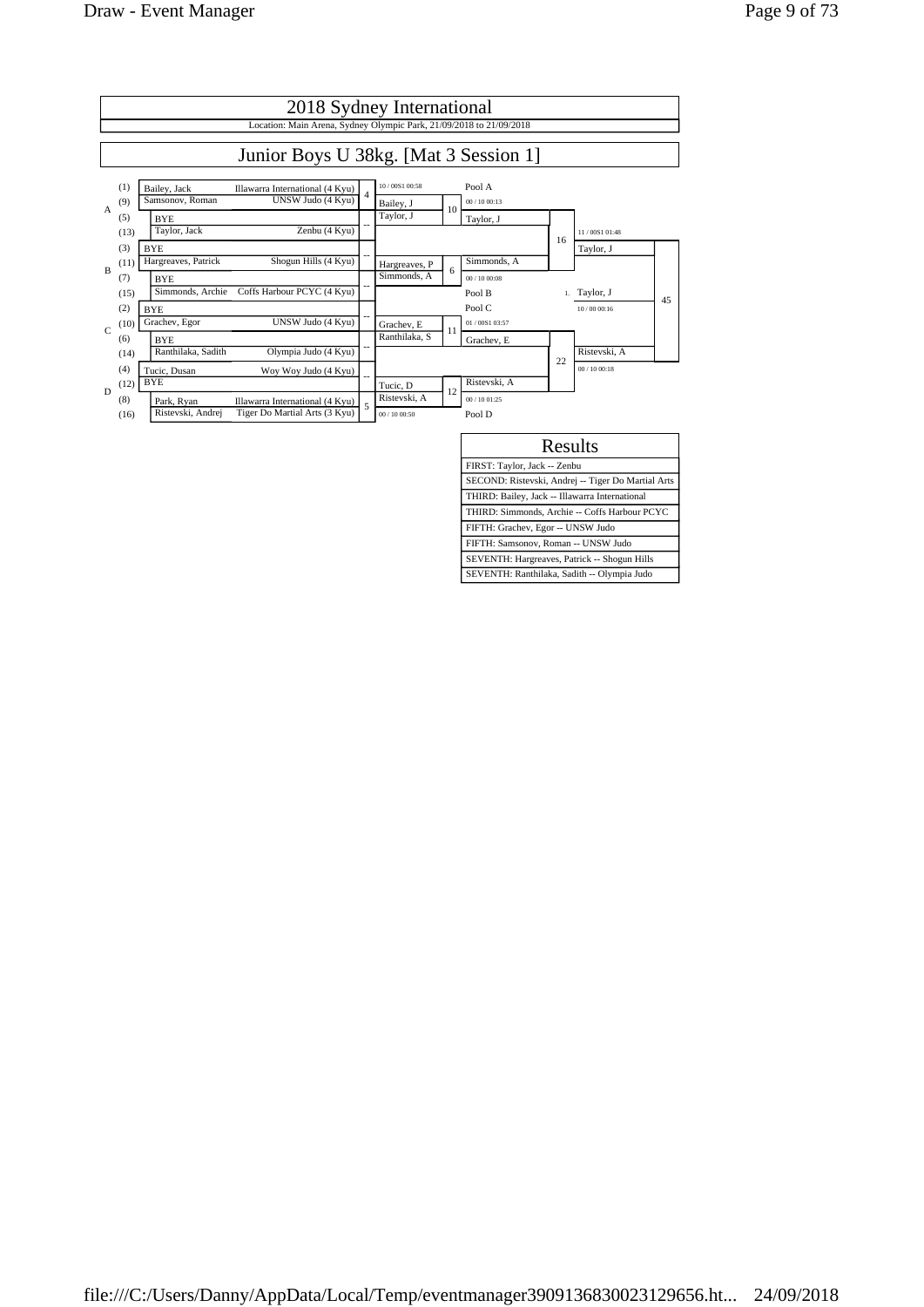# 2018 Sydney International

Location: Main Arena, Sydney Olympic Park, 21/09/2018 to 21/09/2018

## Junior Boys U 38kg. [Mat 3 Session 1]

| Pool | Seed | Name | Club | Match | Round 2 | Match | Round 3 | Match | Final | Match |
|---|---|---|---|---|---|---|---|---|---|---|
| A | (1) | Bailey, Jack | Illawarra International (4 Kyu) | 4 | 10 / 00S1 00:58 | | Pool A | | | |
| | (9) | Samsonov, Roman | UNSW Judo (4 Kyu) | | Bailey, J | 10 | 00 / 10 00:13 | | | |
| | (5) | BYE | | -- | Taylor, J | | Taylor, J | | | |
| | (13) | Taylor, Jack | Zenbu (4 Kyu) | | | | | 16 | 11 / 00S1 01:48 | |
| B | (3) | BYE | | -- | | | | | Taylor, J | |
| | (11) | Hargreaves, Patrick | Shogun Hills (4 Kyu) | | Hargreaves, P | 6 | Simmonds, A | | | |
| | (7) | BYE | | -- | Simmonds, A | | 00 / 10 00:08 | | | |
| | (15) | Simmonds, Archie | Coffs Harbour PCYC (4 Kyu) | | | | Pool B | | 1. Taylor, J | 45 |
| C | (2) | BYE | | -- | | | Pool C | | 10 / 00 00:16 | |
| | (10) | Grachev, Egor | UNSW Judo (4 Kyu) | | Grachev, E | 11 | 01 / 00S1 03:57 | | | |
| | (6) | BYE | | -- | Ranthilaka, S | | Grachev, E | | | |
| | (14) | Ranthilaka, Sadith | Olympia Judo (4 Kyu) | | | | | 22 | Ristevski, A | |
| D | (4) | Tucic, Dusan | Woy Woy Judo (4 Kyu) | -- | | | | | 00 / 10 00:18 | |
| | (12) | BYE | | | Tucic, D | 12 | Ristevski, A | | | |
| | (8) | Park, Ryan | Illawarra International (4 Kyu) | 5 | Ristevski, A | | 00 / 10 01:25 | | | |
| | (16) | Ristevski, Andrej | Tiger Do Martial Arts (3 Kyu) | | 00 / 10 00:50 | | Pool D | | | |

| Results |
|---|
| FIRST: Taylor, Jack -- Zenbu |
| SECOND: Ristevski, Andrej -- Tiger Do Martial Arts |
| THIRD: Bailey, Jack -- Illawarra International |
| THIRD: Simmonds, Archie -- Coffs Harbour PCYC |
| FIFTH: Grachev, Egor -- UNSW Judo |
| FIFTH: Samsonov, Roman -- UNSW Judo |
| SEVENTH: Hargreaves, Patrick -- Shogun Hills |
| SEVENTH: Ranthilaka, Sadith -- Olympia Judo |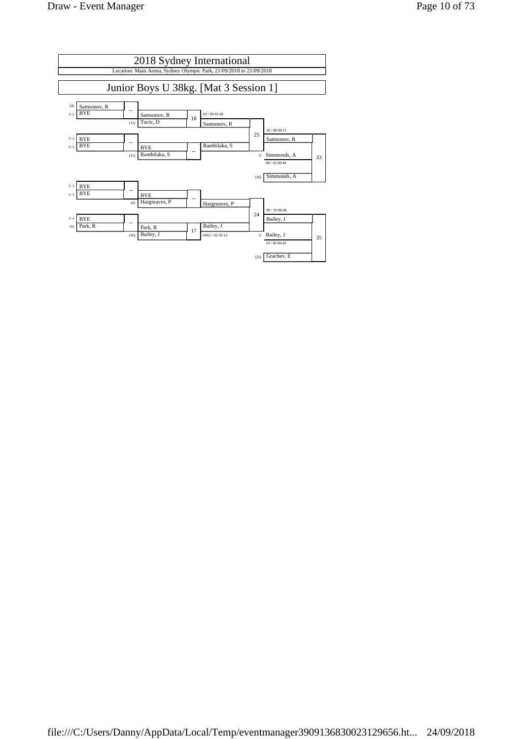# 2018 Sydney International

Location: Main Arena, Sydney Olympic Park, 21/09/2018 to 21/09/2018

## Junior Boys U 38kg. [Mat 3 Session 1]

| Seed | Round 1 | Result | Seed | Round 2 | Match | Result | Quarter/Semi | Match | Result | Seed | Final | Match |
|---|---|---|---|---|---|---|---|---|---|---|---|---|
| (4) | Samsonov, R | -- | | Samsonov, R | 18 | 02 / 00 01:45 | Samsonov, R | 25 | 10 / 00 00:11 | | Samsonov, R | 33 |
| (--) | BYE | | (12) | Tucic, D | | | | | | | | |
| (--) | BYE | -- | | BYE | -- | | Ranthilaka, S | | | 3. | Simmonds, A | |
| (--) | BYE | | (11) | Ranthilaka, S | | | | | 00 / 02 00:44 | (16) | Simmonds, A | |
| (--) | BYE | -- | | BYE | -- | | Hargreaves, P | 24 | 00 / 10 00:46 | | Bailey, J | 35 |
| (--) | BYE | | (6) | Hargreaves, P | | | | | | | | |
| (--) | BYE | -- | | Park, R | 17 | | Bailey, J | | | 3. | Bailey, J | |
| (5) | Park, R | | (10) | Bailey, J | | 00S2 / 02 02:12 | | | 10 / 00 00:42 | (22) | Grachev, E | |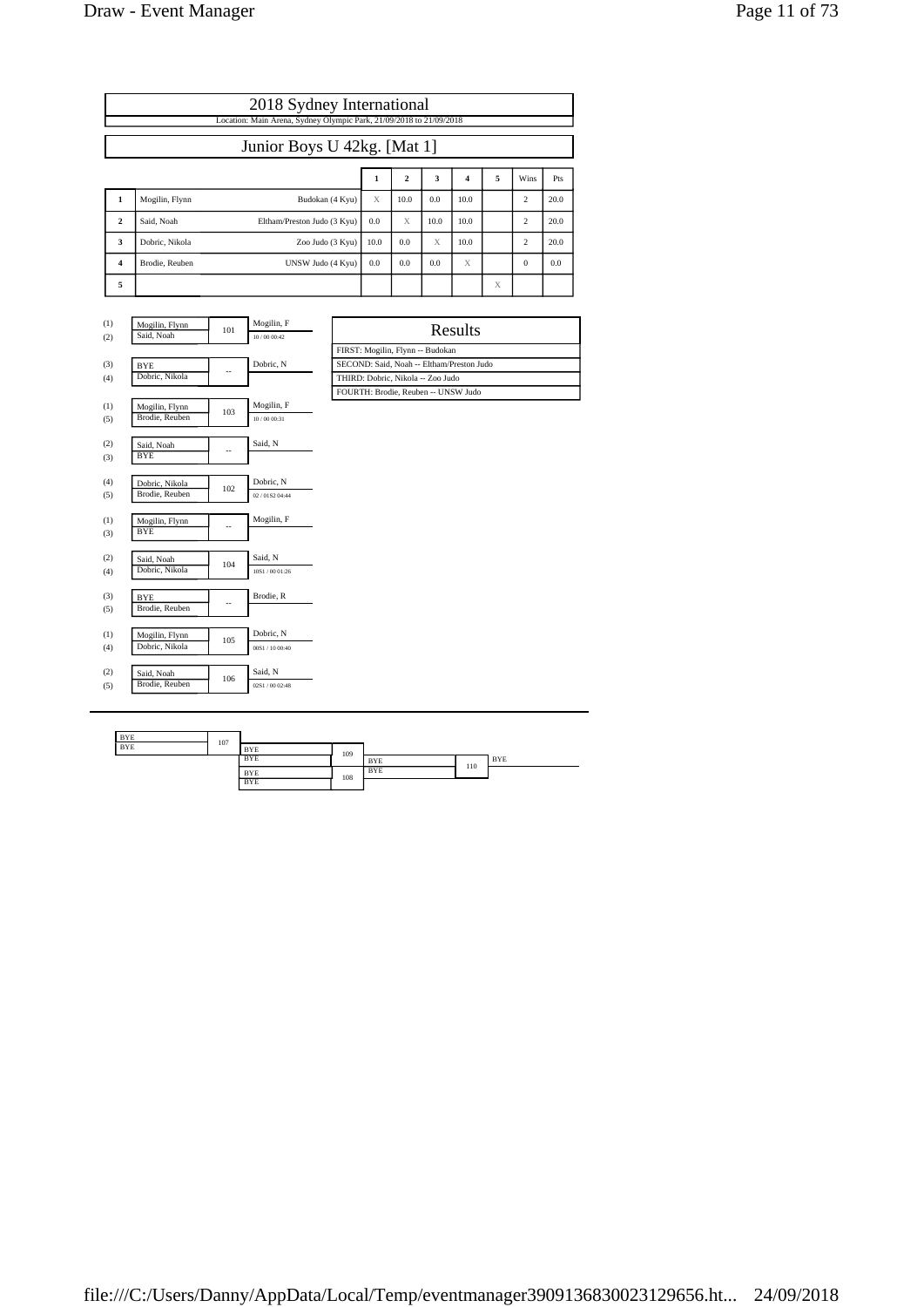# 2018 Sydney International

Location: Main Arena, Sydney Olympic Park, 21/09/2018 to 21/09/2018

## Junior Boys U 42kg. [Mat 1]

| | | | 1 | 2 | 3 | 4 | 5 | Wins | Pts |
|---|---|---|---|---|---|---|---|---|---|
| 1 | Mogilin, Flynn | Budokan (4 Kyu) | X | 10.0 | 0.0 | 10.0 | | 2 | 20.0 |
| 2 | Said, Noah | Eltham/Preston Judo (3 Kyu) | 0.0 | X | 10.0 | 10.0 | | 2 | 20.0 |
| 3 | Dobric, Nikola | Zoo Judo (3 Kyu) | 10.0 | 0.0 | X | 10.0 | | 2 | 20.0 |
| 4 | Brodie, Reuben | UNSW Judo (4 Kyu) | 0.0 | 0.0 | 0.0 | X | | 0 | 0.0 |
| 5 | | | | | | | X | | |

| Pairing | Contestants | Match | Winner | Score |
|---|---|---|---|---|
| (1) / (2) | Mogilin, Flynn / Said, Noah | 101 | Mogilin, F | 10 / 00 00:42 |
| (3) / (4) | BYE / Dobric, Nikola | -- | Dobric, N | |
| (1) / (5) | Mogilin, Flynn / Brodie, Reuben | 103 | Mogilin, F | 10 / 00 00:31 |
| (2) / (3) | Said, Noah / BYE | -- | Said, N | |
| (4) / (5) | Dobric, Nikola / Brodie, Reuben | 102 | Dobric, N | 02 / 01S2 04:44 |
| (1) / (3) | Mogilin, Flynn / BYE | -- | Mogilin, F | |
| (2) / (4) | Said, Noah / Dobric, Nikola | 104 | Said, N | 10S1 / 00 01:26 |
| (3) / (5) | BYE / Brodie, Reuben | -- | Brodie, R | |
| (1) / (4) | Mogilin, Flynn / Dobric, Nikola | 105 | Dobric, N | 00S1 / 10 00:40 |
| (2) / (5) | Said, Noah / Brodie, Reuben | 106 | Said, N | 02S1 / 00 02:48 |

### Results

FIRST: Mogilin, Flynn -- Budokan

SECOND: Said, Noah -- Eltham/Preston Judo

THIRD: Dobric, Nikola -- Zoo Judo

FOURTH: Brodie, Reuben -- UNSW Judo

---

| Match | Contestants | Winner |
|---|---|---|
| 107 | BYE / BYE | BYE |
| 108 | BYE / BYE | BYE |
| 109 | BYE / BYE | BYE |
| 110 | BYE / BYE | BYE |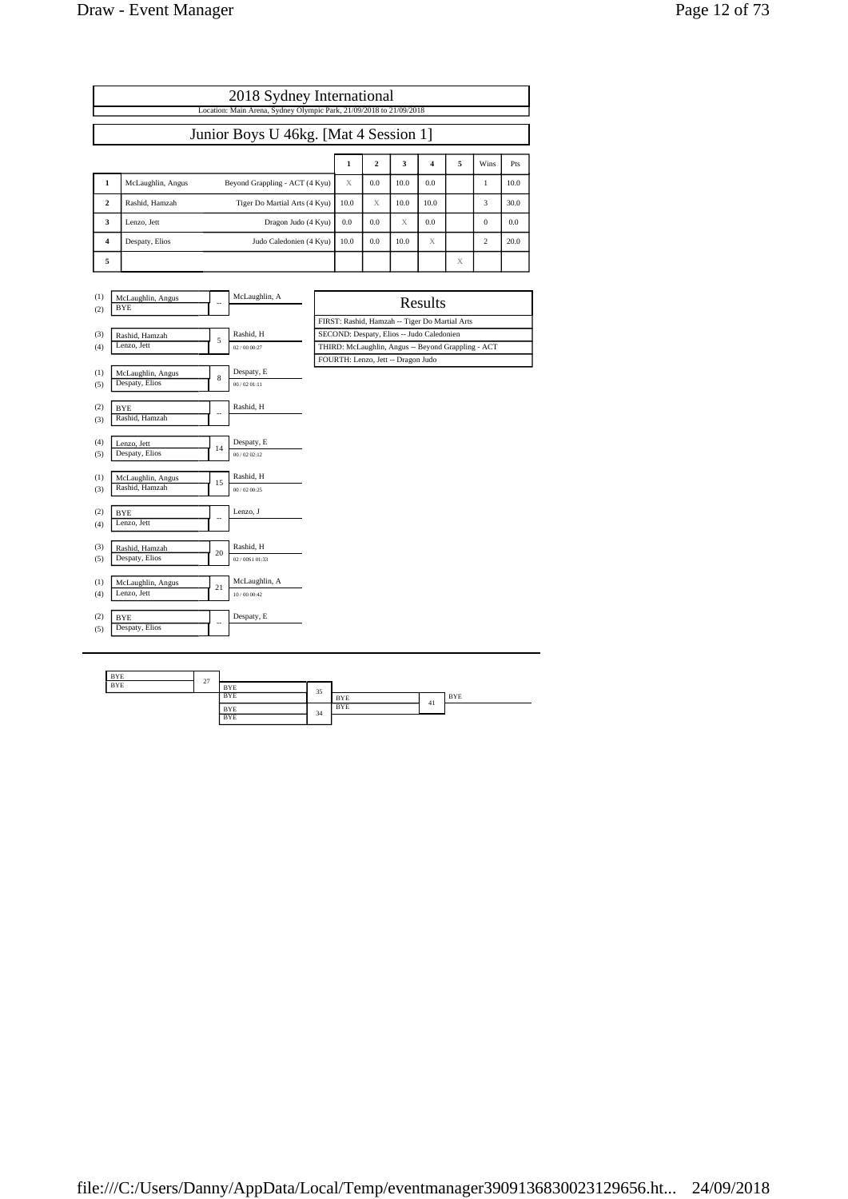# 2018 Sydney International

Location: Main Arena, Sydney Olympic Park, 21/09/2018 to 21/09/2018

## Junior Boys U 46kg. [Mat 4 Session 1]

| | | | 1 | 2 | 3 | 4 | 5 | Wins | Pts |
|---|---|---|---|---|---|---|---|---|---|
| 1 | McLaughlin, Angus | Beyond Grappling - ACT (4 Kyu) | X | 0.0 | 10.0 | 0.0 | | 1 | 10.0 |
| 2 | Rashid, Hamzah | Tiger Do Martial Arts (4 Kyu) | 10.0 | X | 10.0 | 10.0 | | 3 | 30.0 |
| 3 | Lenzo, Jett | Dragon Judo (4 Kyu) | 0.0 | 0.0 | X | 0.0 | | 0 | 0.0 |
| 4 | Despaty, Elios | Judo Caledonien (4 Kyu) | 10.0 | 0.0 | 10.0 | X | | 2 | 20.0 |
| 5 | | | | | | | X | | |

| Slots | Competitors | Contest | Winner | Score |
|---|---|---|---|---|
| (1) / (2) | McLaughlin, Angus / BYE | -- | McLaughlin, A | |
| (3) / (4) | Rashid, Hamzah / Lenzo, Jett | 5 | Rashid, H | 02 / 00 00:27 |
| (1) / (5) | McLaughlin, Angus / Despaty, Elios | 8 | Despaty, E | 00 / 02 01:11 |
| (2) / (3) | BYE / Rashid, Hamzah | -- | Rashid, H | |
| (4) / (5) | Lenzo, Jett / Despaty, Elios | 14 | Despaty, E | 00 / 02 02:12 |
| (1) / (3) | McLaughlin, Angus / Rashid, Hamzah | 15 | Rashid, H | 00 / 02 00:25 |
| (2) / (4) | BYE / Lenzo, Jett | -- | Lenzo, J | |
| (3) / (5) | Rashid, Hamzah / Despaty, Elios | 20 | Rashid, H | 02 / 00S1 01:33 |
| (1) / (4) | McLaughlin, Angus / Lenzo, Jett | 21 | McLaughlin, A | 10 / 00 00:42 |
| (2) / (5) | BYE / Despaty, Elios | -- | Despaty, E | |

### Results

FIRST: Rashid, Hamzah -- Tiger Do Martial Arts
SECOND: Despaty, Elios -- Judo Caledonien
THIRD: McLaughlin, Angus -- Beyond Grappling - ACT
FOURTH: Lenzo, Jett -- Dragon Judo

---

| Competitors | Contest | Winner |
|---|---|---|
| BYE / BYE | 27 | BYE |
| BYE / BYE | 35 | BYE |
| BYE / BYE | 34 | BYE |
| BYE / BYE | 41 | BYE |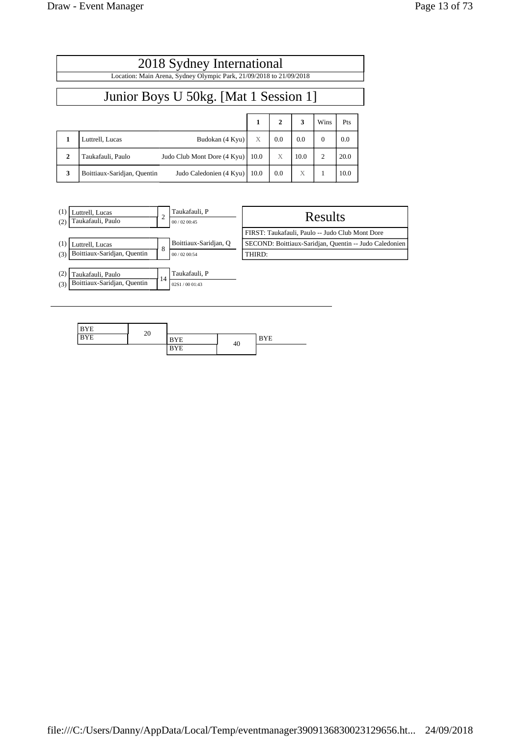# 2018 Sydney International

Location: Main Arena, Sydney Olympic Park, 21/09/2018 to 21/09/2018

## Junior Boys U 50kg. [Mat 1 Session 1]

| | | | 1 | 2 | 3 | Wins | Pts |
|---|---|---|---|---|---|---|---|
| 1 | Luttrell, Lucas | Budokan (4 Kyu) | X | 0.0 | 0.0 | 0 | 0.0 |
| 2 | Taukafauli, Paulo | Judo Club Mont Dore (4 Kyu) | 10.0 | X | 10.0 | 2 | 20.0 |
| 3 | Boittiaux-Saridjan, Quentin | Judo Caledonien (4 Kyu) | 10.0 | 0.0 | X | 1 | 10.0 |

| Players | Match | Winner | Score |
|---|---|---|---|
| (1) Luttrell, Lucas vs (2) Taukafauli, Paulo | 2 | Taukafauli, P | 00 / 02 00:45 |
| (1) Luttrell, Lucas vs (3) Boittiaux-Saridjan, Quentin | 8 | Boittiaux-Saridjan, Q | 00 / 02 00:54 |
| (2) Taukafauli, Paulo vs (3) Boittiaux-Saridjan, Quentin | 14 | Taukafauli, P | 02S1 / 00 01:43 |

### Results

FIRST: Taukafauli, Paulo -- Judo Club Mont Dore

SECOND: Boittiaux-Saridjan, Quentin -- Judo Caledonien

THIRD:

| Players | Match | Winner |
|---|---|---|
| BYE vs BYE | 20 | BYE |
| BYE vs BYE | 40 | BYE |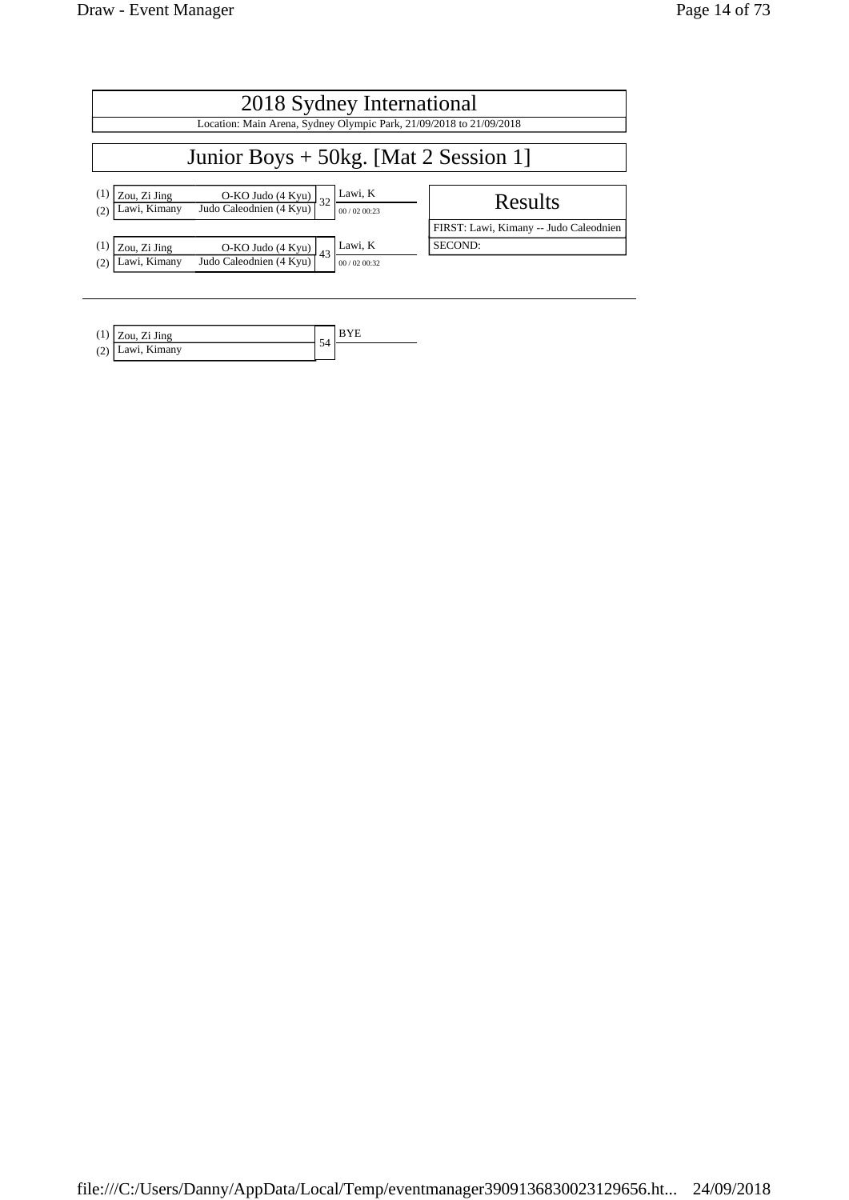# 2018 Sydney International

Location: Main Arena, Sydney Olympic Park, 21/09/2018 to 21/09/2018

## Junior Boys + 50kg. [Mat 2 Session 1]

| | Name | Club | Match | Winner |
|---|---|---|---|---|
| (1) | Zou, Zi Jing | O-KO Judo (4 Kyu) | 32 | Lawi, K |
| (2) | Lawi, Kimany | Judo Caleodnien (4 Kyu) | | 00 / 02 00:23 |

| | Name | Club | Match | Winner |
|---|---|---|---|---|
| (1) | Zou, Zi Jing | O-KO Judo (4 Kyu) | 43 | Lawi, K |
| (2) | Lawi, Kimany | Judo Caleodnien (4 Kyu) | | 00 / 02 00:32 |

| Results |
|---|
| FIRST: Lawi, Kimany -- Judo Caleodnien |
| SECOND: |

---

| | Name | Match | Winner |
|---|---|---|---|
| (1) | Zou, Zi Jing | 54 | BYE |
| (2) | Lawi, Kimany | | |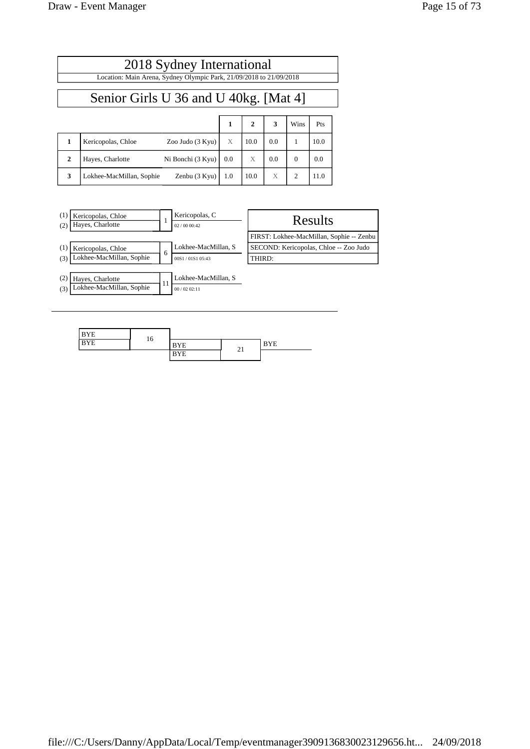# 2018 Sydney International

Location: Main Arena, Sydney Olympic Park, 21/09/2018 to 21/09/2018

## Senior Girls U 36 and U 40kg. [Mat 4]

| | | | 1 | 2 | 3 | Wins | Pts |
|---|---|---|---|---|---|---|---|
| 1 | Kericopolas, Chloe | Zoo Judo (3 Kyu) | X | 10.0 | 0.0 | 1 | 10.0 |
| 2 | Hayes, Charlotte | Ni Bonchi (3 Kyu) | 0.0 | X | 0.0 | 0 | 0.0 |
| 3 | Lokhee-MacMillan, Sophie | Zenbu (3 Kyu) | 1.0 | 10.0 | X | 2 | 11.0 |

| Contest | Competitors | Winner | Score |
|---|---|---|---|
| 1 | (1) Kericopolas, Chloe vs (2) Hayes, Charlotte | Kericopolas, C | 02 / 00 00:42 |
| 6 | (1) Kericopolas, Chloe vs (3) Lokhee-MacMillan, Sophie | Lokhee-MacMillan, S | 00S1 / 01S1 05:43 |
| 11 | (2) Hayes, Charlotte vs (3) Lokhee-MacMillan, Sophie | Lokhee-MacMillan, S | 00 / 02 02:11 |

### Results

FIRST: Lokhee-MacMillan, Sophie -- Zenbu

SECOND: Kericopolas, Chloe -- Zoo Judo

THIRD:

| Contest | Competitors | Winner |
|---|---|---|
| 16 | BYE vs BYE | BYE |
| 21 | BYE vs BYE | BYE |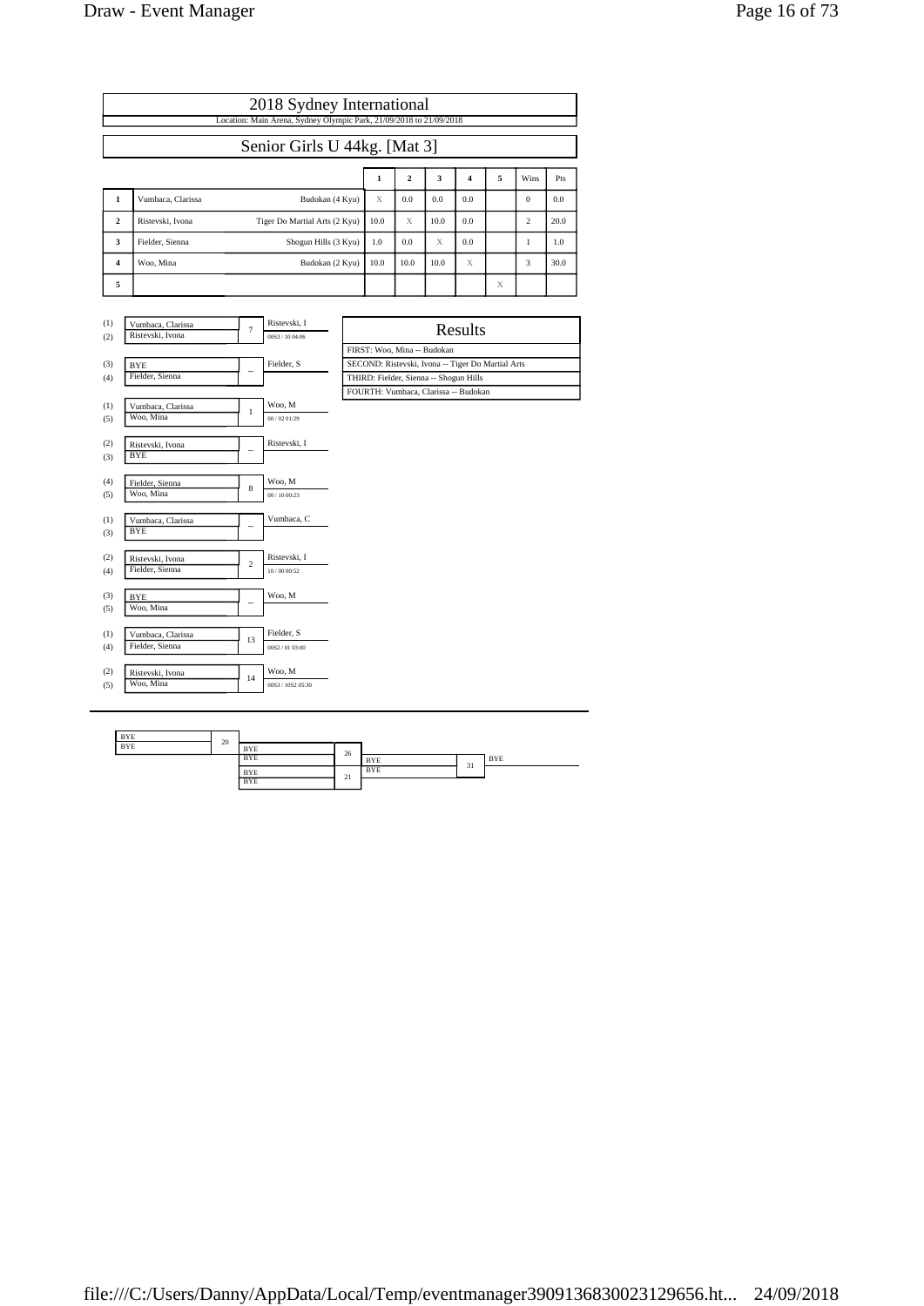# 2018 Sydney International

Location: Main Arena, Sydney Olympic Park, 21/09/2018 to 21/09/2018

## Senior Girls U 44kg. [Mat 3]

| | | | 1 | 2 | 3 | 4 | 5 | Wins | Pts |
|---|---|---|---|---|---|---|---|---|---|
| 1 | Vumbaca, Clarissa | Budokan (4 Kyu) | X | 0.0 | 0.0 | 0.0 | | 0 | 0.0 |
| 2 | Ristevski, Ivona | Tiger Do Martial Arts (2 Kyu) | 10.0 | X | 10.0 | 0.0 | | 2 | 20.0 |
| 3 | Fielder, Sienna | Shogun Hills (3 Kyu) | 1.0 | 0.0 | X | 0.0 | | 1 | 1.0 |
| 4 | Woo, Mina | Budokan (2 Kyu) | 10.0 | 10.0 | 10.0 | X | | 3 | 30.0 |
| 5 | | | | | | | X | | |

| Pos | Competitor A | Pos | Competitor B | Contest | Winner | Score |
|---|---|---|---|---|---|---|
| (1) | Vumbaca, Clarissa | (2) | Ristevski, Ivona | 7 | Ristevski, I | 00S3 / 10 04:06 |
| (3) | BYE | (4) | Fielder, Sienna | -- | Fielder, S | |
| (1) | Vumbaca, Clarissa | (5) | Woo, Mina | 1 | Woo, M | 00 / 02 01:29 |
| (2) | Ristevski, Ivona | (3) | BYE | -- | Ristevski, I | |
| (4) | Fielder, Sienna | (5) | Woo, Mina | 8 | Woo, M | 00 / 10 00:23 |
| (1) | Vumbaca, Clarissa | (3) | BYE | -- | Vumbaca, C | |
| (2) | Ristevski, Ivona | (4) | Fielder, Sienna | 2 | Ristevski, I | 10 / 00 00:52 |
| (3) | BYE | (5) | Woo, Mina | -- | Woo, M | |
| (1) | Vumbaca, Clarissa | (4) | Fielder, Sienna | 13 | Fielder, S | 00S2 / 01 03:00 |
| (2) | Ristevski, Ivona | (5) | Woo, Mina | 14 | Woo, M | 00S3 / 10S2 05:30 |

### Results

FIRST: Woo, Mina -- Budokan

SECOND: Ristevski, Ivona -- Tiger Do Martial Arts

THIRD: Fielder, Sienna -- Shogun Hills

FOURTH: Vumbaca, Clarissa -- Budokan

| Contest | Competitors | Winner |
|---|---|---|
| 20 | BYE / BYE | BYE |
| 21 | BYE / BYE | BYE |
| 26 | BYE / BYE | BYE |
| 31 | BYE / BYE | BYE |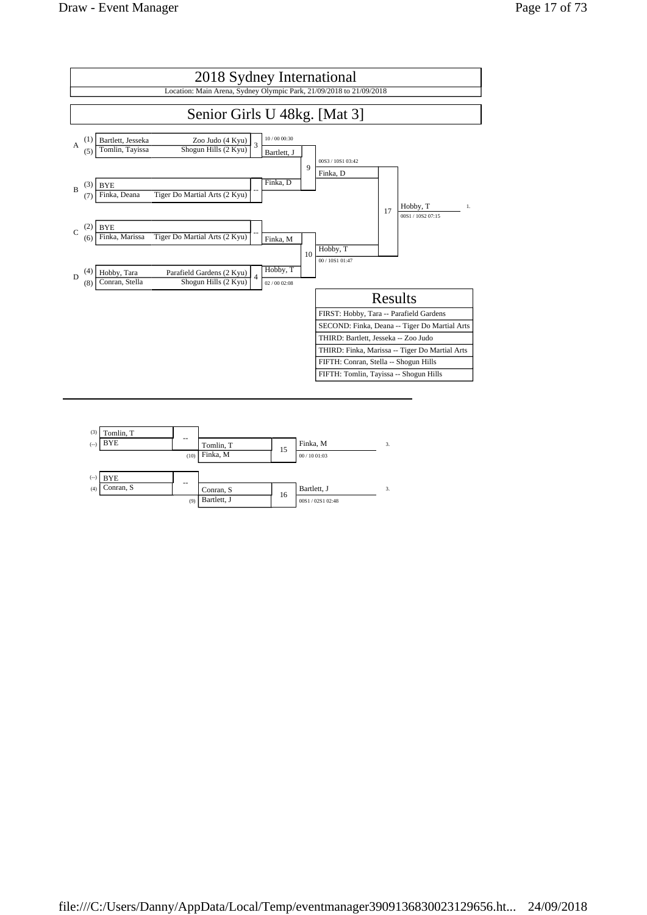# 2018 Sydney International

Location: Main Arena, Sydney Olympic Park, 21/09/2018 to 21/09/2018

## Senior Girls U 48kg. [Mat 3]

| Pool | Seed | Name | Club | Match | Winner | Score |
|---|---|---|---|---|---|---|
| A | (1) | Bartlett, Jesseka | Zoo Judo (4 Kyu) | 3 | Bartlett, J | 10 / 00 00:30 |
| A | (5) | Tomlin, Tayissa | Shogun Hills (2 Kyu) | | | |
| B | (3) | BYE | | -- | Finka, D | |
| B | (7) | Finka, Deana | Tiger Do Martial Arts (2 Kyu) | | | |
| C | (2) | BYE | | -- | Finka, M | |
| C | (6) | Finka, Marissa | Tiger Do Martial Arts (2 Kyu) | | | |
| D | (4) | Hobby, Tara | Parafield Gardens (2 Kyu) | 4 | Hobby, T | 02 / 00 02:08 |
| D | (8) | Conran, Stella | Shogun Hills (2 Kyu) | | | |

| Match | Winner | Score |
|---|---|---|
| 9 | Finka, D | 00S3 / 10S1 03:42 |
| 10 | Hobby, T | 00 / 10S1 01:47 |
| 17 | Hobby, T (1.) | 00S1 / 10S2 07:15 |

| Results |
|---|
| FIRST: Hobby, Tara -- Parafield Gardens |
| SECOND: Finka, Deana -- Tiger Do Martial Arts |
| THIRD: Bartlett, Jesseka -- Zoo Judo |
| THIRD: Finka, Marissa -- Tiger Do Martial Arts |
| FIFTH: Conran, Stella -- Shogun Hills |
| FIFTH: Tomlin, Tayissa -- Shogun Hills |

### Repechage

| Seed | Name | Match | Winner | Opponent | Match | Winner | Score | Place |
|---|---|---|---|---|---|---|---|---|
| (3) | Tomlin, T | -- | Tomlin, T | (10) Finka, M | 15 | Finka, M | 00 / 10 01:03 | 3. |
| (--) | BYE | | | | | | | |
| (--) | BYE | -- | Conran, S | (9) Bartlett, J | 16 | Bartlett, J | 00S1 / 02S1 02:48 | 3. |
| (4) | Conran, S | | | | | | | |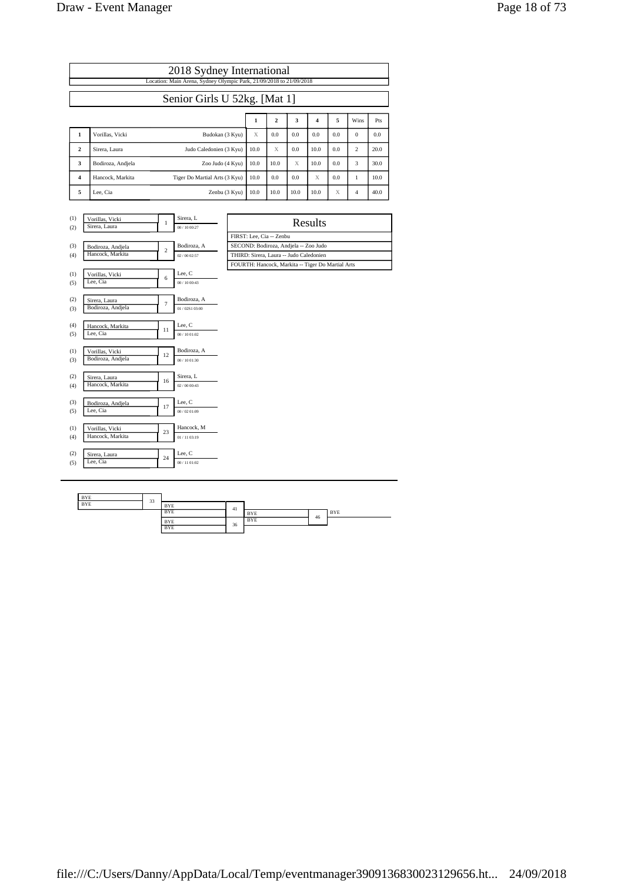# 2018 Sydney International

Location: Main Arena, Sydney Olympic Park, 21/09/2018 to 21/09/2018

## Senior Girls U 52kg. [Mat 1]

| | | | 1 | 2 | 3 | 4 | 5 | Wins | Pts |
|---|---|---|---|---|---|---|---|---|---|
| 1 | Vorillas, Vicki | Budokan (3 Kyu) | X | 0.0 | 0.0 | 0.0 | 0.0 | 0 | 0.0 |
| 2 | Sirera, Laura | Judo Caledonien (3 Kyu) | 10.0 | X | 0.0 | 10.0 | 0.0 | 2 | 20.0 |
| 3 | Bodiroza, Andjela | Zoo Judo (4 Kyu) | 10.0 | 10.0 | X | 10.0 | 0.0 | 3 | 30.0 |
| 4 | Hancock, Markita | Tiger Do Martial Arts (3 Kyu) | 10.0 | 0.0 | 0.0 | X | 0.0 | 1 | 10.0 |
| 5 | Lee, Cia | Zenbu (3 Kyu) | 10.0 | 10.0 | 10.0 | 10.0 | X | 4 | 40.0 |

| Contest | Competitors | Winner | Score |
|---|---|---|---|
| 1 | (1) Vorillas, Vicki / (2) Sirera, Laura | Sirera, L | 00 / 10 00:27 |
| 2 | (3) Bodiroza, Andjela / (4) Hancock, Markita | Bodiroza, A | 02 / 00 02:57 |
| 6 | (1) Vorillas, Vicki / (5) Lee, Cia | Lee, C | 00 / 10 00:43 |
| 7 | (2) Sirera, Laura / (3) Bodiroza, Andjela | Bodiroza, A | 01 / 02S1 03:00 |
| 11 | (4) Hancock, Markita / (5) Lee, Cia | Lee, C | 00 / 10 01:02 |
| 12 | (1) Vorillas, Vicki / (3) Bodiroza, Andjela | Bodiroza, A | 00 / 10 01:30 |
| 16 | (2) Sirera, Laura / (4) Hancock, Markita | Sirera, L | 02 / 00 00:43 |
| 17 | (3) Bodiroza, Andjela / (5) Lee, Cia | Lee, C | 00 / 02 01:09 |
| 23 | (1) Vorillas, Vicki / (4) Hancock, Markita | Hancock, M | 01 / 11 03:19 |
| 24 | (2) Sirera, Laura / (5) Lee, Cia | Lee, C | 00 / 11 01:02 |

### Results

FIRST: Lee, Cia -- Zenbu

SECOND: Bodiroza, Andjela -- Zoo Judo

THIRD: Sirera, Laura -- Judo Caledonien

FOURTH: Hancock, Markita -- Tiger Do Martial Arts

| Contest | Competitors | Winner |
|---|---|---|
| 33 | BYE / BYE | BYE |
| 36 | BYE / BYE | BYE |
| 41 | BYE / BYE | BYE |
| 46 | BYE / BYE | BYE |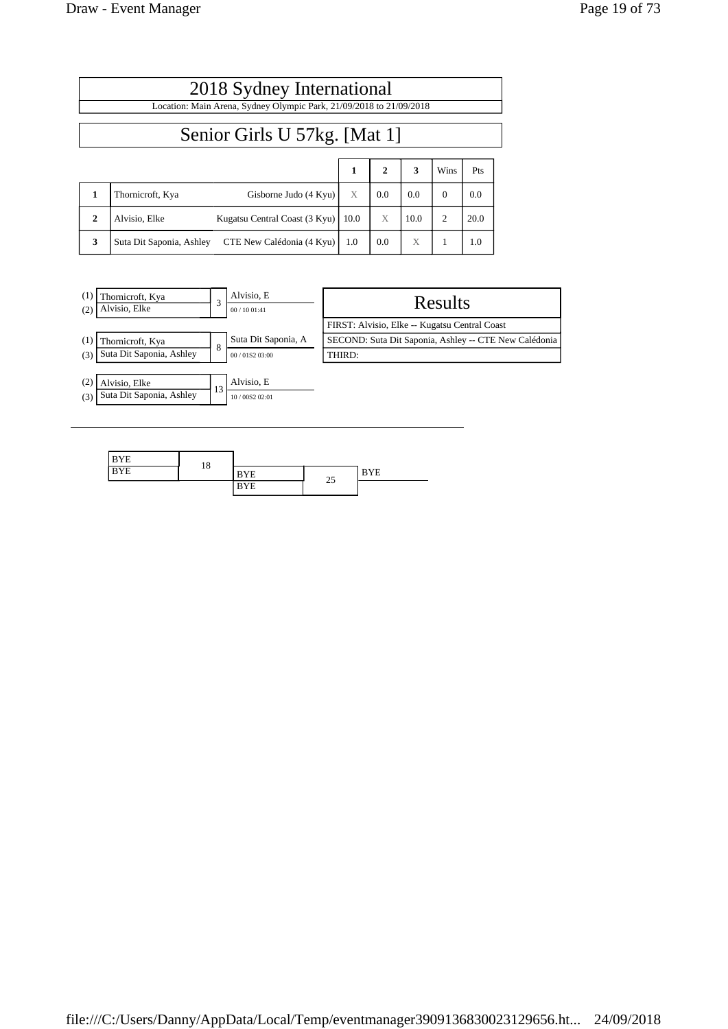# 2018 Sydney International

Location: Main Arena, Sydney Olympic Park, 21/09/2018 to 21/09/2018

## Senior Girls U 57kg. [Mat 1]

| | | | 1 | 2 | 3 | Wins | Pts |
|---|---|---|---|---|---|---|---|
| 1 | Thornicroft, Kya | Gisborne Judo (4 Kyu) | X | 0.0 | 0.0 | 0 | 0.0 |
| 2 | Alvisio, Elke | Kugatsu Central Coast (3 Kyu) | 10.0 | X | 10.0 | 2 | 20.0 |
| 3 | Suta Dit Saponia, Ashley | CTE New Calédonia (4 Kyu) | 1.0 | 0.0 | X | 1 | 1.0 |

| Contest | Competitors | Winner | Score |
|---|---|---|---|
| 3 | (1) Thornicroft, Kya / (2) Alvisio, Elke | Alvisio, E | 00 / 10 01:41 |
| 8 | (1) Thornicroft, Kya / (3) Suta Dit Saponia, Ashley | Suta Dit Saponia, A | 00 / 01S2 03:00 |
| 13 | (2) Alvisio, Elke / (3) Suta Dit Saponia, Ashley | Alvisio, E | 10 / 00S2 02:01 |

## Results

FIRST: Alvisio, Elke -- Kugatsu Central Coast

SECOND: Suta Dit Saponia, Ashley -- CTE New Calédonia

THIRD:

| Contest | Competitors | Contest | Competitors | Winner |
|---|---|---|---|---|
| 18 | BYE / BYE | 25 | BYE / BYE | BYE |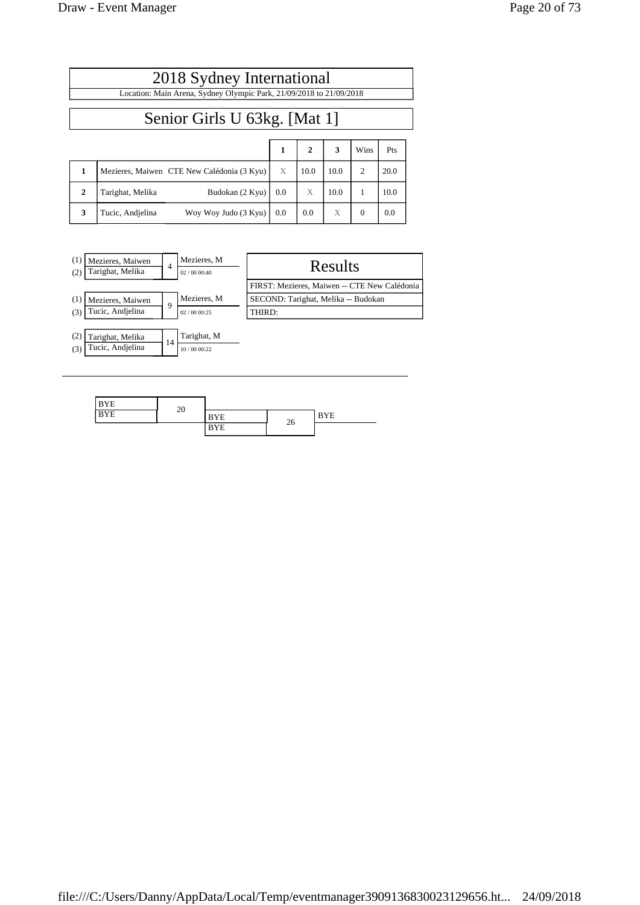# 2018 Sydney International

Location: Main Arena, Sydney Olympic Park, 21/09/2018 to 21/09/2018

## Senior Girls U 63kg. [Mat 1]

| | | | 1 | 2 | 3 | Wins | Pts |
|---|---|---|---|---|---|---|---|
| 1 | Mezieres, Maiwen | CTE New Calédonia (3 Kyu) | X | 10.0 | 10.0 | 2 | 20.0 |
| 2 | Tarighat, Melika | Budokan (2 Kyu) | 0.0 | X | 10.0 | 1 | 10.0 |
| 3 | Tucic, Andjelina | Woy Woy Judo (3 Kyu) | 0.0 | 0.0 | X | 0 | 0.0 |

| Contest | Competitors | Winner |
|---|---|---|
| 4 | (1) Mezieres, Maiwen vs (2) Tarighat, Melika | Mezieres, M (02 / 00 00:40) |
| 9 | (1) Mezieres, Maiwen vs (3) Tucic, Andjelina | Mezieres, M (02 / 00 00:25) |
| 14 | (2) Tarighat, Melika vs (3) Tucic, Andjelina | Tarighat, M (10 / 00 00:22) |

### Results

FIRST: Mezieres, Maiwen -- CTE New Calédonia

SECOND: Tarighat, Melika -- Budokan

THIRD:

---

| Contest | Competitors | Winner |
|---|---|---|
| 20 | BYE vs BYE | |
| 26 | BYE vs BYE | BYE |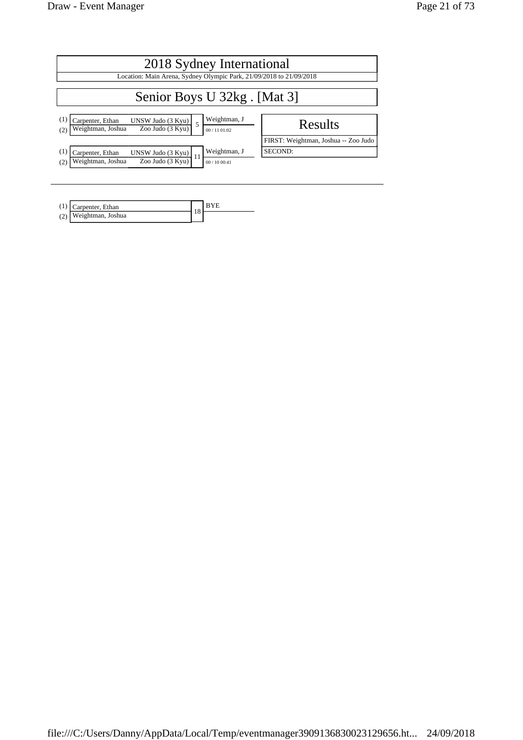# 2018 Sydney International

Location: Main Arena, Sydney Olympic Park, 21/09/2018 to 21/09/2018

## Senior Boys U 32kg . [Mat 3]

| | Competitor | Club | Match | Winner |
|---|---|---|---|---|
| (1) | Carpenter, Ethan | UNSW Judo (3 Kyu) | 5 | Weightman, J |
| (2) | Weightman, Joshua | Zoo Judo (3 Kyu) | | 00 / 11 01:02 |

| | Competitor | Club | Match | Winner |
|---|---|---|---|---|
| (1) | Carpenter, Ethan | UNSW Judo (3 Kyu) | 11 | Weightman, J |
| (2) | Weightman, Joshua | Zoo Judo (3 Kyu) | | 00 / 10 00:41 |

### Results

FIRST: Weightman, Joshua -- Zoo Judo

SECOND:

---

| | Competitor | Match | Winner |
|---|---|---|---|
| (1) | Carpenter, Ethan | 18 | BYE |
| (2) | Weightman, Joshua | | |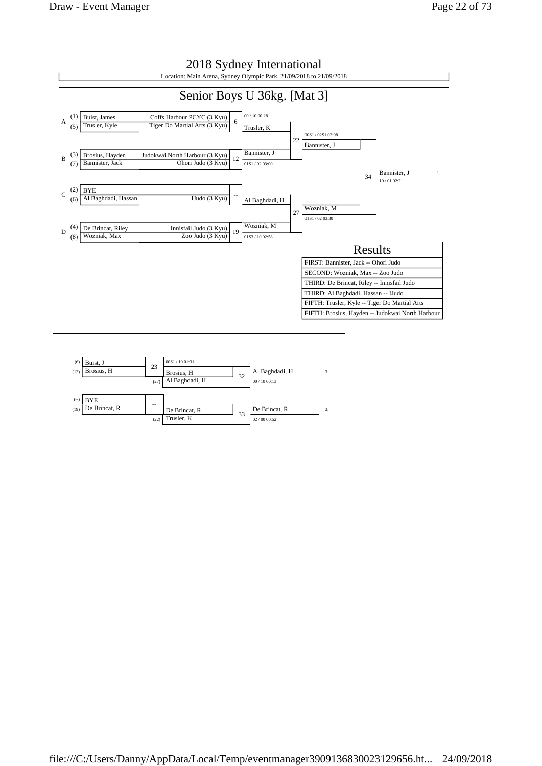# 2018 Sydney International

Location: Main Arena, Sydney Olympic Park, 21/09/2018 to 21/09/2018

## Senior Boys U 36kg. [Mat 3]

**Pool A**
- (1) Buist, James — Coffs Harbour PCYC (3 Kyu)
- (5) Trusler, Kyle — Tiger Do Martial Arts (3 Kyu)
- Contest 6: Trusler, K — 00 / 10 00:28

**Pool B**
- (3) Brosius, Hayden — Judokwai North Harbour (3 Kyu)
- (7) Bannister, Jack — Ohori Judo (3 Kyu)
- Contest 12: Bannister, J — 01S1 / 02 03:00

**Pool C**
- (2) BYE
- (6) Al Baghdadi, Hassan — IJudo (3 Kyu)
- Contest --: Al Baghdadi, H

**Pool D**
- (4) De Brincat, Riley — Innisfail Judo (3 Kyu)
- (8) Wozniak, Max — Zoo Judo (3 Kyu)
- Contest 19: Wozniak, M — 01S3 / 10 02:58

**Semi-finals**
- Contest 22: Bannister, J — 00S1 / 02S1 02:08
- Contest 27: Wozniak, M — 01S1 / 02 03:30

**Final**
- Contest 34: Bannister, J — 10 / 01 02:21 — 1.

| Results |
|---|
| FIRST: Bannister, Jack -- Ohori Judo |
| SECOND: Wozniak, Max -- Zoo Judo |
| THIRD: De Brincat, Riley -- Innisfail Judo |
| THIRD: Al Baghdadi, Hassan -- IJudo |
| FIFTH: Trusler, Kyle -- Tiger Do Martial Arts |
| FIFTH: Brosius, Hayden -- Judokwai North Harbour |

---

**Repechage**

- (6) Buist, J vs (12) Brosius, H — Contest 23: Brosius, H — 00S1 / 10 01:31
- Brosius, H vs (27) Al Baghdadi, H — Contest 32: Al Baghdadi, H — 00 / 10 00:13 — 3.

- (--) BYE vs (19) De Brincat, R — Contest --: De Brincat, R
- De Brincat, R vs (22) Trusler, K — Contest 33: De Brincat, R — 02 / 00 00:52 — 3.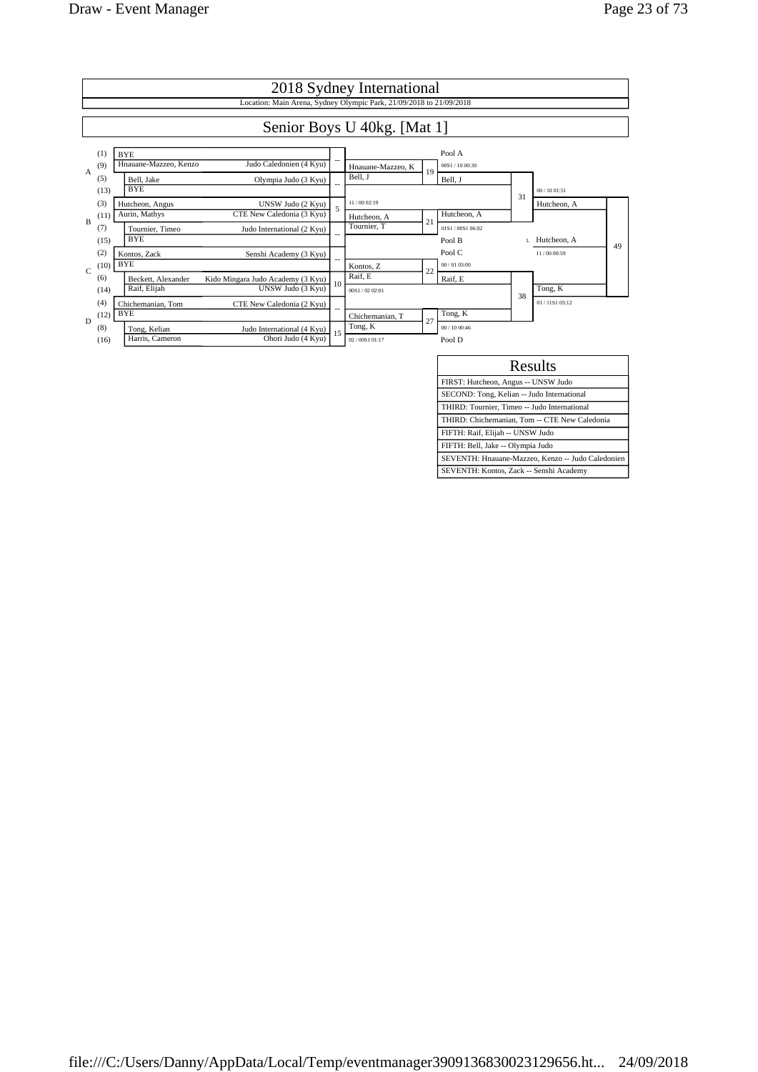# 2018 Sydney International

Location: Main Arena, Sydney Olympic Park, 21/09/2018 to 21/09/2018

## Senior Boys U 40kg. [Mat 1]

| Pool | Seed | Name | Club | Match |
|---|---|---|---|---|
| A | (1) | BYE | | -- |
| A | (9) | Hnauane-Mazzeo, Kenzo | Judo Caledonien (4 Kyu) | |
| A | (5) | Bell, Jake | Olympia Judo (3 Kyu) | -- |
| A | (13) | BYE | | |
| B | (3) | Hutcheon, Angus | UNSW Judo (2 Kyu) | 5 |
| B | (11) | Aurin, Mathys | CTE New Caledonia (3 Kyu) | |
| B | (7) | Tournier, Timeo | Judo International (2 Kyu) | -- |
| B | (15) | BYE | | |
| C | (2) | Kontos, Zack | Senshi Academy (3 Kyu) | -- |
| C | (10) | BYE | | |
| C | (6) | Beckett, Alexander | Kido Mingara Judo Academy (3 Kyu) | 10 |
| C | (14) | Raif, Elijah | UNSW Judo (3 Kyu) | |
| D | (4) | Chichemanian, Tom | CTE New Caledonia (2 Kyu) | -- |
| D | (12) | BYE | | |
| D | (8) | Tong, Kelian | Judo International (4 Kyu) | 15 |
| D | (16) | Harris, Cameron | Ohori Judo (4 Kyu) | |

Match 5: Hutcheon, A — 11 / 00 02:19

Match 10: Raif, E — 00S1 / 02 02:01

Match 15: Tong, K — 02 / 00S1 01:17

| Match | Competitors | Winner | Score |
|---|---|---|---|
| 19 | Hnauane-Mazzeo, K vs Bell, J | Bell, J (Pool A) | 00S1 / 10 00:30 |
| 21 | Hutcheon, A vs Tournier, T | Hutcheon, A (Pool B) | 01S1 / 00S1 06:02 |
| 22 | Kontos, Z vs Raif, E | Raif, E (Pool C) | 00 / 01 03:00 |
| 27 | Chichemanian, T vs Tong, K | Tong, K (Pool D) | 00 / 10 00:46 |
| 31 | Bell, J vs Hutcheon, A | Hutcheon, A | 00 / 10 01:51 |
| 38 | Raif, E vs Tong, K | Tong, K | 01 / 11S1 03:12 |
| 49 | Hutcheon, A vs Tong, K | 1. Hutcheon, A | 11 / 00 00:59 |

### Results

| Results |
|---|
| FIRST: Hutcheon, Angus -- UNSW Judo |
| SECOND: Tong, Kelian -- Judo International |
| THIRD: Tournier, Timeo -- Judo International |
| THIRD: Chichemanian, Tom -- CTE New Caledonia |
| FIFTH: Raif, Elijah -- UNSW Judo |
| FIFTH: Bell, Jake -- Olympia Judo |
| SEVENTH: Hnauane-Mazzeo, Kenzo -- Judo Caledonien |
| SEVENTH: Kontos, Zack -- Senshi Academy |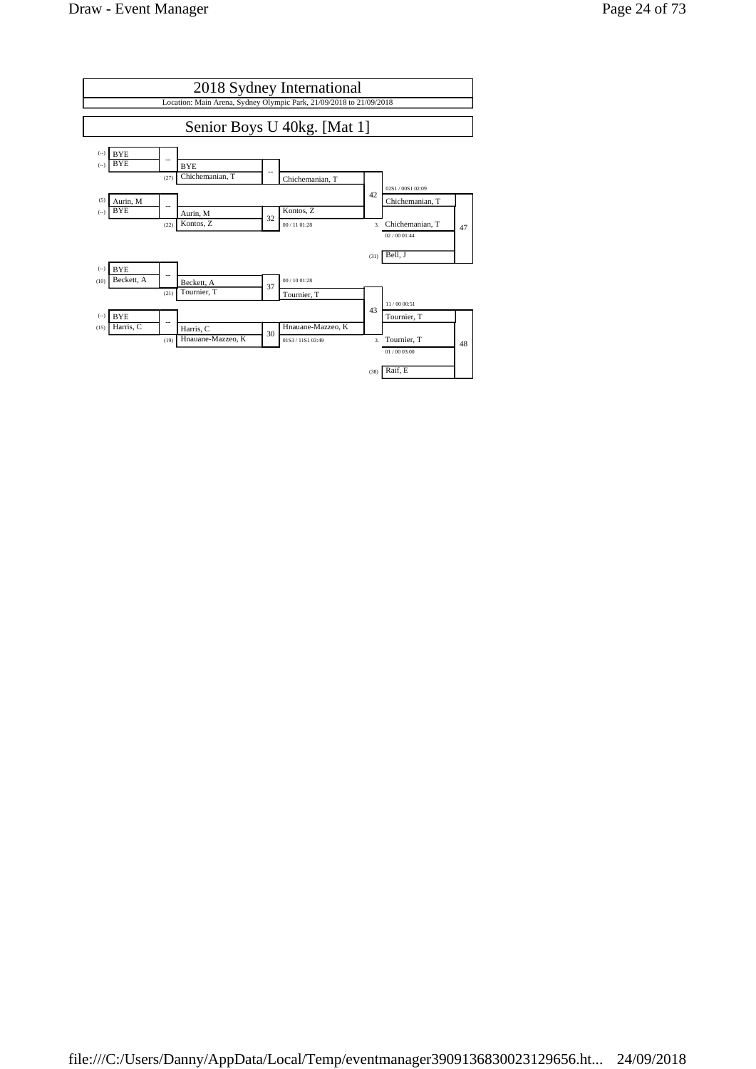# 2018 Sydney International

Location: Main Arena, Sydney Olympic Park, 21/09/2018 to 21/09/2018

## Senior Boys U 40kg. [Mat 1]

| Seed | Round 1 | Match | Seed | Round 2 | Match | Semi-final | Match | Final | Match |
|---|---|---|---|---|---|---|---|---|---|
| (--) | BYE | -- | | | | | | | |
| (--) | BYE | | | BYE | -- | | | | |
| | | | (27) | Chichemanian, T | | Chichemanian, T | | | |
| | | | | | | | 42 | 02S1 / 00S1 02:09 | |
| (5) | Aurin, M | -- | | | | | | Chichemanian, T | |
| (--) | BYE | | | Aurin, M | 32 | Kontos, Z | | | |
| | | | (22) | Kontos, Z | | 00 / 11 01:28 | 3. | Chichemanian, T | 47 |
| | | | | | | | | 02 / 00 01:44 | |
| | | | | | | | (31) | Bell, J | |
| (--) | BYE | -- | | | | | | | |
| (10) | Beckett, A | | | Beckett, A | 37 | 00 / 10 01:28 | | | |
| | | | (21) | Tournier, T | | Tournier, T | | | |
| | | | | | | | 43 | 11 / 00 00:51 | |
| (--) | BYE | -- | | | | | | Tournier, T | |
| (15) | Harris, C | | | Harris, C | 30 | Hnauane-Mazzeo, K | | | |
| | | | (19) | Hnauane-Mazzeo, K | | 01S3 / 11S1 03:49 | 3. | Tournier, T | 48 |
| | | | | | | | | 01 / 00 03:00 | |
| | | | | | | | (38) | Raif, E | |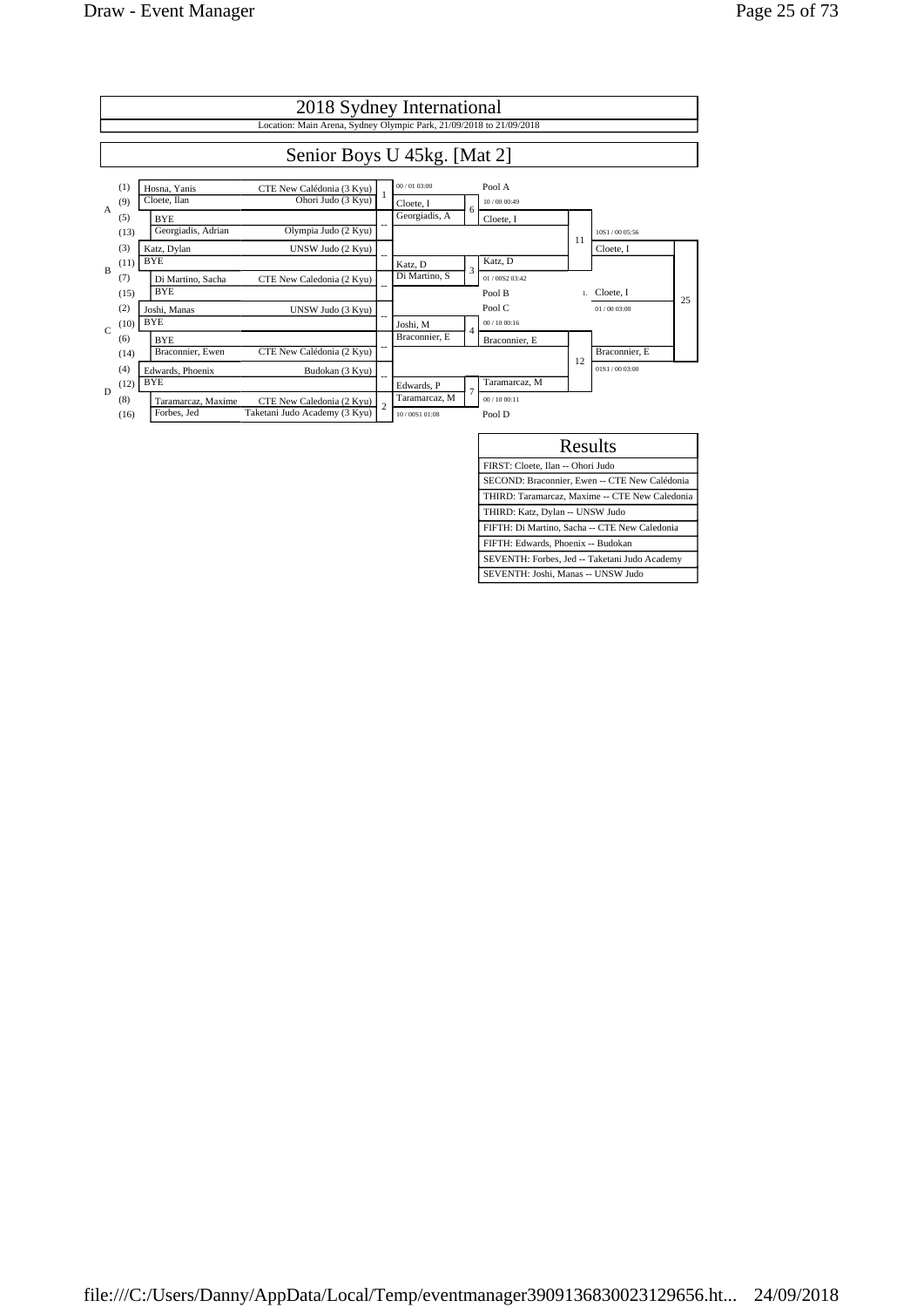# 2018 Sydney International

Location: Main Arena, Sydney Olympic Park, 21/09/2018 to 21/09/2018

## Senior Boys U 45kg. [Mat 2]

| Pool | Seed | Name | Club | Match | Round 2 | Match | Pool Final | Match | Final | Match |
|---|---|---|---|---|---|---|---|---|---|---|
| A | (1) | Hosna, Yanis | CTE New Calédonia (3 Kyu) | 1 | 00 / 01 03:00 | | Pool A | | | |
| | (9) | Cloete, Ilan | Ohori Judo (3 Kyu) | | Cloete, I | 6 | 10 / 00 00:49 | | | |
| | (5) | BYE | | -- | Georgiadis, A | | Cloete, I | | | |
| | (13) | Georgiadis, Adrian | Olympia Judo (2 Kyu) | | | | | 11 | 10S1 / 00 05:56 | |
| B | (3) | Katz, Dylan | UNSW Judo (2 Kyu) | -- | | | | | Cloete, I | |
| | (11) | BYE | | | Katz, D | 3 | Katz, D | | | |
| | (7) | Di Martino, Sacha | CTE New Caledonia (2 Kyu) | -- | Di Martino, S | | 01 / 00S2 03:42 | | | |
| | (15) | BYE | | | | | Pool B | | 1. Cloete, I | 25 |
| C | (2) | Joshi, Manas | UNSW Judo (3 Kyu) | -- | | | Pool C | | 01 / 00 03:00 | |
| | (10) | BYE | | | Joshi, M | 4 | 00 / 10 00:16 | | | |
| | (6) | BYE | | -- | Braconnier, E | | Braconnier, E | | | |
| | (14) | Braconnier, Ewen | CTE New Calédonia (2 Kyu) | | | | | 12 | Braconnier, E | |
| D | (4) | Edwards, Phoenix | Budokan (3 Kyu) | -- | | | | | 01S1 / 00 03:00 | |
| | (12) | BYE | | | Edwards, P | 7 | Taramarcaz, M | | | |
| | (8) | Taramarcaz, Maxime | CTE New Caledonia (2 Kyu) | 2 | Taramarcaz, M | | 00 / 10 00:11 | | | |
| | (16) | Forbes, Jed | Taketani Judo Academy (3 Kyu) | | 10 / 00S1 01:08 | | Pool D | | | |

### Results

| Results |
|---|
| FIRST: Cloete, Ilan -- Ohori Judo |
| SECOND: Braconnier, Ewen -- CTE New Calédonia |
| THIRD: Taramarcaz, Maxime -- CTE New Caledonia |
| THIRD: Katz, Dylan -- UNSW Judo |
| FIFTH: Di Martino, Sacha -- CTE New Caledonia |
| FIFTH: Edwards, Phoenix -- Budokan |
| SEVENTH: Forbes, Jed -- Taketani Judo Academy |
| SEVENTH: Joshi, Manas -- UNSW Judo |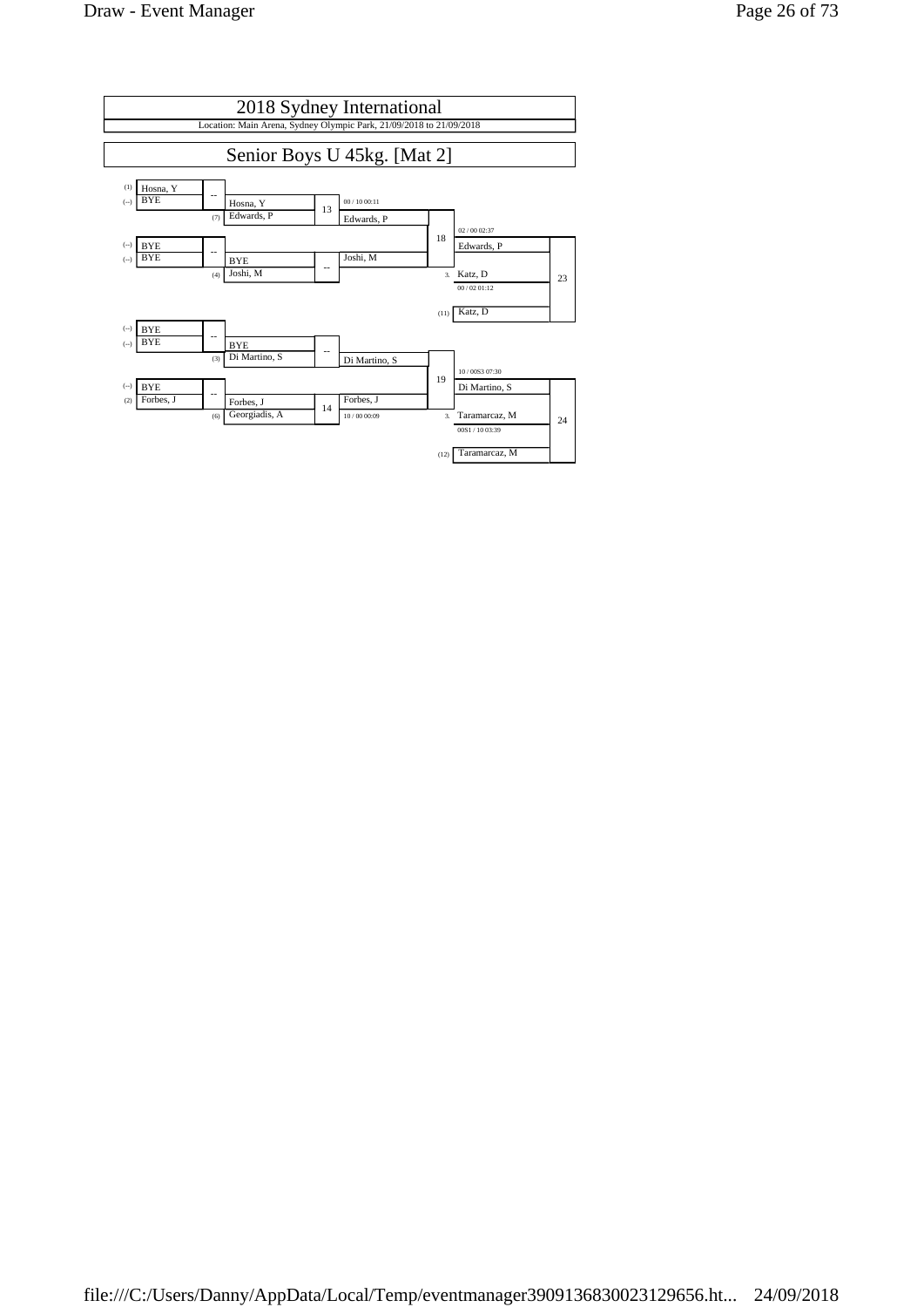# 2018 Sydney International

Location: Main Arena, Sydney Olympic Park, 21/09/2018 to 21/09/2018

## Senior Boys U 45kg. [Mat 2]

(1) Hosna, Y
(--) BYE
--
Hosna, Y
(7) Edwards, P
13
00 / 10 00:11
Edwards, P

(--) BYE
(--) BYE
--
BYE
(4) Joshi, M
--
Joshi, M

18
02 / 00 02:37
Edwards, P

3. Katz, D
00 / 02 01:12

(11) Katz, D

23

(--) BYE
(--) BYE
--
BYE
(3) Di Martino, S
--
Di Martino, S

(--) BYE
(2) Forbes, J
--
Forbes, J
(6) Georgiadis, A
14
Forbes, J
10 / 00 00:09

19
10 / 00S3 07:30
Di Martino, S

3. Taramarcaz, M
00S1 / 10 03:39

(12) Taramarcaz, M

24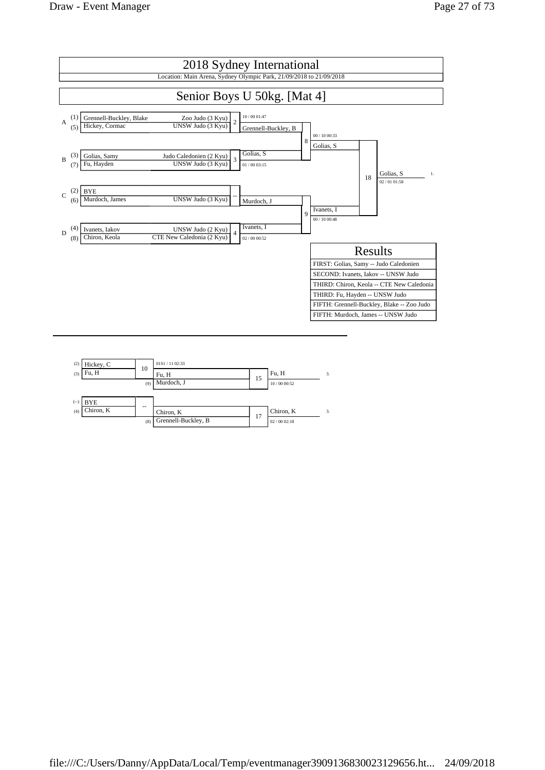# 2018 Sydney International

Location: Main Arena, Sydney Olympic Park, 21/09/2018 to 21/09/2018

## Senior Boys U 50kg. [Mat 4]

### Pool A
| Seed | Name | Club | Match |
|---|---|---|---|
| (1) | Grennell-Buckley, Blake | Zoo Judo (3 Kyu) | 2 |
| (5) | Hickey, Cormac | UNSW Judo (3 Kyu) | |

Match 2 winner: Grennell-Buckley, B (10 / 00 01:47)

### Pool B
| Seed | Name | Club | Match |
|---|---|---|---|
| (3) | Golias, Samy | Judo Caledonien (2 Kyu) | 3 |
| (7) | Fu, Hayden | UNSW Judo (3 Kyu) | |

Match 3 winner: Golias, S (01 / 00 03:15)

Match 8 winner: Golias, S (00 / 10 00:33)

### Pool C
| Seed | Name | Club | Match |
|---|---|---|---|
| (2) | BYE | | -- |
| (6) | Murdoch, James | UNSW Judo (3 Kyu) | |

Advances: Murdoch, J

### Pool D
| Seed | Name | Club | Match |
|---|---|---|---|
| (4) | Ivanets, Iakov | UNSW Judo (2 Kyu) | 4 |
| (8) | Chiron, Keola | CTE New Caledonia (2 Kyu) | |

Match 4 winner: Ivanets, I (02 / 00 00:52)

Match 9 winner: Ivanets, I (00 / 10 00:48)

### Final
Match 18 winner: Golias, S (02 / 01 01:58) — 1.

## Results

| Results |
|---|
| FIRST: Golias, Samy -- Judo Caledonien |
| SECOND: Ivanets, Iakov -- UNSW Judo |
| THIRD: Chiron, Keola -- CTE New Caledonia |
| THIRD: Fu, Hayden -- UNSW Judo |
| FIFTH: Grennell-Buckley, Blake -- Zoo Judo |
| FIFTH: Murdoch, James -- UNSW Judo |

## Repechage

| | Name | Match | | Opponent | Match | Winner | Place |
|---|---|---|---|---|---|---|---|
| (2) | Hickey, C | 10 | | Fu, H (01S1 / 11 02:33) | 15 | Fu, H (10 / 00 00:52) | 3. |
| (3) | Fu, H | | (9) | Murdoch, J | | | |
| (--) | BYE | -- | | Chiron, K | 17 | Chiron, K (02 / 00 02:18) | 3. |
| (4) | Chiron, K | | (8) | Grennell-Buckley, B | | | |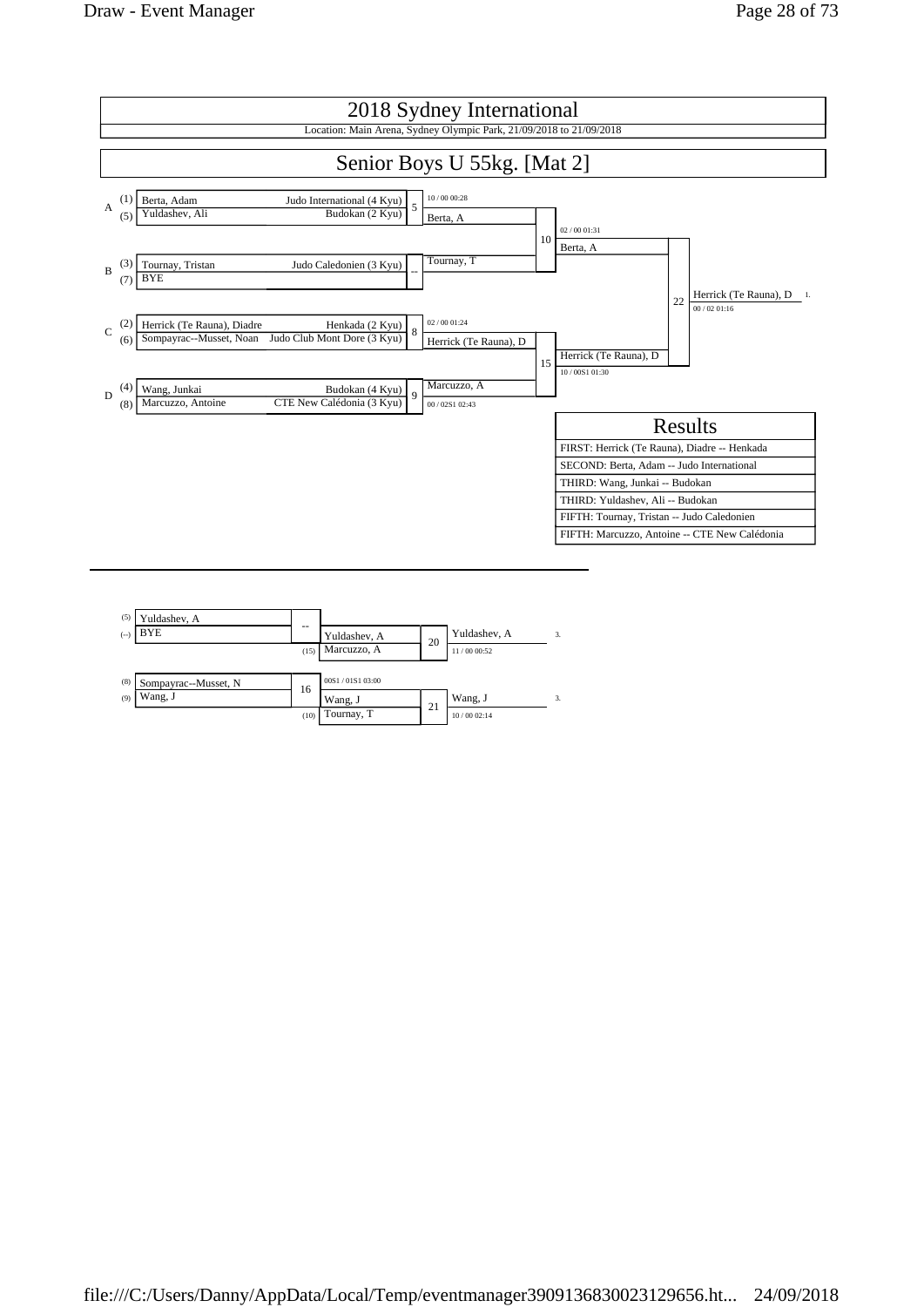# 2018 Sydney International

Location: Main Arena, Sydney Olympic Park, 21/09/2018 to 21/09/2018

## Senior Boys U 55kg. [Mat 2]

### Main Draw

**Pool A**
- (1) Berta, Adam — Judo International (4 Kyu)
- (5) Yuldashev, Ali — Budokan (2 Kyu)
- Contest 5: Berta, A (10 / 00 00:28)

**Pool B**
- (3) Tournay, Tristan — Judo Caledonien (3 Kyu)
- (7) BYE
- Contest --: Tournay, T

Contest 10: Berta, A (02 / 00 01:31)

**Pool C**
- (2) Herrick (Te Rauna), Diadre — Henkada (2 Kyu)
- (6) Sompayrac--Musset, Noan — Judo Club Mont Dore (3 Kyu)
- Contest 8: Herrick (Te Rauna), D (02 / 00 01:24)

**Pool D**
- (4) Wang, Junkai — Budokan (4 Kyu)
- (8) Marcuzzo, Antoine — CTE New Calédonia (3 Kyu)
- Contest 9: Marcuzzo, A (00 / 02S1 02:43)

Contest 15: Herrick (Te Rauna), D (10 / 00S1 01:30)

Contest 22 (Final): Herrick (Te Rauna), D — 1. (00 / 02 01:16)

### Results

| Results |
|---|
| FIRST: Herrick (Te Rauna), Diadre -- Henkada |
| SECOND: Berta, Adam -- Judo International |
| THIRD: Wang, Junkai -- Budokan |
| THIRD: Yuldashev, Ali -- Budokan |
| FIFTH: Tournay, Tristan -- Judo Caledonien |
| FIFTH: Marcuzzo, Antoine -- CTE New Calédonia |

### Repechage

- (5) Yuldashev, A
- (--) BYE
- Contest --: Yuldashev, A
- (15) Marcuzzo, A
- Contest 20: Yuldashev, A — 3. (11 / 00 00:52)

- (8) Sompayrac--Musset, N
- (9) Wang, J
- Contest 16: Wang, J (00S1 / 01S1 03:00)
- (10) Tournay, T
- Contest 21: Wang, J — 3. (10 / 00 02:14)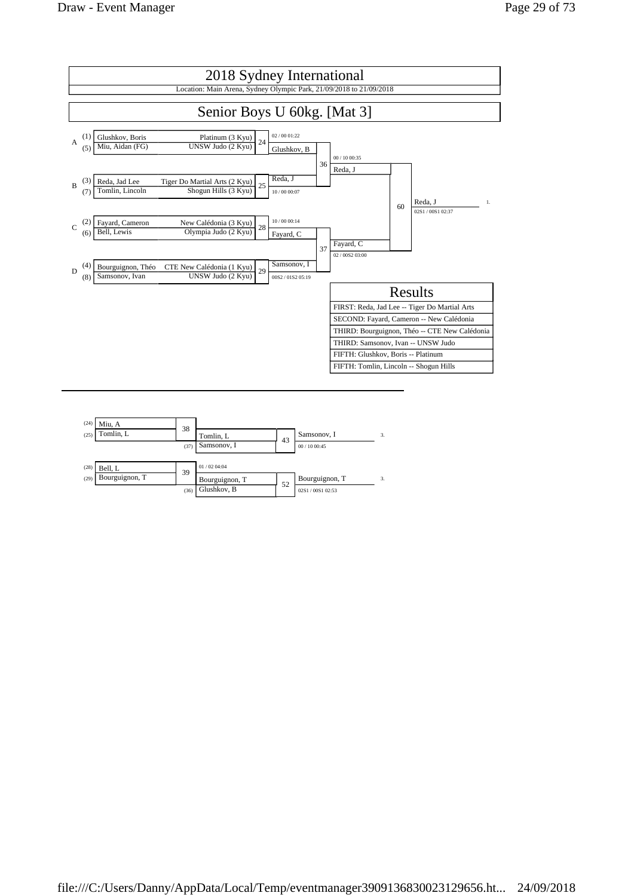# 2018 Sydney International

Location: Main Arena, Sydney Olympic Park, 21/09/2018 to 21/09/2018

## Senior Boys U 60kg. [Mat 3]

| Pool | Seed | Name | Club | Contest | Winner | Score |
|---|---|---|---|---|---|---|
| A | (1) | Glushkov, Boris | Platinum (3 Kyu) | 24 | Glushkov, B | 02 / 00 01:22 |
| | (5) | Miu, Aidan (FG) | UNSW Judo (2 Kyu) | | | |
| B | (3) | Reda, Jad Lee | Tiger Do Martial Arts (2 Kyu) | 25 | Reda, J | 10 / 00 00:07 |
| | (7) | Tomlin, Lincoln | Shogun Hills (3 Kyu) | | | |
| C | (2) | Fayard, Cameron | New Calédonia (3 Kyu) | 28 | Fayard, C | 10 / 00 00:14 |
| | (6) | Bell, Lewis | Olympia Judo (2 Kyu) | | | |
| D | (4) | Bourguignon, Théo | CTE New Calédonia (1 Kyu) | 29 | Samsonov, I | 00S2 / 01S2 05:19 |
| | (8) | Samsonov, Ivan | UNSW Judo (2 Kyu) | | | |

| Contest | Competitors | Winner | Score |
|---|---|---|---|
| 36 | Glushkov, B vs Reda, J | Reda, J | 00 / 10 00:35 |
| 37 | Fayard, C vs Samsonov, I | Fayard, C | 02 / 00S2 03:00 |
| 60 | Reda, J vs Fayard, C | Reda, J (1.) | 02S1 / 00S1 02:37 |

### Results

| Results |
|---|
| FIRST: Reda, Jad Lee -- Tiger Do Martial Arts |
| SECOND: Fayard, Cameron -- New Calédonia |
| THIRD: Bourguignon, Théo -- CTE New Calédonia |
| THIRD: Samsonov, Ivan -- UNSW Judo |
| FIFTH: Glushkov, Boris -- Platinum |
| FIFTH: Tomlin, Lincoln -- Shogun Hills |

### Repechage

| Contest | Competitors | Winner | Score |
|---|---|---|---|
| 38 | (24) Miu, A vs (25) Tomlin, L | Tomlin, L | |
| 43 | Tomlin, L vs (37) Samsonov, I | Samsonov, I (3.) | 00 / 10 00:45 |
| 39 | (28) Bell, L vs (29) Bourguignon, T | Bourguignon, T | 01 / 02 04:04 |
| 52 | Bourguignon, T vs (36) Glushkov, B | Bourguignon, T (3.) | 02S1 / 00S1 02:53 |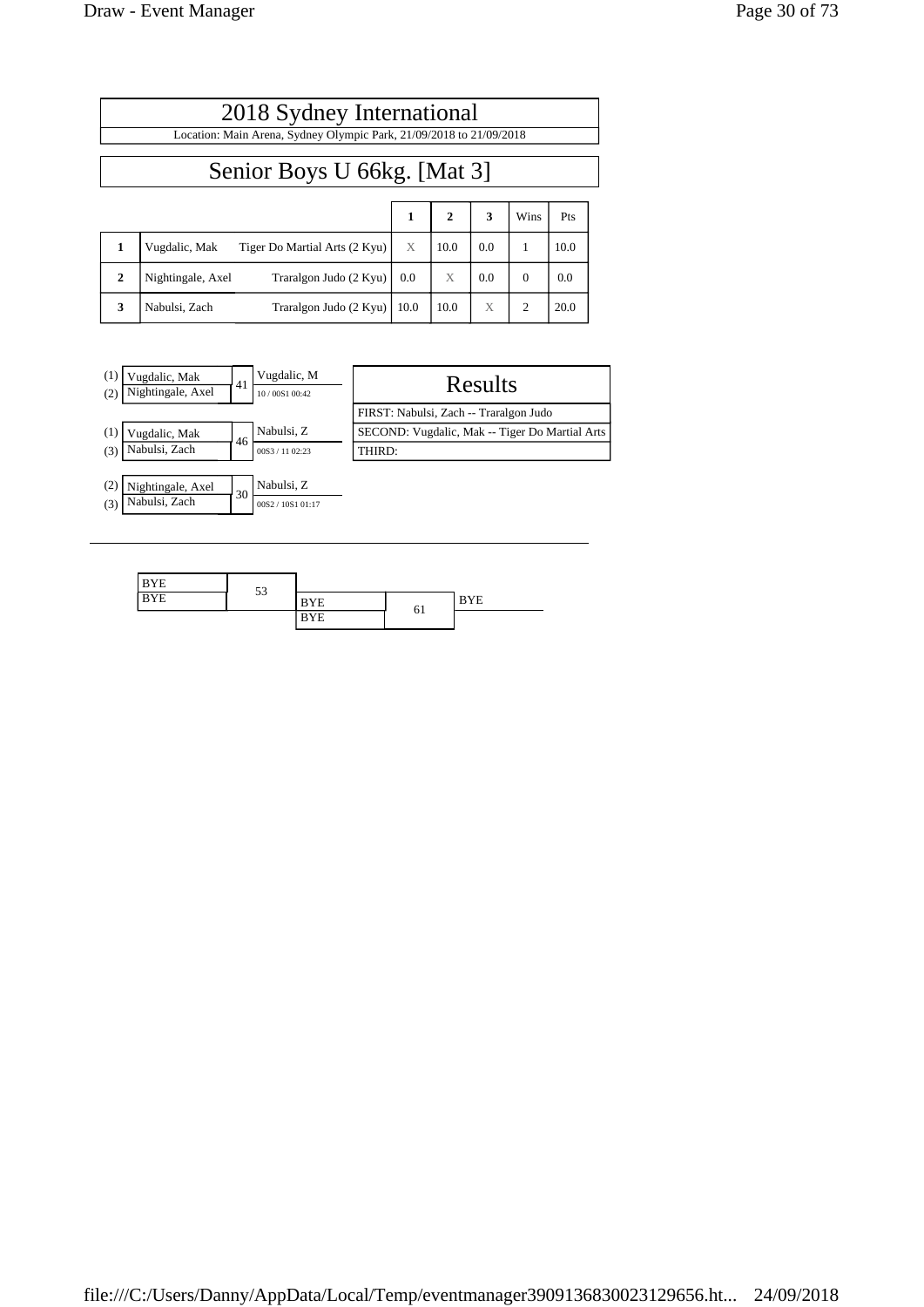# 2018 Sydney International

Location: Main Arena, Sydney Olympic Park, 21/09/2018 to 21/09/2018

## Senior Boys U 66kg. [Mat 3]

| | | | 1 | 2 | 3 | Wins | Pts |
|---|---|---|---|---|---|---|---|
| 1 | Vugdalic, Mak | Tiger Do Martial Arts (2 Kyu) | X | 10.0 | 0.0 | 1 | 10.0 |
| 2 | Nightingale, Axel | Traralgon Judo (2 Kyu) | 0.0 | X | 0.0 | 0 | 0.0 |
| 3 | Nabulsi, Zach | Traralgon Judo (2 Kyu) | 10.0 | 10.0 | X | 2 | 20.0 |

| Contest | Competitors | Winner | Score / Time |
|---|---|---|---|
| 41 | (1) Vugdalic, Mak vs (2) Nightingale, Axel | Vugdalic, M | 10 / 00S1 00:42 |
| 46 | (1) Vugdalic, Mak vs (3) Nabulsi, Zach | Nabulsi, Z | 00S3 / 11 02:23 |
| 30 | (2) Nightingale, Axel vs (3) Nabulsi, Zach | Nabulsi, Z | 00S2 / 10S1 01:17 |

### Results

FIRST: Nabulsi, Zach -- Traralgon Judo

SECOND: Vugdalic, Mak -- Tiger Do Martial Arts

THIRD:

| Contest | Competitors | Winner |
|---|---|---|
| 53 | BYE vs BYE | |
| 61 | BYE vs BYE | BYE |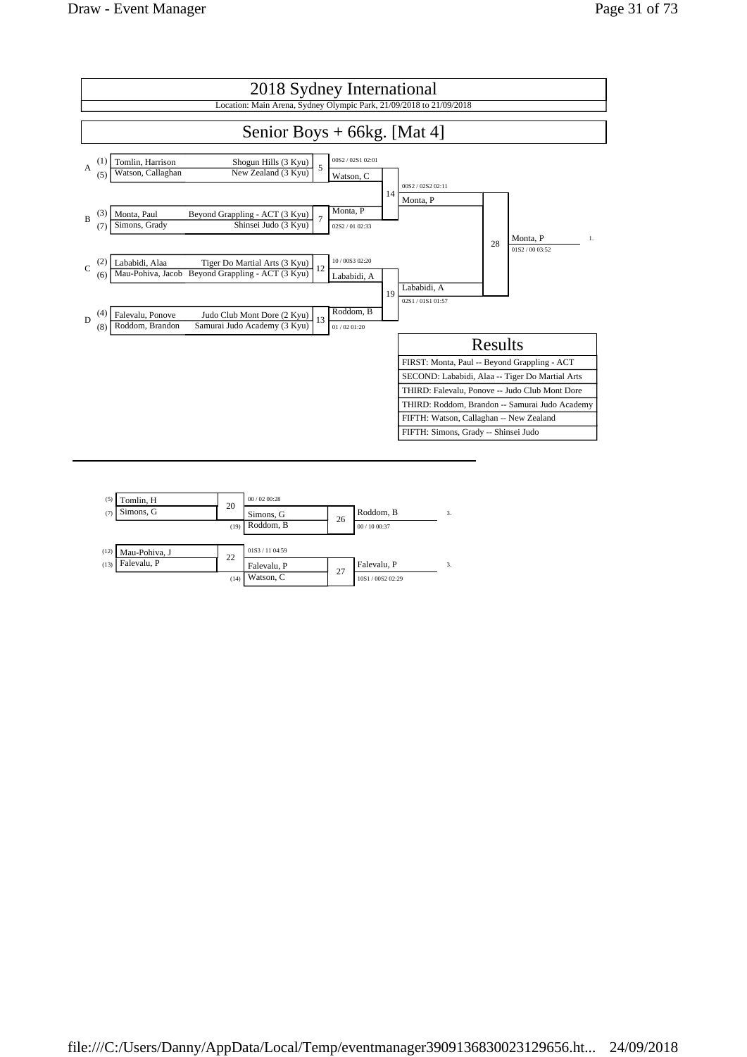# 2018 Sydney International

Location: Main Arena, Sydney Olympic Park, 21/09/2018 to 21/09/2018

## Senior Boys + 66kg. [Mat 4]

### Pool Draw

| Pool | Seed | Name | Club | Contest | Winner | Score |
|---|---|---|---|---|---|---|
| A | (1) | Tomlin, Harrison | Shogun Hills (3 Kyu) | 5 | Watson, C | 00S2 / 02S1 02:01 |
| | (5) | Watson, Callaghan | New Zealand (3 Kyu) | | | |
| B | (3) | Monta, Paul | Beyond Grappling - ACT (3 Kyu) | 7 | Monta, P | 02S2 / 01 02:33 |
| | (7) | Simons, Grady | Shinsei Judo (3 Kyu) | | | |
| C | (2) | Lababidi, Alaa | Tiger Do Martial Arts (3 Kyu) | 12 | Lababidi, A | 10 / 00S3 02:20 |
| | (6) | Mau-Pohiva, Jacob | Beyond Grappling - ACT (3 Kyu) | | | |
| D | (4) | Falevalu, Ponove | Judo Club Mont Dore (2 Kyu) | 13 | Roddom, B | 01 / 02 01:20 |
| | (8) | Roddom, Brandon | Samurai Judo Academy (3 Kyu) | | | |

| Contest | Competitors | Winner | Score |
|---|---|---|---|
| 14 | Watson, C vs Monta, P | Monta, P | 00S2 / 02S2 02:11 |
| 19 | Lababidi, A vs Roddom, B | Lababidi, A | 02S1 / 01S1 01:57 |
| 28 | Monta, P vs Lababidi, A | Monta, P (1.) | 01S2 / 00 03:52 |

### Results

| Results |
|---|
| FIRST: Monta, Paul -- Beyond Grappling - ACT |
| SECOND: Lababidi, Alaa -- Tiger Do Martial Arts |
| THIRD: Falevalu, Ponove -- Judo Club Mont Dore |
| THIRD: Roddom, Brandon -- Samurai Judo Academy |
| FIFTH: Watson, Callaghan -- New Zealand |
| FIFTH: Simons, Grady -- Shinsei Judo |

### Repechage

| Contest | Competitors | Winner | Score |
|---|---|---|---|
| 20 | (5) Tomlin, H vs (7) Simons, G | Simons, G | 00 / 02 00:28 |
| 26 | Simons, G vs (19) Roddom, B | Roddom, B (3.) | 00 / 10 00:37 |
| 22 | (12) Mau-Pohiva, J vs (13) Falevalu, P | Falevalu, P | 01S3 / 11 04:59 |
| 27 | Falevalu, P vs (14) Watson, C | Falevalu, P (3.) | 10S1 / 00S2 02:29 |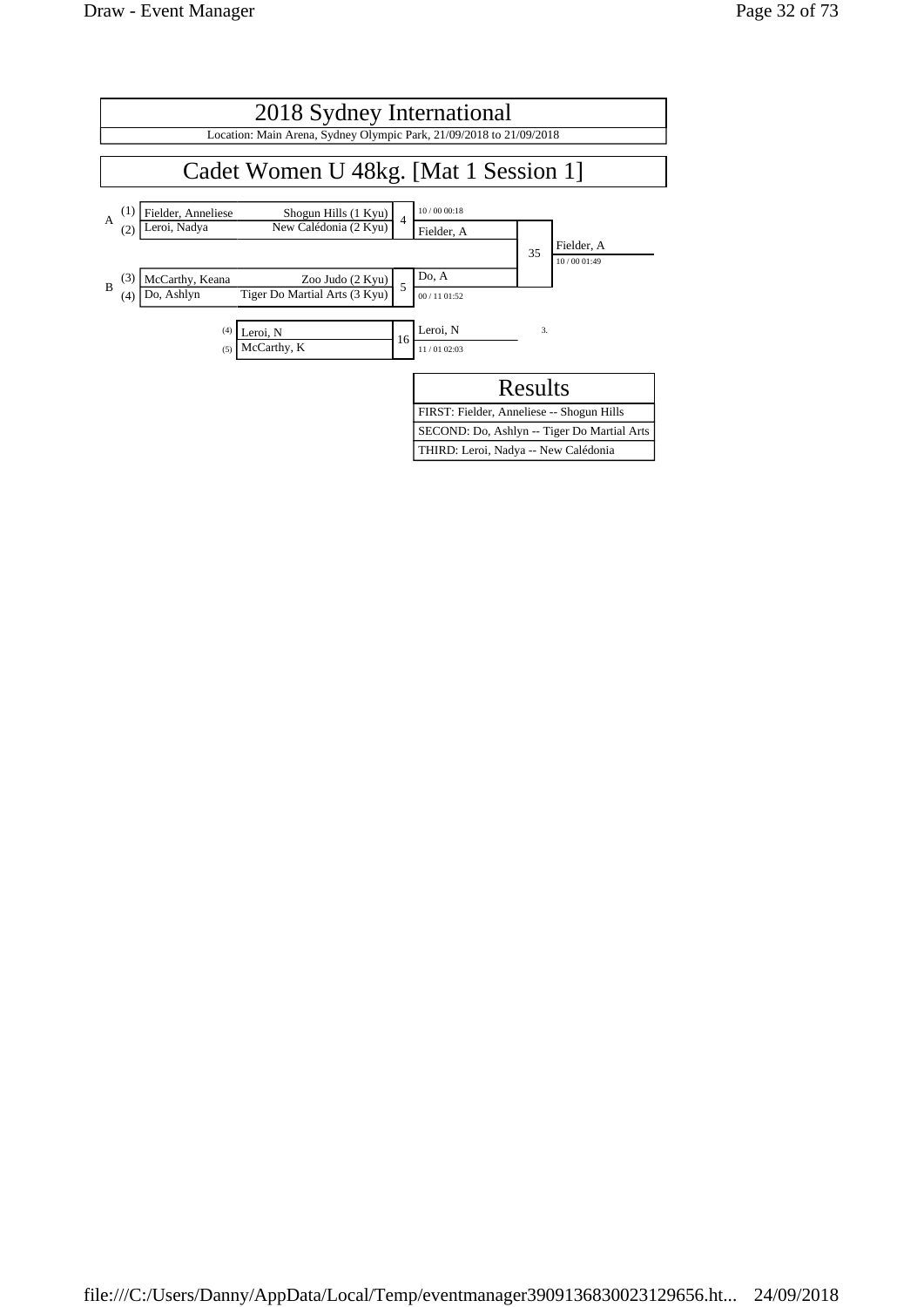# 2018 Sydney International

Location: Main Arena, Sydney Olympic Park, 21/09/2018 to 21/09/2018

## Cadet Women U 48kg. [Mat 1 Session 1]

**Pool A**

| | # | Name | Club |
|---|---|---|---|
| A | (1) | Fielder, Anneliese | Shogun Hills (1 Kyu) |
| | (2) | Leroi, Nadya | New Calédonia (2 Kyu) |

Contest 4: Fielder, A (10 / 00 00:18)

**Pool B**

| | # | Name | Club |
|---|---|---|---|
| B | (3) | McCarthy, Keana | Zoo Judo (2 Kyu) |
| | (4) | Do, Ashlyn | Tiger Do Martial Arts (3 Kyu) |

Contest 5: Do, A (00 / 11 01:52)

Contest 35: Fielder, A (10 / 00 01:49)

**Contest 16 (3.)**

| # | Name |
|---|---|
| (4) | Leroi, N |
| (5) | McCarthy, K |

Winner: Leroi, N (11 / 01 02:03)

| Results |
|---|
| FIRST: Fielder, Anneliese -- Shogun Hills |
| SECOND: Do, Ashlyn -- Tiger Do Martial Arts |
| THIRD: Leroi, Nadya -- New Calédonia |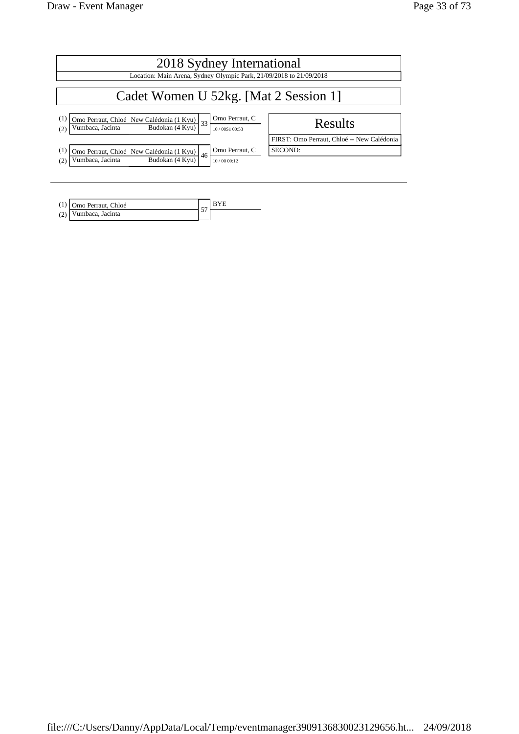# 2018 Sydney International

Location: Main Arena, Sydney Olympic Park, 21/09/2018 to 21/09/2018

## Cadet Women U 52kg. [Mat 2 Session 1]

| | Competitor | Club | Contest | Winner | Score |
|---|---|---|---|---|---|
| (1) | Omo Perraut, Chloé | New Calédonia (1 Kyu) | 33 | Omo Perraut, C | 10 / 00S1 00:53 |
| (2) | Vumbaca, Jacinta | Budokan (4 Kyu) | | | |
| (1) | Omo Perraut, Chloé | New Calédonia (1 Kyu) | 46 | Omo Perraut, C | 10 / 00 00:12 |
| (2) | Vumbaca, Jacinta | Budokan (4 Kyu) | | | |

### Results

FIRST: Omo Perraut, Chloé -- New Calédonia

SECOND:

---

| | Competitor | Contest | Winner |
|---|---|---|---|
| (1) | Omo Perraut, Chloé | 57 | BYE |
| (2) | Vumbaca, Jacinta | | |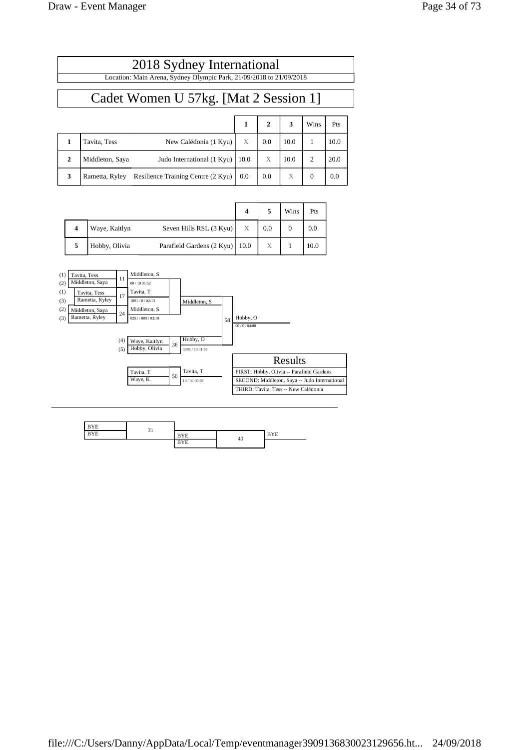# 2018 Sydney International

Location: Main Arena, Sydney Olympic Park, 21/09/2018 to 21/09/2018

## Cadet Women U 57kg. [Mat 2 Session 1]

| | Name | Club | 1 | 2 | 3 | Wins | Pts |
|---|---|---|---|---|---|---|---|
| 1 | Tavita, Tess | New Calédonia (1 Kyu) | X | 0.0 | 10.0 | 1 | 10.0 |
| 2 | Middleton, Saya | Judo International (1 Kyu) | 10.0 | X | 10.0 | 2 | 20.0 |
| 3 | Rametta, Ryley | Resilience Training Centre (2 Kyu) | 0.0 | 0.0 | X | 0 | 0.0 |

| | Name | Club | 4 | 5 | Wins | Pts |
|---|---|---|---|---|---|---|
| 4 | Waye, Kaitlyn | Seven Hills RSL (3 Kyu) | X | 0.0 | 0 | 0.0 |
| 5 | Hobby, Olivia | Parafield Gardens (2 Kyu) | 10.0 | X | 1 | 10.0 |

| Contest | Competitors | Winner | Score / Time |
|---|---|---|---|
| 11 | (1) Tavita, Tess vs (2) Middleton, Saya | Middleton, S | 00 / 10 01:52 |
| 17 | (1) Tavita, Tess vs (3) Rametta, Ryley | Tavita, T | 10S1 / 01 02:13 |
| 24 | (2) Middleton, Saya vs (3) Rametta, Ryley | Middleton, S | 02S1 / 00S1 03:18 |
| 36 | (4) Waye, Kaitlyn vs (5) Hobby, Olivia | Hobby, O | 00S1 / 10 01:58 |
| 58 | Middleton, S vs Hobby, O | Hobby, O | 00 / 01 04:00 |
| 50 | Tavita, T vs Waye, K | Tavita, T | 10 / 00 00:58 |

### Results

FIRST: Hobby, Olivia -- Parafield Gardens

SECOND: Middleton, Saya -- Judo International

THIRD: Tavita, Tess -- New Calédonia

---

| Contest | Competitors | Winner |
|---|---|---|
| 31 | BYE vs BYE | BYE |
| 40 | BYE vs BYE | BYE |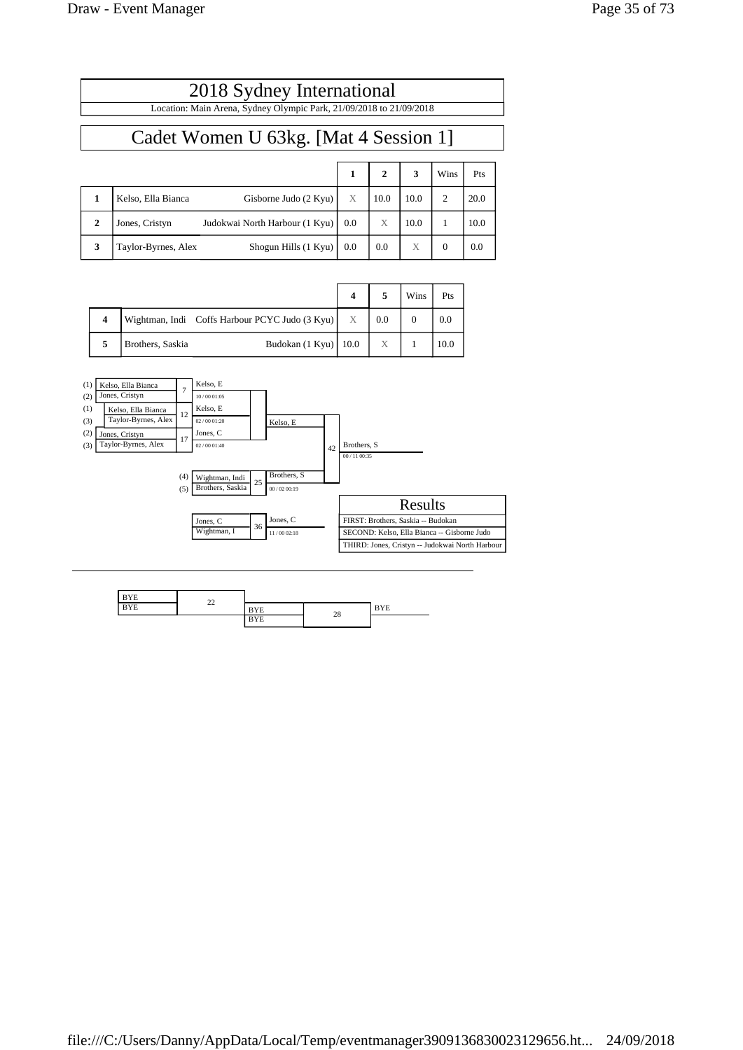# 2018 Sydney International

Location: Main Arena, Sydney Olympic Park, 21/09/2018 to 21/09/2018

## Cadet Women U 63kg. [Mat 4 Session 1]

| | | | 1 | 2 | 3 | Wins | Pts |
|---|---|---|---|---|---|---|---|
| 1 | Kelso, Ella Bianca | Gisborne Judo (2 Kyu) | X | 10.0 | 10.0 | 2 | 20.0 |
| 2 | Jones, Cristyn | Judokwai North Harbour (1 Kyu) | 0.0 | X | 10.0 | 1 | 10.0 |
| 3 | Taylor-Byrnes, Alex | Shogun Hills (1 Kyu) | 0.0 | 0.0 | X | 0 | 0.0 |

| | | | 4 | 5 | Wins | Pts |
|---|---|---|---|---|---|---|
| 4 | Wightman, Indi | Coffs Harbour PCYC Judo (3 Kyu) | X | 0.0 | 0 | 0.0 |
| 5 | Brothers, Saskia | Budokan (1 Kyu) | 10.0 | X | 1 | 10.0 |

Contest 7: (1) Kelso, Ella Bianca vs (2) Jones, Cristyn — Kelso, E 10 / 00 01:05

Contest 12: (1) Kelso, Ella Bianca vs (3) Taylor-Byrnes, Alex — Kelso, E 02 / 00 01:20

Contest 17: (2) Jones, Cristyn vs (3) Taylor-Byrnes, Alex — Jones, C 02 / 00 01:40

Contest 25: (4) Wightman, Indi vs (5) Brothers, Saskia — Brothers, S 00 / 02 00:19

Contest 42: Kelso, E vs Brothers, S — Brothers, S 00 / 11 00:35

Contest 36: Jones, C vs Wightman, I — Jones, C 11 / 00 02:18

Contest 22: BYE vs BYE

Contest 28: BYE vs BYE — BYE

### Results

FIRST: Brothers, Saskia -- Budokan

SECOND: Kelso, Ella Bianca -- Gisborne Judo

THIRD: Jones, Cristyn -- Judokwai North Harbour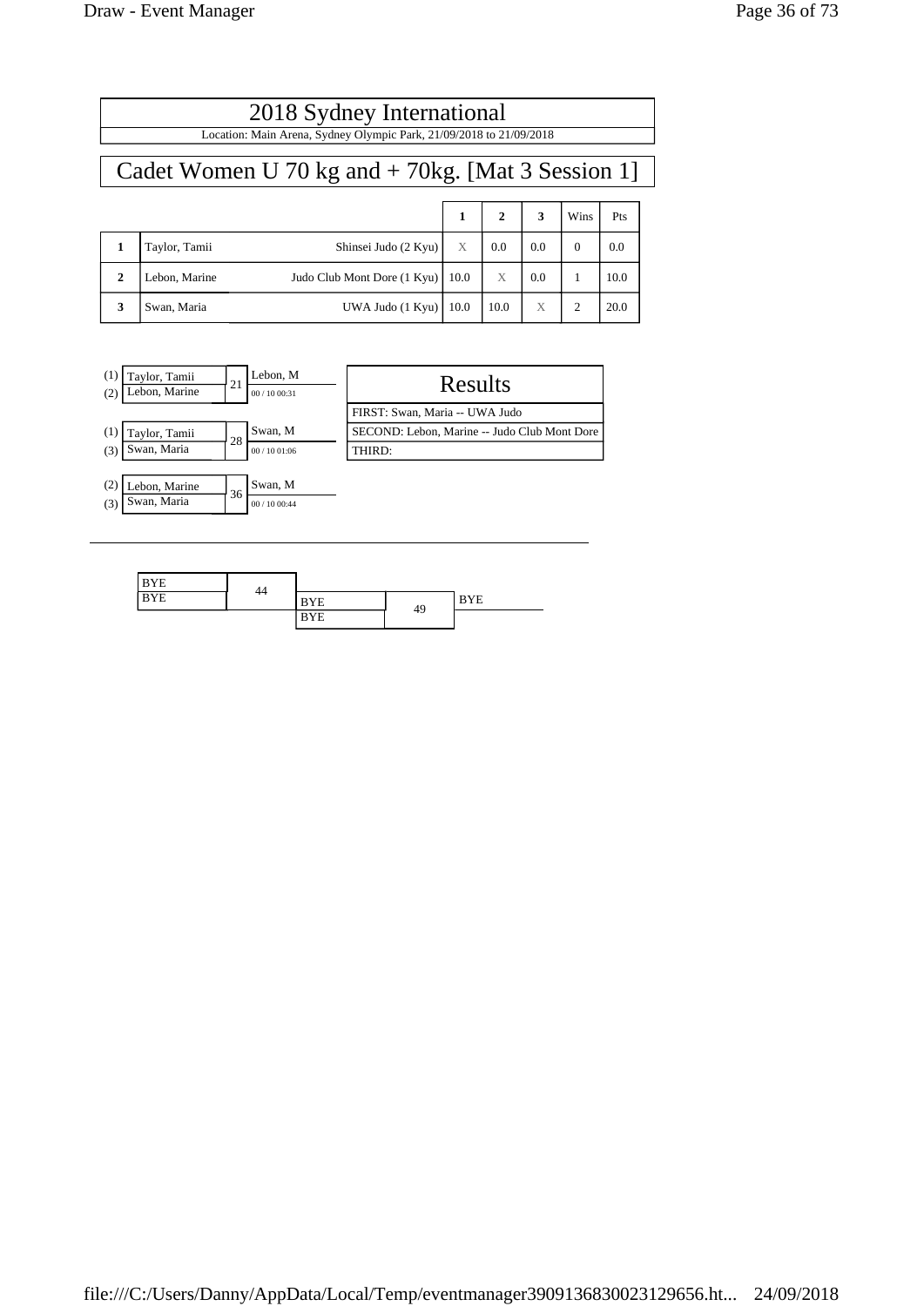# 2018 Sydney International

Location: Main Arena, Sydney Olympic Park, 21/09/2018 to 21/09/2018

## Cadet Women U 70 kg and + 70kg. [Mat 3 Session 1]

| | | | 1 | 2 | 3 | Wins | Pts |
|---|---|---|---|---|---|---|---|
| **1** | Taylor, Tamii | Shinsei Judo (2 Kyu) | X | 0.0 | 0.0 | 0 | 0.0 |
| **2** | Lebon, Marine | Judo Club Mont Dore (1 Kyu) | 10.0 | X | 0.0 | 1 | 10.0 |
| **3** | Swan, Maria | UWA Judo (1 Kyu) | 10.0 | 10.0 | X | 2 | 20.0 |

| Contestants | Contest | Winner | Score |
|---|---|---|---|
| (1) Taylor, Tamii / (2) Lebon, Marine | 21 | Lebon, M | 00 / 10 00:31 |
| (1) Taylor, Tamii / (3) Swan, Maria | 28 | Swan, M | 00 / 10 01:06 |
| (2) Lebon, Marine / (3) Swan, Maria | 36 | Swan, M | 00 / 10 00:44 |

| Results |
|---|
| FIRST: Swan, Maria -- UWA Judo |
| SECOND: Lebon, Marine -- Judo Club Mont Dore |
| THIRD: |

| Contestants | Contest | Winner |
|---|---|---|
| BYE / BYE | 44 | BYE |
| BYE / BYE | 49 | BYE |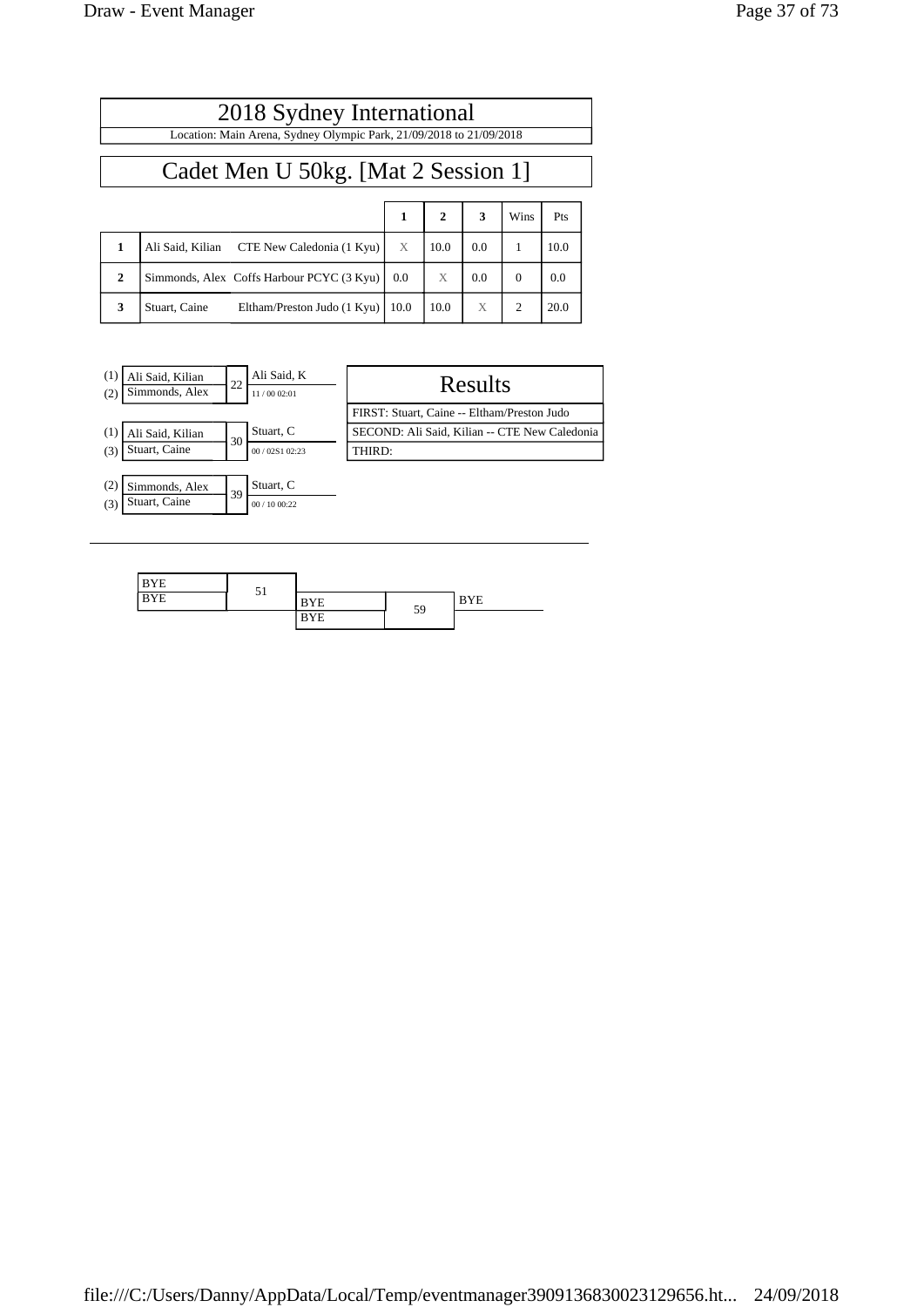# 2018 Sydney International

Location: Main Arena, Sydney Olympic Park, 21/09/2018 to 21/09/2018

## Cadet Men U 50kg. [Mat 2 Session 1]

| | | | 1 | 2 | 3 | Wins | Pts |
|---|---|---|---|---|---|---|---|
| 1 | Ali Said, Kilian | CTE New Caledonia (1 Kyu) | X | 10.0 | 0.0 | 1 | 10.0 |
| 2 | Simmonds, Alex | Coffs Harbour PCYC (3 Kyu) | 0.0 | X | 0.0 | 0 | 0.0 |
| 3 | Stuart, Caine | Eltham/Preston Judo (1 Kyu) | 10.0 | 10.0 | X | 2 | 20.0 |

| Contest | Competitors | Winner | Score |
|---|---|---|---|
| 22 | (1) Ali Said, Kilian vs (2) Simmonds, Alex | Ali Said, K | 11 / 00 02:01 |
| 30 | (1) Ali Said, Kilian vs (3) Stuart, Caine | Stuart, C | 00 / 02S1 02:23 |
| 39 | (2) Simmonds, Alex vs (3) Stuart, Caine | Stuart, C | 00 / 10 00:22 |

### Results

FIRST: Stuart, Caine -- Eltham/Preston Judo

SECOND: Ali Said, Kilian -- CTE New Caledonia

THIRD:

---

| Contest | Competitors | Winner |
|---|---|---|
| 51 | BYE vs BYE | BYE |
| 59 | BYE vs BYE | BYE |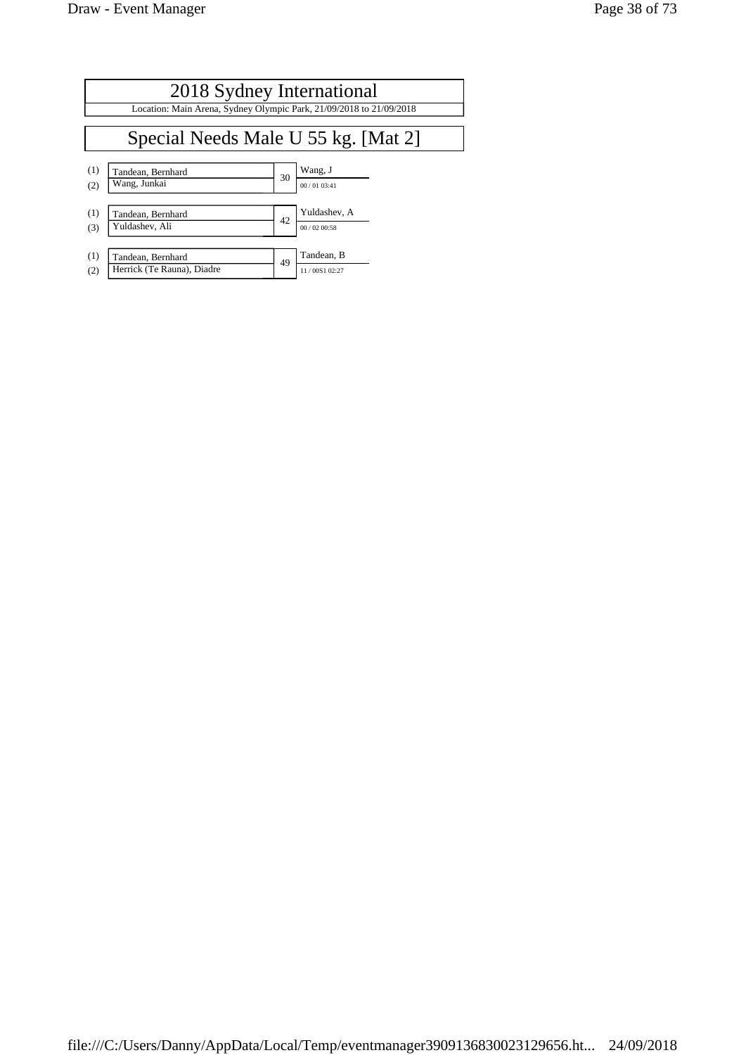# 2018 Sydney International

Location: Main Arena, Sydney Olympic Park, 21/09/2018 to 21/09/2018

## Special Needs Male U 55 kg. [Mat 2]

| Seed | Competitor | Contest | Winner | Score |
|---|---|---|---|---|
| (1) | Tandean, Bernhard | 30 | Wang, J | 00 / 01 03:41 |
| (2) | Wang, Junkai | | | |
| (1) | Tandean, Bernhard | 42 | Yuldashev, A | 00 / 02 00:58 |
| (3) | Yuldashev, Ali | | | |
| (1) | Tandean, Bernhard | 49 | Tandean, B | 11 / 00S1 02:27 |
| (2) | Herrick (Te Rauna), Diadre | | | |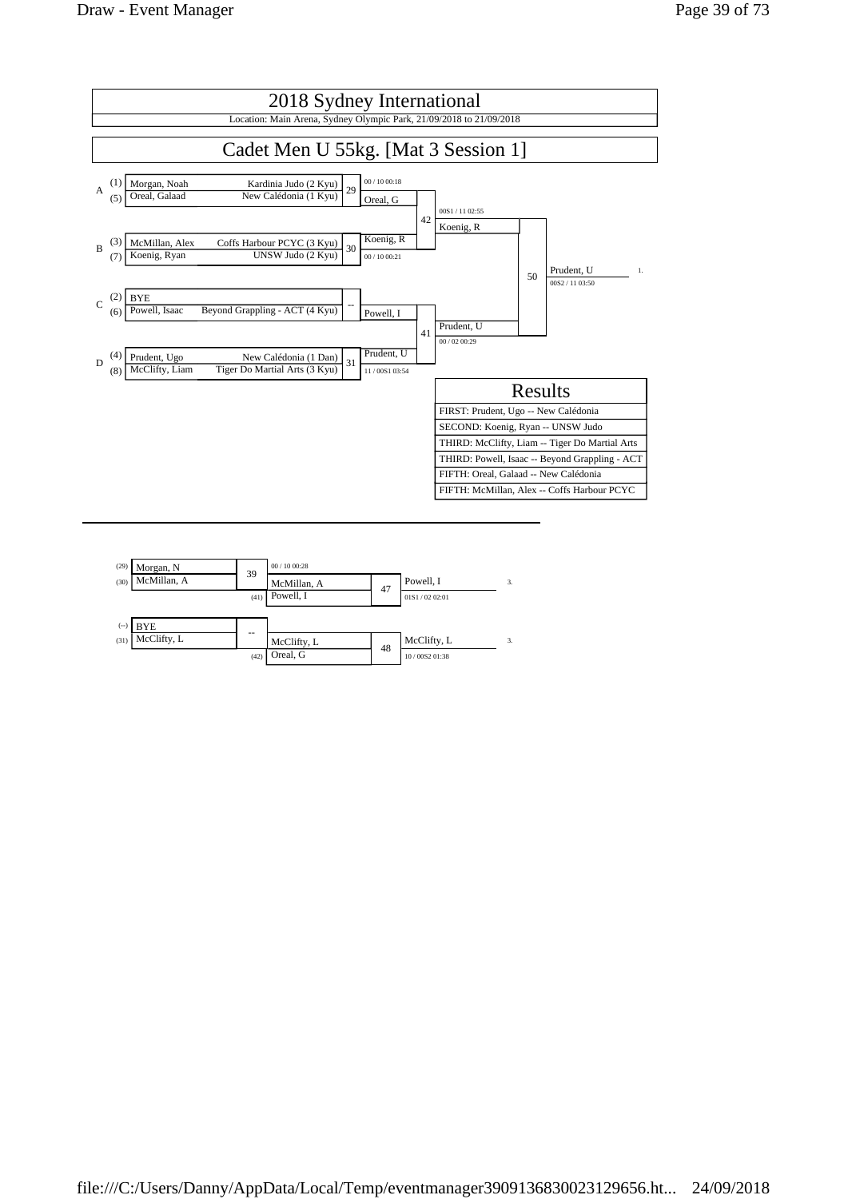# 2018 Sydney International

Location: Main Arena, Sydney Olympic Park, 21/09/2018 to 21/09/2018

## Cadet Men U 55kg. [Mat 3 Session 1]

| Pool | Seed | Name | Club | Contest | Winner | Score |
|---|---|---|---|---|---|---|
| A | (1) | Morgan, Noah | Kardinia Judo (2 Kyu) | 29 | Oreal, G | 00 / 10 00:18 |
| | (5) | Oreal, Galaad | New Calédonia (1 Kyu) | | | |
| B | (3) | McMillan, Alex | Coffs Harbour PCYC (3 Kyu) | 30 | Koenig, R | 00 / 10 00:21 |
| | (7) | Koenig, Ryan | UNSW Judo (2 Kyu) | | | |
| C | (2) | BYE | | -- | Powell, I | |
| | (6) | Powell, Isaac | Beyond Grappling - ACT (4 Kyu) | | | |
| D | (4) | Prudent, Ugo | New Calédonia (1 Dan) | 31 | Prudent, U | 11 / 00S1 03:54 |
| | (8) | McClifty, Liam | Tiger Do Martial Arts (3 Kyu) | | | |

| Contest | Competitors | Winner | Score |
|---|---|---|---|
| 42 | Oreal, G vs Koenig, R | Koenig, R | 00S1 / 11 02:55 |
| 41 | Powell, I vs Prudent, U | Prudent, U | 00 / 02 00:29 |
| 50 | Koenig, R vs Prudent, U | Prudent, U (1.) | 00S2 / 11 03:50 |

### Results

| Results |
|---|
| FIRST: Prudent, Ugo -- New Calédonia |
| SECOND: Koenig, Ryan -- UNSW Judo |
| THIRD: McClifty, Liam -- Tiger Do Martial Arts |
| THIRD: Powell, Isaac -- Beyond Grappling - ACT |
| FIFTH: Oreal, Galaad -- New Calédonia |
| FIFTH: McMillan, Alex -- Coffs Harbour PCYC |

### Repechage

| Contest | Competitors | Winner | Score |
|---|---|---|---|
| 39 | (29) Morgan, N vs (30) McMillan, A | McMillan, A | 00 / 10 00:28 |
| 47 | McMillan, A vs (41) Powell, I | Powell, I (3.) | 01S1 / 02 02:01 |
| -- | (--) BYE vs (31) McClifty, L | McClifty, L | |
| 48 | McClifty, L vs (42) Oreal, G | McClifty, L (3.) | 10 / 00S2 01:38 |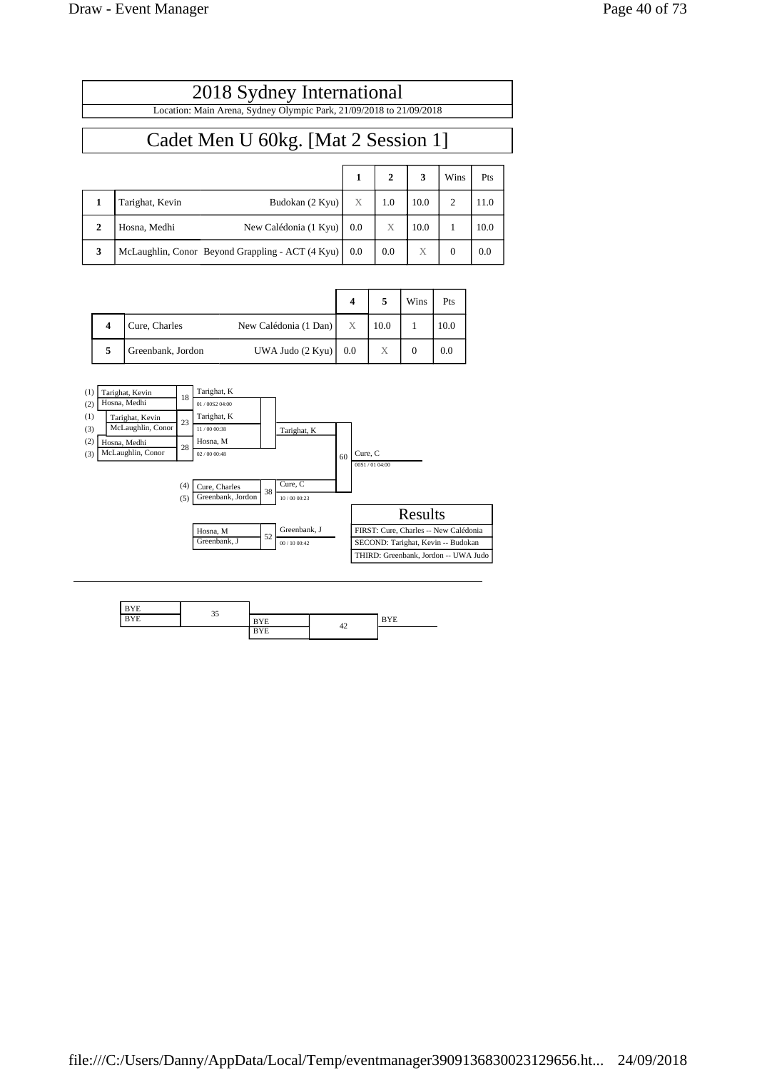# 2018 Sydney International

Location: Main Arena, Sydney Olympic Park, 21/09/2018 to 21/09/2018

## Cadet Men U 60kg. [Mat 2 Session 1]

| | | | 1 | 2 | 3 | Wins | Pts |
|---|---|---|---|---|---|---|---|
| **1** | Tarighat, Kevin | Budokan (2 Kyu) | X | 1.0 | 10.0 | 2 | 11.0 |
| **2** | Hosna, Medhi | New Calédonia (1 Kyu) | 0.0 | X | 10.0 | 1 | 10.0 |
| **3** | McLaughlin, Conor | Beyond Grappling - ACT (4 Kyu) | 0.0 | 0.0 | X | 0 | 0.0 |

| | | | 4 | 5 | Wins | Pts |
|---|---|---|---|---|---|---|
| **4** | Cure, Charles | New Calédonia (1 Dan) | X | 10.0 | 1 | 10.0 |
| **5** | Greenbank, Jordon | UWA Judo (2 Kyu) | 0.0 | X | 0 | 0.0 |

| Contest | Competitor 1 | Competitor 2 | Winner | Score |
|---|---|---|---|---|
| 18 | (1) Tarighat, Kevin | (2) Hosna, Medhi | Tarighat, K | 01 / 00S2 04:00 |
| 23 | (1) Tarighat, Kevin | (3) McLaughlin, Conor | Tarighat, K | 11 / 00 00:38 |
| 28 | (2) Hosna, Medhi | (3) McLaughlin, Conor | Hosna, M | 02 / 00 00:48 |
| 38 | (4) Cure, Charles | (5) Greenbank, Jordon | Cure, C | 10 / 00 00:23 |
| 60 | Tarighat, K | Cure, C | Cure, C | 00S1 / 01 04:00 |
| 52 | Hosna, M | Greenbank, J | Greenbank, J | 00 / 10 00:42 |
| 35 | BYE | BYE | | |
| 42 | BYE | BYE | BYE | |

### Results

FIRST: Cure, Charles -- New Calédonia

SECOND: Tarighat, Kevin -- Budokan

THIRD: Greenbank, Jordon -- UWA Judo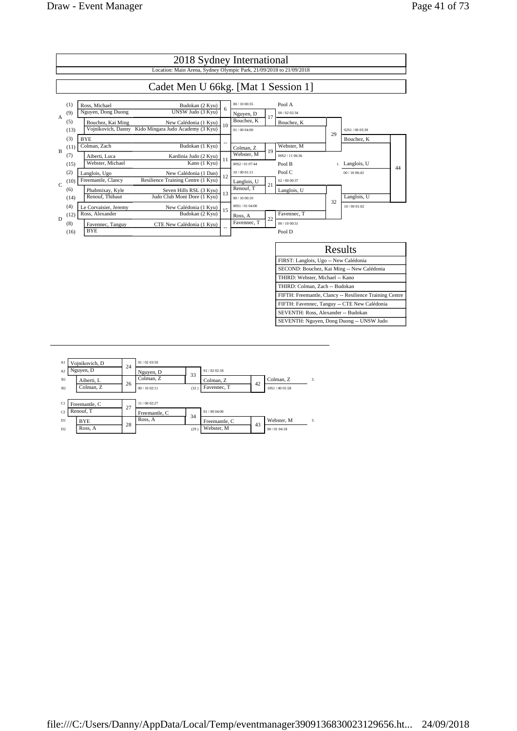# 2018 Sydney International

Location: Main Arena, Sydney Olympic Park, 21/09/2018 to 21/09/2018

## Cadet Men U 66kg. [Mat 1 Session 1]

| Pool | Seed | Name | Club | Match | Result | Winner |
|---|---|---|---|---|---|---|
| A | (1) | Ross, Michael | Budokan (2 Kyu) | 6 | 00 / 10 00:35 | Nguyen, D |
| A | (9) | Nguyen, Dong Duong | UNSW Judo (3 Kyu) | | | |
| A | (5) | Bouchez, Kai Ming | New Calédonia (1 Kyu) | 10 | 01 / 00 04:00 | Bouchez, K |
| A | (13) | Vojnikovich, Danny | Kido Mingara Judo Academy (3 Kyu) | | | |
| B | (3) | BYE | | -- | | Colman, Z |
| B | (11) | Colman, Zach | Budokan (1 Kyu) | | | |
| B | (7) | Aiberti, Luca | Kardinia Judo (2 Kyu) | 11 | 00S2 / 01 07:44 | Webster, M |
| B | (15) | Webster, Michael | Kano (1 Kyu) | | | |
| C | (2) | Langlois, Ugo | New Calédonia (1 Dan) | 12 | 10 / 00 01:11 | Langlois, U |
| C | (10) | Freemantle, Clancy | Resilience Training Centre (1 Kyu) | | | |
| C | (6) | Phabmixay, Kyle | Seven Hills RSL (3 Kyu) | 13 | 00 / 10 00:10 | Renouf, T |
| C | (14) | Renouf, Thibaut | Judo Club Mont Dore (1 Kyu) | | | |
| D | (4) | Le Corvaisier, Jeremy | New Calédonia (1 Kyu) | 15 | 00S1 / 01 04:00 | Ross, A |
| D | (12) | Ross, Alexander | Budokan (2 Kyu) | | | |
| D | (8) | Favennec, Tanguy | CTE New Calédonia (1 Kyu) | -- | | Favennec, T |
| D | (16) | BYE | | | | |

| Match | Competitors | Result | Winner |
|---|---|---|---|
| 17 | Nguyen, D vs Bouchez, K | 00 / 02 02:34 | Bouchez, K (Pool A) |
| 19 | Colman, Z vs Webster, M | 00S2 / 11 06:36 | Webster, M (Pool B) |
| 21 | Langlois, U vs Renouf, T | 02 / 00 00:37 | Langlois, U (Pool C) |
| 22 | Ross, A vs Favennec, T | 00 / 10 00:51 | Favennec, T (Pool D) |
| 29 | Bouchez, K vs Webster, M | 02S1 / 00 03:30 | Bouchez, K |
| 32 | Langlois, U vs Favennec, T | 10 / 00 01:02 | Langlois, U |
| 44 | Bouchez, K vs Langlois, U | 00 / 10 00:43 | 1. Langlois, U |

### Results

| Results |
|---|
| FIRST: Langlois, Ugo -- New Calédonia |
| SECOND: Bouchez, Kai Ming -- New Calédonia |
| THIRD: Webster, Michael -- Kano |
| THIRD: Colman, Zach -- Budokan |
| FIFTH: Freemantle, Clancy -- Resilience Training Centre |
| FIFTH: Favennec, Tanguy -- CTE New Calédonia |
| SEVENTH: Ross, Alexander -- Budokan |
| SEVENTH: Nguyen, Dong Duong -- UNSW Judo |

### Repechage

| Match | Competitors | Result | Winner |
|---|---|---|---|
| 24 | A1 Vojnikovich, D vs A2 Nguyen, D | 01 / 02 03:50 | Nguyen, D |
| 26 | B1 Aiberti, L vs B2 Colman, Z | 00 / 10 02:11 | Colman, Z |
| 33 | Nguyen, D vs Colman, Z | 01 / 02 02:18 | Colman, Z |
| 42 | Colman, Z vs Favennec, T (32) | 10S1 / 00 01:58 | Colman, Z (3.) |
| 27 | C1 Freemantle, C vs C2 Renouf, T | 11 / 00 02:27 | Freemantle, C |
| 28 | D1 BYE vs D2 Ross, A | | Ross, A |
| 34 | Freemantle, C vs Ross, A | 01 / 00 04:00 | Freemantle, C |
| 43 | Freemantle, C vs Webster, M (29) | 00 / 01 04:18 | Webster, M (3.) |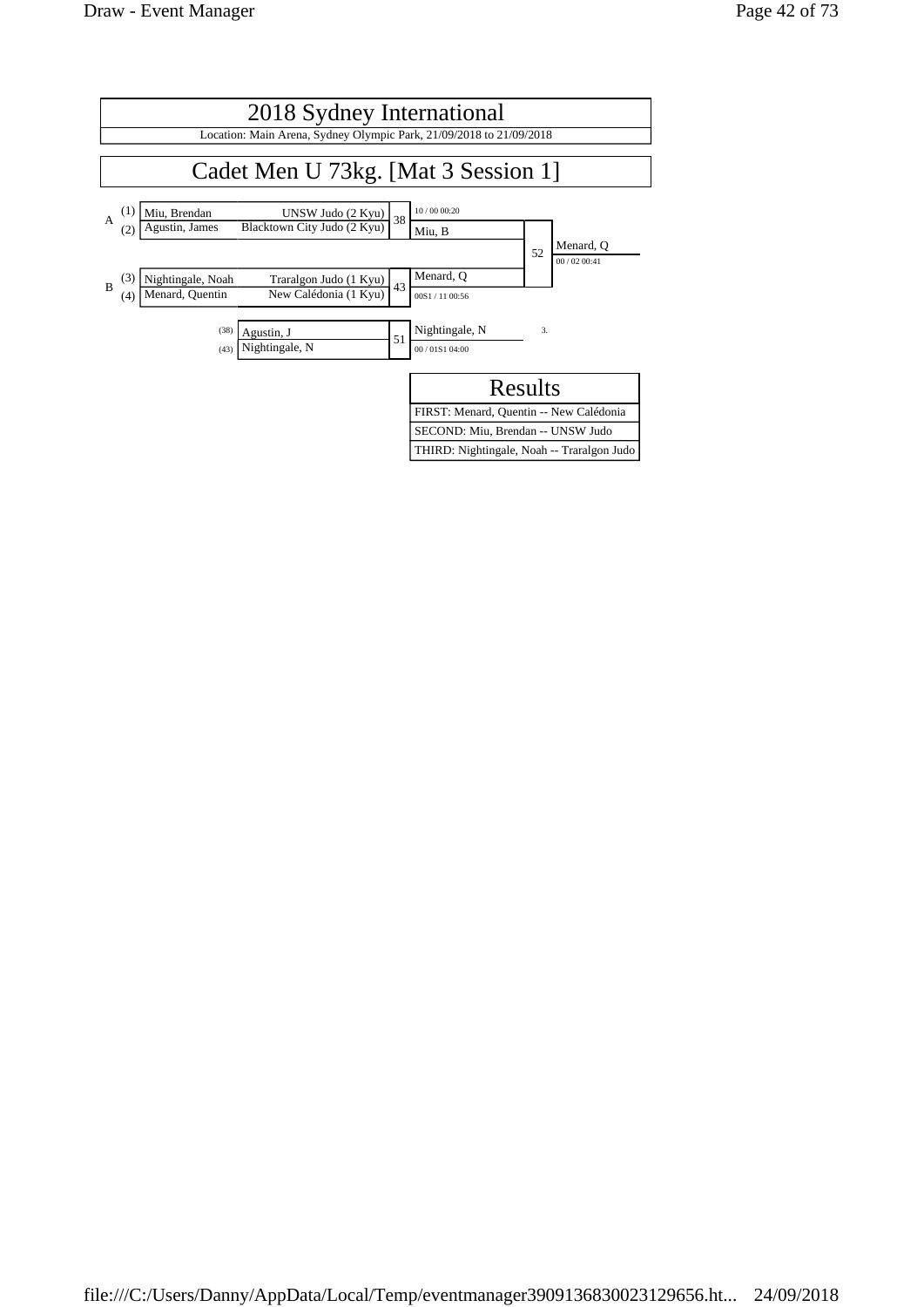# 2018 Sydney International

Location: Main Arena, Sydney Olympic Park, 21/09/2018 to 21/09/2018

## Cadet Men U 73kg. [Mat 3 Session 1]

| Pool | Seed | Name | Club | Match | Winner | Score |
|---|---|---|---|---|---|---|
| A | (1) | Miu, Brendan | UNSW Judo (2 Kyu) | 38 | Miu, B | 10 / 00 00:20 |
| | (2) | Agustin, James | Blacktown City Judo (2 Kyu) | | | |
| B | (3) | Nightingale, Noah | Traralgon Judo (1 Kyu) | 43 | Menard, Q | 00S1 / 11 00:56 |
| | (4) | Menard, Quentin | New Calédonia (1 Kyu) | | | |

Final (52): Miu, B vs Menard, Q — Winner: Menard, Q (00 / 02 00:41)

Repechage (51): (38) Agustin, J vs (43) Nightingale, N — Winner: Nightingale, N (00 / 01S1 04:00) — 3.

| Results |
|---|
| FIRST: Menard, Quentin -- New Calédonia |
| SECOND: Miu, Brendan -- UNSW Judo |
| THIRD: Nightingale, Noah -- Traralgon Judo |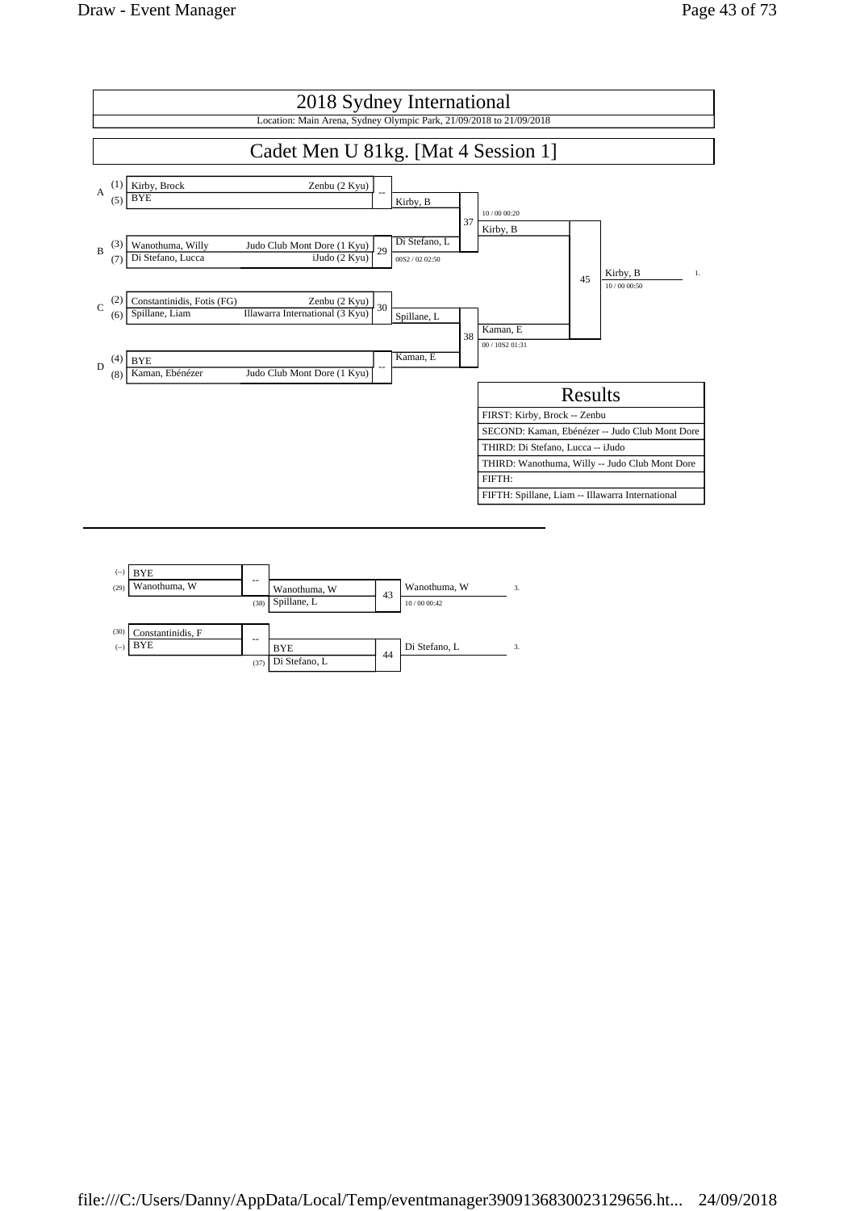# 2018 Sydney International

Location: Main Arena, Sydney Olympic Park, 21/09/2018 to 21/09/2018

## Cadet Men U 81kg. [Mat 4 Session 1]

| Pool | Seed | Name | Club | Match | Winner | Match | Winner | Match | Winner |
|---|---|---|---|---|---|---|---|---|---|
| A | (1) | Kirby, Brock | Zenbu (2 Kyu) | -- | Kirby, B | 37 | Kirby, B (10 / 00 00:20) | 45 | Kirby, B (10 / 00 00:50) 1. |
| | (5) | BYE | | | | | | | |
| B | (3) | Wanothuma, Willy | Judo Club Mont Dore (1 Kyu) | 29 | Di Stefano, L (00S2 / 02 02:50) | | | | |
| | (7) | Di Stefano, Lucca | iJudo (2 Kyu) | | | | | | |
| C | (2) | Constantinidis, Fotis (FG) | Zenbu (2 Kyu) | 30 | Spillane, L | 38 | Kaman, E (00 / 10S2 01:31) | | |
| | (6) | Spillane, Liam | Illawarra International (3 Kyu) | | | | | | |
| D | (4) | BYE | | -- | Kaman, E | | | | |
| | (8) | Kaman, Ebénézer | Judo Club Mont Dore (1 Kyu) | | | | | | |

| Results |
|---|
| FIRST: Kirby, Brock -- Zenbu |
| SECOND: Kaman, Ebénézer -- Judo Club Mont Dore |
| THIRD: Di Stefano, Lucca -- iJudo |
| THIRD: Wanothuma, Willy -- Judo Club Mont Dore |
| FIFTH: |
| FIFTH: Spillane, Liam -- Illawarra International |

### Repechage

| From | Name | Match | From | Name | Match | Winner | Place |
|---|---|---|---|---|---|---|---|
| (--) | BYE | -- | | Wanothuma, W | 43 | Wanothuma, W (10 / 00 00:42) | 3. |
| (29) | Wanothuma, W | | (38) | Spillane, L | | | |
| (30) | Constantinidis, F | -- | | BYE | 44 | Di Stefano, L | 3. |
| (--) | BYE | | (37) | Di Stefano, L | | | |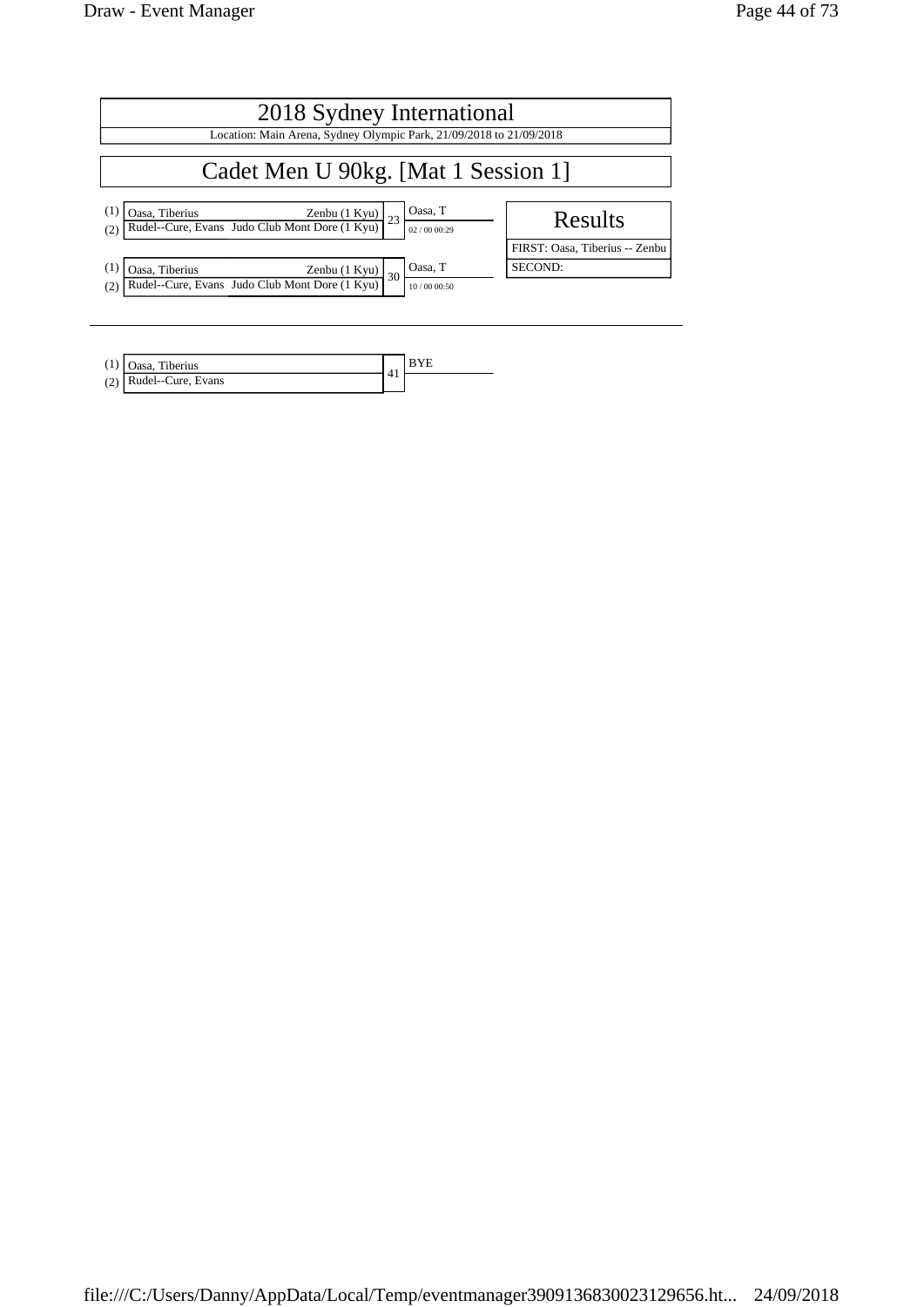# 2018 Sydney International

Location: Main Arena, Sydney Olympic Park, 21/09/2018 to 21/09/2018

## Cadet Men U 90kg. [Mat 1 Session 1]

| | Competitor | Club | Contest | Winner | Score |
|---|---|---|---|---|---|
| (1) | Oasa, Tiberius | Zenbu (1 Kyu) | 23 | Oasa, T | 02 / 00 00:29 |
| (2) | Rudel--Cure, Evans | Judo Club Mont Dore (1 Kyu) | | | |
| (1) | Oasa, Tiberius | Zenbu (1 Kyu) | 30 | Oasa, T | 10 / 00 00:50 |
| (2) | Rudel--Cure, Evans | Judo Club Mont Dore (1 Kyu) | | | |

**Results**

FIRST: Oasa, Tiberius -- Zenbu

SECOND:

---

| | Competitor | Contest | Winner |
|---|---|---|---|
| (1) | Oasa, Tiberius | 41 | BYE |
| (2) | Rudel--Cure, Evans | | |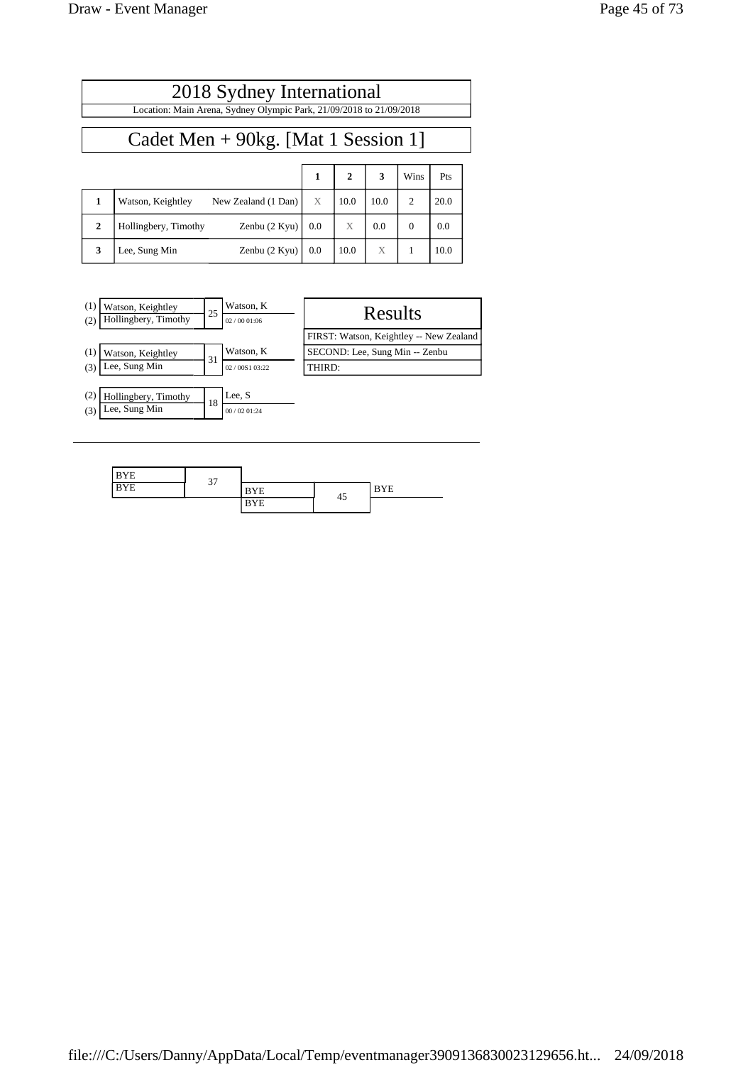# 2018 Sydney International

Location: Main Arena, Sydney Olympic Park, 21/09/2018 to 21/09/2018

## Cadet Men + 90kg. [Mat 1 Session 1]

| | | | 1 | 2 | 3 | Wins | Pts |
|---|---|---|---|---|---|---|---|
| 1 | Watson, Keightley | New Zealand (1 Dan) | X | 10.0 | 10.0 | 2 | 20.0 |
| 2 | Hollingbery, Timothy | Zenbu (2 Kyu) | 0.0 | X | 0.0 | 0 | 0.0 |
| 3 | Lee, Sung Min | Zenbu (2 Kyu) | 0.0 | 10.0 | X | 1 | 10.0 |

| Contestants | Match | Winner | Score |
|---|---|---|---|
| (1) Watson, Keightley vs (2) Hollingbery, Timothy | 25 | Watson, K | 02 / 00 01:06 |
| (1) Watson, Keightley vs (3) Lee, Sung Min | 31 | Watson, K | 02 / 00S1 03:22 |
| (2) Hollingbery, Timothy vs (3) Lee, Sung Min | 18 | Lee, S | 00 / 02 01:24 |

### Results

FIRST: Watson, Keightley -- New Zealand

SECOND: Lee, Sung Min -- Zenbu

THIRD:

---

| Contestants | Match | Winner |
|---|---|---|
| BYE vs BYE | 37 | BYE |
| BYE vs BYE | 45 | BYE |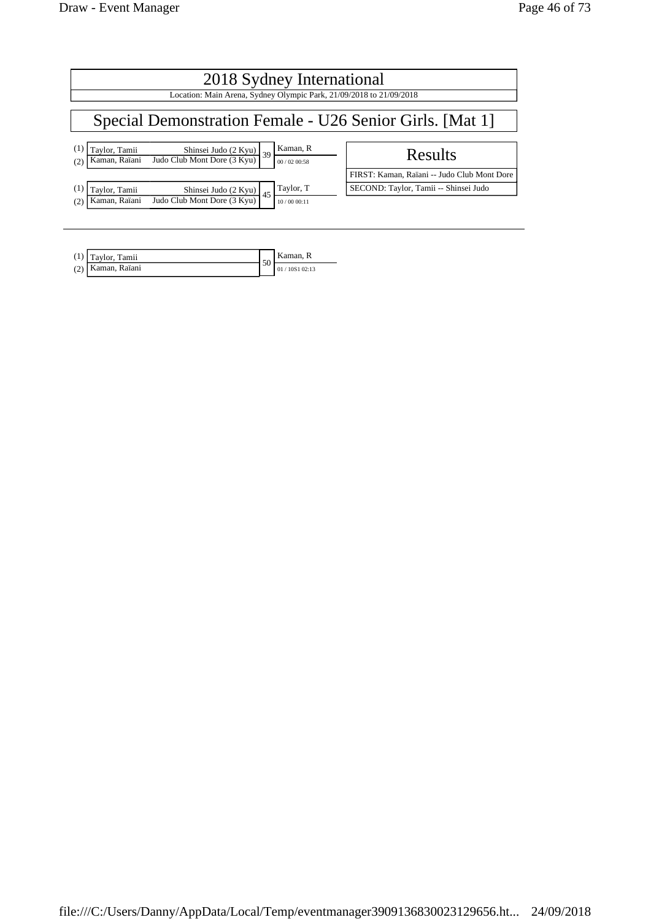# 2018 Sydney International

Location: Main Arena, Sydney Olympic Park, 21/09/2018 to 21/09/2018

## Special Demonstration Female - U26 Senior Girls. [Mat 1]

| | Competitor | Club | Match | Winner | Score |
|---|---|---|---|---|---|
| (1) | Taylor, Tamii | Shinsei Judo (2 Kyu) | 39 | Kaman, R | 00 / 02 00:58 |
| (2) | Kaman, Raïani | Judo Club Mont Dore (3 Kyu) | | | |

| | Competitor | Club | Match | Winner | Score |
|---|---|---|---|---|---|
| (1) | Taylor, Tamii | Shinsei Judo (2 Kyu) | 45 | Taylor, T | 10 / 00 00:11 |
| (2) | Kaman, Raïani | Judo Club Mont Dore (3 Kyu) | | | |

### Results

FIRST: Kaman, Raïani -- Judo Club Mont Dore

SECOND: Taylor, Tamii -- Shinsei Judo

---

| | Competitor | Match | Winner | Score |
|---|---|---|---|---|
| (1) | Taylor, Tamii | 50 | Kaman, R | 01 / 10S1 02:13 |
| (2) | Kaman, Raïani | | | |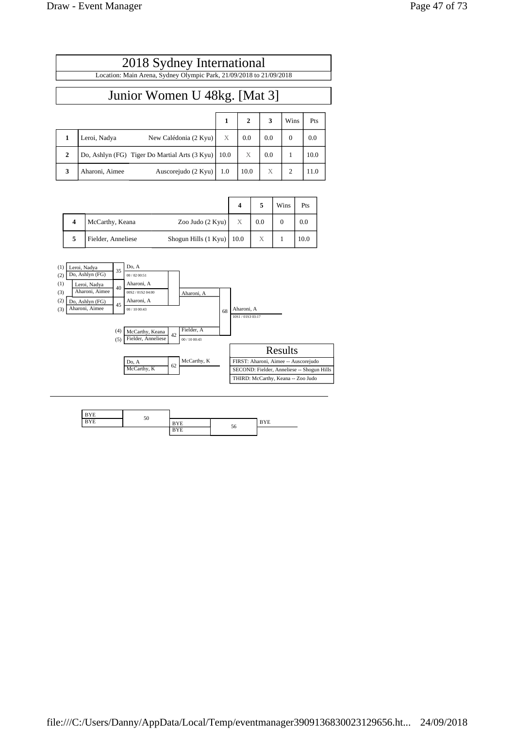# 2018 Sydney International

Location: Main Arena, Sydney Olympic Park, 21/09/2018 to 21/09/2018

## Junior Women U 48kg. [Mat 3]

| | | | 1 | 2 | 3 | Wins | Pts |
|---|---|---|---|---|---|---|---|
| 1 | Leroi, Nadya | New Calédonia (2 Kyu) | X | 0.0 | 0.0 | 0 | 0.0 |
| 2 | Do, Ashlyn (FG) | Tiger Do Martial Arts (3 Kyu) | 10.0 | X | 0.0 | 1 | 10.0 |
| 3 | Aharoni, Aimee | Auscorejudo (2 Kyu) | 1.0 | 10.0 | X | 2 | 11.0 |

| | | | 4 | 5 | Wins | Pts |
|---|---|---|---|---|---|---|
| 4 | McCarthy, Keana | Zoo Judo (2 Kyu) | X | 0.0 | 0 | 0.0 |
| 5 | Fielder, Anneliese | Shogun Hills (1 Kyu) | 10.0 | X | 1 | 10.0 |

(1) Leroi, Nadya
(2) Do, Ashlyn (FG) — 35 — Do, A — 00 / 02 00:51

(1) Leroi, Nadya
(3) Aharoni, Aimee — 40 — Aharoni, A — 00S2 / 01S2 04:00

(2) Do, Ashlyn (FG)
(3) Aharoni, Aimee — 45 — Aharoni, A — 00 / 10 00:43

Aharoni, A — 68 — Aharoni, A — 10S1 / 01S3 03:17

(4) McCarthy, Keana
(5) Fielder, Anneliese — 42 — Fielder, A — 00 / 10 00:43

Do, A
McCarthy, K — 62 — McCarthy, K

### Results

FIRST: Aharoni, Aimee -- Auscorejudo

SECOND: Fielder, Anneliese -- Shogun Hills

THIRD: McCarthy, Keana -- Zoo Judo

---

BYE
BYE — 50

BYE
BYE — 56 — BYE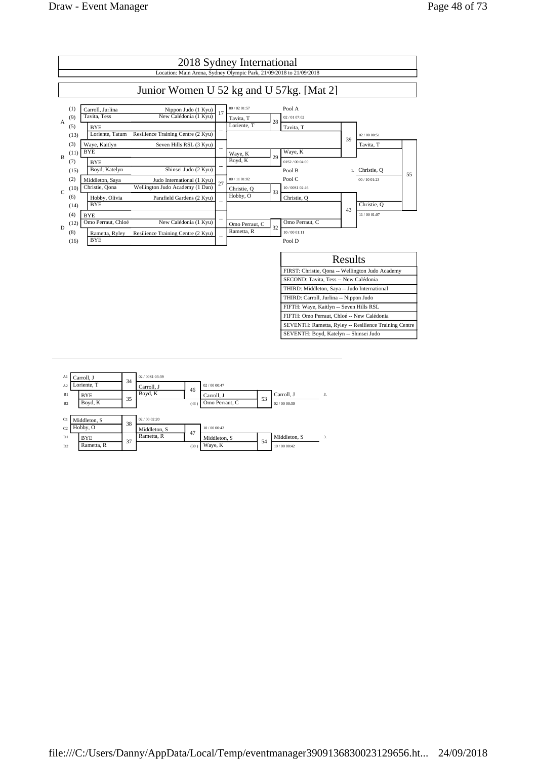# 2018 Sydney International

Location: Main Arena, Sydney Olympic Park, 21/09/2018 to 21/09/2018

## Junior Women U 52 kg and U 57kg. [Mat 2]

| Pool | Seed | Name | Club | Match | Round 2 | Match | Round 3 | Match | Semi/Final |
|---|---|---|---|---|---|---|---|---|---|
| A | (1) | Carroll, Jurlina | Nippon Judo (1 Kyu) | 17 | 00 / 02 01:57 Tavita, T | 28 | Pool A |  |  |
| A | (9) | Tavita, Tess | New Calédonia (1 Kyu) |  |  |  | 02 / 01 07:02 Tavita, T |  |  |
| A | (5) | BYE |  | -- | Loriente, T |  |  | 39 | 02 / 00 00:51 Tavita, T |
| A | (13) | Loriente, Tatum | Resilience Training Centre (2 Kyu) |  |  |  |  |  |  |
| B | (3) | Waye, Kaitlyn | Seven Hills RSL (3 Kyu) | -- | Waye, K | 29 | Waye, K |  |  |
| B | (11) | BYE |  |  |  |  | 01S2 / 00 04:00 |  |  |
| B | (7) | BYE |  | -- | Boyd, K |  | Pool B |  | 1. Christie, Q — 00 / 10 01:23 (55) |
| B | (15) | Boyd, Katelyn | Shinsei Judo (2 Kyu) |  |  |  |  |  |  |
| C | (2) | Middleton, Saya | Judo International (1 Kyu) | 27 | 00 / 11 01:02 Christie, Q | 33 | Pool C |  |  |
| C | (10) | Christie, Qona | Wellington Judo Academy (1 Dan) |  |  |  | 10 / 00S1 02:46 Christie, Q |  |  |
| C | (6) | Hobby, Olivia | Parafield Gardens (2 Kyu) | -- | Hobby, O |  |  | 43 | Christie, Q 11 / 00 01:07 |
| C | (14) | BYE |  |  |  |  |  |  |  |
| D | (4) | BYE |  | -- | Omo Perraut, C | 32 | Omo Perraut, C |  |  |
| D | (12) | Omo Perraut, Chloé | New Calédonia (1 Kyu) |  |  |  | 10 / 00 01:11 |  |  |
| D | (8) | Rametta, Ryley | Resilience Training Centre (2 Kyu) | -- | Rametta, R |  | Pool D |  |  |
| D | (16) | BYE |  |  |  |  |  |  |  |

### Results

| Results |
|---|
| FIRST: Christie, Qona -- Wellington Judo Academy |
| SECOND: Tavita, Tess -- New Calédonia |
| THIRD: Middleton, Saya -- Judo International |
| THIRD: Carroll, Jurlina -- Nippon Judo |
| FIFTH: Waye, Kaitlyn -- Seven Hills RSL |
| FIFTH: Omo Perraut, Chloé -- New Calédonia |
| SEVENTH: Rametta, Ryley -- Resilience Training Centre |
| SEVENTH: Boyd, Katelyn -- Shinsei Judo |

### Repechage

| Pos | Name | Match | Result | Match | Result | Match | Result |
|---|---|---|---|---|---|---|---|
| A1 | Carroll, J | 34 | 02 / 00S1 03:39 Carroll, J | 46 | 02 / 00 00:47 Carroll, J | 53 | Carroll, J 3. 02 / 00 00:30 |
| A2 | Loriente, T |  |  |  |  |  |  |
| B1 | BYE | 35 | Boyd, K | (43) | Omo Perraut, C |  |  |
| B2 | Boyd, K |  |  |  |  |  |  |
| C1 | Middleton, S | 38 | 02 / 00 02:20 Middleton, S | 47 | 10 / 00 00:42 Middleton, S | 54 | Middleton, S 3. 10 / 00 00:42 |
| C2 | Hobby, O |  |  |  |  |  |  |
| D1 | BYE | 37 | Rametta, R | (39) | Waye, K |  |  |
| D2 | Rametta, R |  |  |  |  |  |  |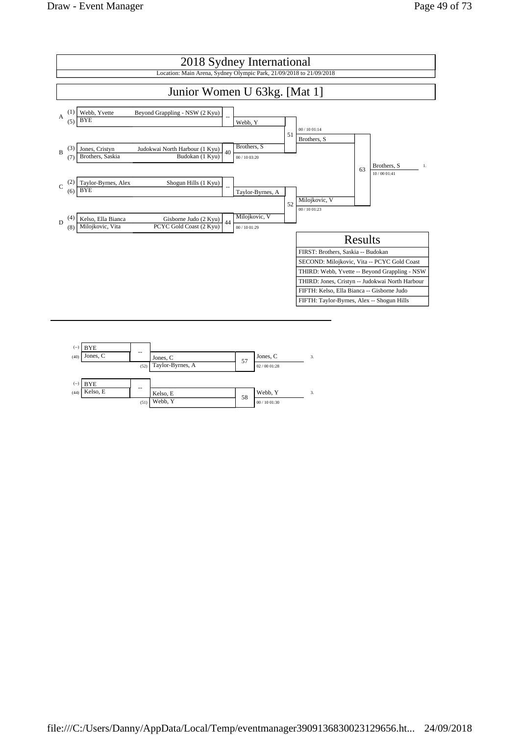# 2018 Sydney International

Location: Main Arena, Sydney Olympic Park, 21/09/2018 to 21/09/2018

## Junior Women U 63kg. [Mat 1]

### Pool Draw

| Pool | Seed | Name | Club |
|---|---|---|---|
| A | (1) | Webb, Yvette | Beyond Grappling - NSW (2 Kyu) |
| A | (5) | BYE | |
| B | (3) | Jones, Cristyn | Judokwai North Harbour (1 Kyu) |
| B | (7) | Brothers, Saskia | Budokan (1 Kyu) |
| C | (2) | Taylor-Byrnes, Alex | Shogun Hills (1 Kyu) |
| C | (6) | BYE | |
| D | (4) | Kelso, Ella Bianca | Gisborne Judo (2 Kyu) |
| D | (8) | Milojkovic, Vita | PCYC Gold Coast (2 Kyu) |

### Contests

| Contest | Competitors | Winner | Score |
|---|---|---|---|
| -- | Webb, Yvette vs BYE | Webb, Y | |
| 40 | Jones, Cristyn vs Brothers, Saskia | Brothers, S | 00 / 10 03:20 |
| -- | Taylor-Byrnes, Alex vs BYE | Taylor-Byrnes, A | |
| 44 | Kelso, Ella Bianca vs Milojkovic, Vita | Milojkovic, V | 00 / 10 01:29 |
| 51 | Webb, Y vs Brothers, S | Brothers, S | 00 / 10 01:14 |
| 52 | Taylor-Byrnes, A vs Milojkovic, V | Milojkovic, V | 00 / 10 01:23 |
| 63 | Brothers, S vs Milojkovic, V | Brothers, S (1.) | 10 / 00 01:41 |

### Results

| Results |
|---|
| FIRST: Brothers, Saskia -- Budokan |
| SECOND: Milojkovic, Vita -- PCYC Gold Coast |
| THIRD: Webb, Yvette -- Beyond Grappling - NSW |
| THIRD: Jones, Cristyn -- Judokwai North Harbour |
| FIFTH: Kelso, Ella Bianca -- Gisborne Judo |
| FIFTH: Taylor-Byrnes, Alex -- Shogun Hills |

### Repechage

| Contest | Competitors | Winner | Score | Place |
|---|---|---|---|---|
| -- | BYE (--) vs Jones, C (40) | Jones, C | | |
| 57 | Jones, C vs Taylor-Byrnes, A (52) | Jones, C | 02 / 00 01:28 | 3. |
| -- | BYE (--) vs Kelso, E (44) | Kelso, E | | |
| 58 | Kelso, E vs Webb, Y (51) | Webb, Y | 00 / 10 01:30 | 3. |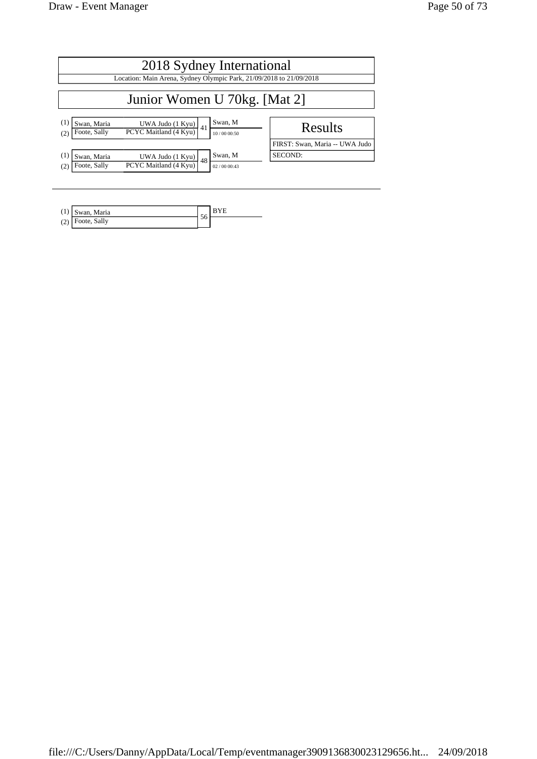# 2018 Sydney International

Location: Main Arena, Sydney Olympic Park, 21/09/2018 to 21/09/2018

## Junior Women U 70kg. [Mat 2]

| | Name | Club | Match | Winner |
|---|---|---|---|---|
| (1) | Swan, Maria | UWA Judo (1 Kyu) | 41 | Swan, M |
| (2) | Foote, Sally | PCYC Maitland (4 Kyu) | | 10 / 00 00:50 |

| | Name | Club | Match | Winner |
|---|---|---|---|---|
| (1) | Swan, Maria | UWA Judo (1 Kyu) | 48 | Swan, M |
| (2) | Foote, Sally | PCYC Maitland (4 Kyu) | | 02 / 00 00:43 |

| Results |
|---|
| FIRST: Swan, Maria -- UWA Judo |
| SECOND: |

---

| | Name | Match | Winner |
|---|---|---|---|
| (1) | Swan, Maria | 56 | BYE |
| (2) | Foote, Sally | | |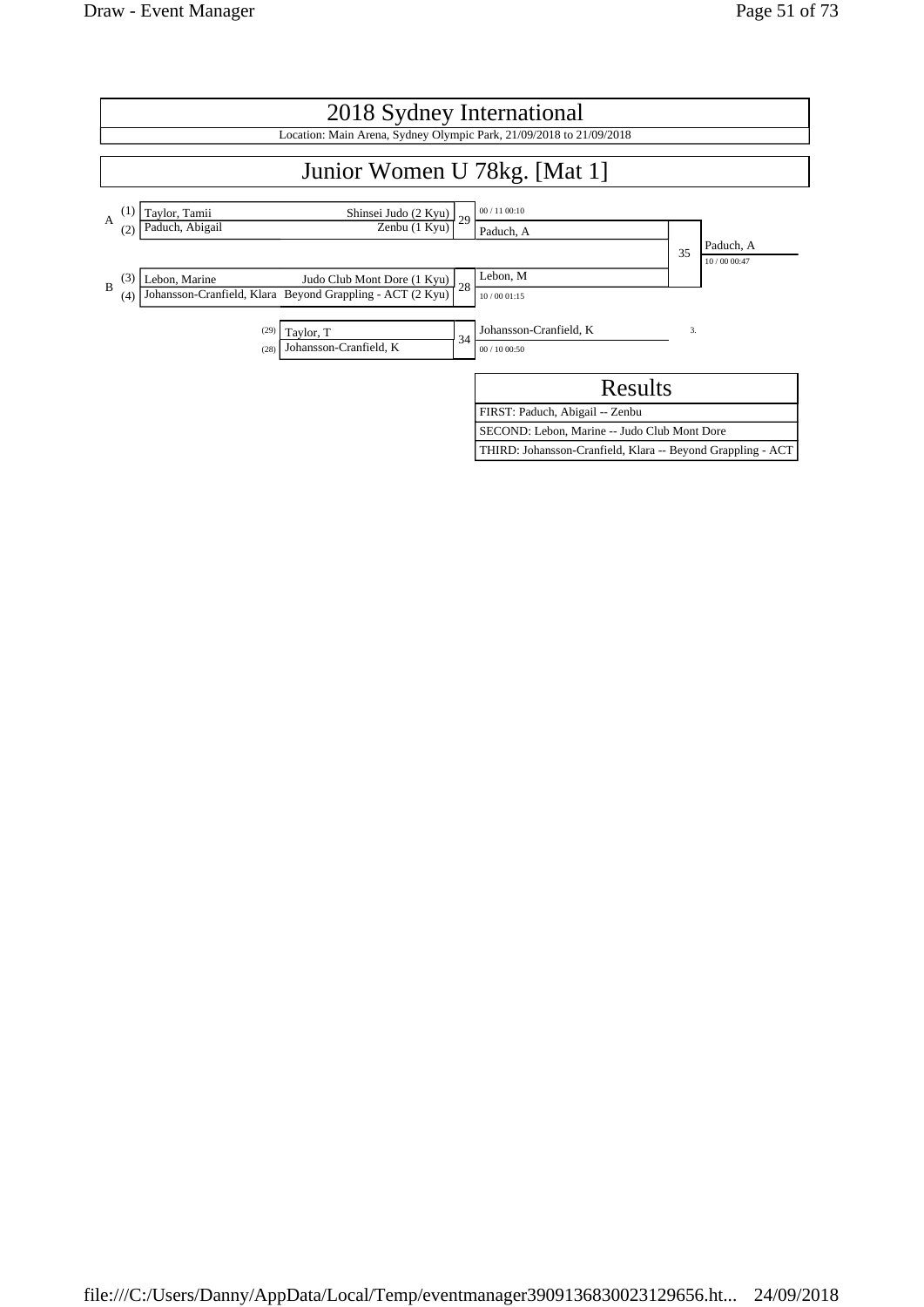# 2018 Sydney International

Location: Main Arena, Sydney Olympic Park, 21/09/2018 to 21/09/2018

## Junior Women U 78kg. [Mat 1]

| Pool | # | Name | Club | Match | Winner | Score |
|---|---|---|---|---|---|---|
| A | (1) | Taylor, Tamii | Shinsei Judo (2 Kyu) | 29 | Paduch, A | 00 / 11 00:10 |
| A | (2) | Paduch, Abigail | Zenbu (1 Kyu) | | | |
| B | (3) | Lebon, Marine | Judo Club Mont Dore (1 Kyu) | 28 | Lebon, M | 10 / 00 01:15 |
| B | (4) | Johansson-Cranfield, Klara | Beyond Grappling - ACT (2 Kyu) | | | |

Final (35): Paduch, A vs Lebon, M — Winner: Paduch, A — 10 / 00 00:47

| # | Name | Match | Winner | Score |
|---|---|---|---|---|
| (29) | Taylor, T | 34 | Johansson-Cranfield, K | 00 / 10 00:50 |
| (28) | Johansson-Cranfield, K | | | |

3.

### Results

| Results |
|---|
| FIRST: Paduch, Abigail -- Zenbu |
| SECOND: Lebon, Marine -- Judo Club Mont Dore |
| THIRD: Johansson-Cranfield, Klara -- Beyond Grappling - ACT |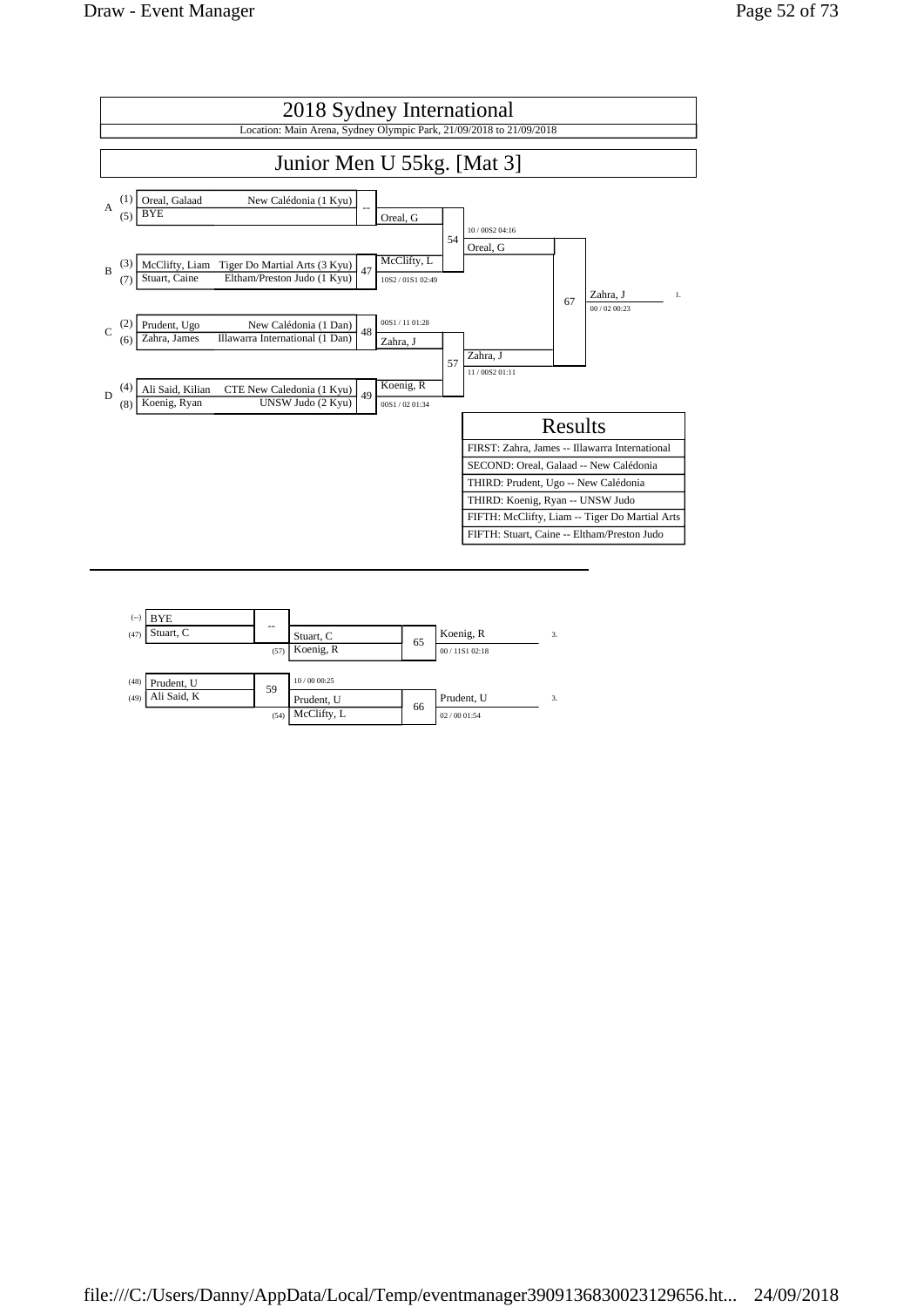# 2018 Sydney International

Location: Main Arena, Sydney Olympic Park, 21/09/2018 to 21/09/2018

## Junior Men U 55kg. [Mat 3]

**Pool A**
- (1) Oreal, Galaad — New Calédonia (1 Kyu)
- (5) BYE

Contest --: Oreal, G

**Pool B**
- (3) McClifty, Liam — Tiger Do Martial Arts (3 Kyu)
- (7) Stuart, Caine — Eltham/Preston Judo (1 Kyu)

Contest 47: McClifty, L — 10S2 / 01S1 02:49

Contest 54: Oreal, G — 10 / 00S2 04:16

**Pool C**
- (2) Prudent, Ugo — New Calédonia (1 Dan)
- (6) Zahra, James — Illawarra International (1 Dan)

Contest 48: Zahra, J — 00S1 / 11 01:28

**Pool D**
- (4) Ali Said, Kilian — CTE New Caledonia (1 Kyu)
- (8) Koenig, Ryan — UNSW Judo (2 Kyu)

Contest 49: Koenig, R — 00S1 / 02 01:34

Contest 57: Zahra, J — 11 / 00S2 01:11

Contest 67: Zahra, J — 00 / 02 00:23 — 1.

## Results

| Results |
|---|
| FIRST: Zahra, James -- Illawarra International |
| SECOND: Oreal, Galaad -- New Calédonia |
| THIRD: Prudent, Ugo -- New Calédonia |
| THIRD: Koenig, Ryan -- UNSW Judo |
| FIFTH: McClifty, Liam -- Tiger Do Martial Arts |
| FIFTH: Stuart, Caine -- Eltham/Preston Judo |

## Repechage

- (--) BYE
- (47) Stuart, C

Contest --: Stuart, C vs (57) Koenig, R

Contest 65: Koenig, R — 00 / 11S1 02:18 — 3.

- (48) Prudent, U
- (49) Ali Said, K

Contest 59: Prudent, U — 10 / 00 00:25 vs (54) McClifty, L

Contest 66: Prudent, U — 02 / 00 01:54 — 3.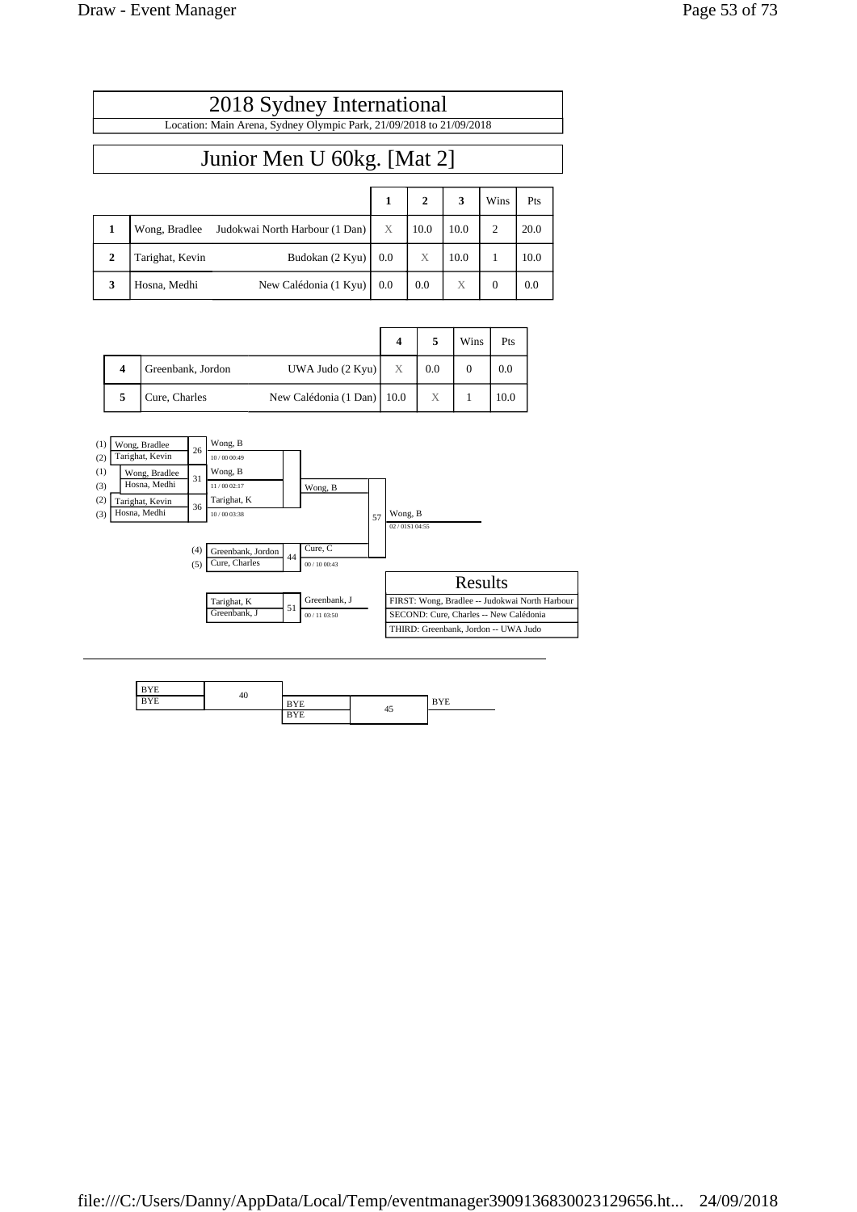# 2018 Sydney International

Location: Main Arena, Sydney Olympic Park, 21/09/2018 to 21/09/2018

## Junior Men U 60kg. [Mat 2]

| | | | 1 | 2 | 3 | Wins | Pts |
|---|---|---|---|---|---|---|---|
| 1 | Wong, Bradlee | Judokwai North Harbour (1 Dan) | X | 10.0 | 10.0 | 2 | 20.0 |
| 2 | Tarighat, Kevin | Budokan (2 Kyu) | 0.0 | X | 10.0 | 1 | 10.0 |
| 3 | Hosna, Medhi | New Calédonia (1 Kyu) | 0.0 | 0.0 | X | 0 | 0.0 |

| | | | 4 | 5 | Wins | Pts |
|---|---|---|---|---|---|---|
| 4 | Greenbank, Jordon | UWA Judo (2 Kyu) | X | 0.0 | 0 | 0.0 |
| 5 | Cure, Charles | New Calédonia (1 Dan) | 10.0 | X | 1 | 10.0 |

(1) Wong, Bradlee / (2) Tarighat, Kevin — 26 — Wong, B — 10 / 00 00:49

(1) Wong, Bradlee / (3) Hosna, Medhi — 31 — Wong, B — 11 / 00 02:17

(2) Tarighat, Kevin / (3) Hosna, Medhi — 36 — Tarighat, K — 10 / 00 03:38

(4) Greenbank, Jordon / (5) Cure, Charles — 44 — Cure, C — 00 / 10 00:43

Wong, B / Cure, C — 57 — Wong, B — 02 / 01S1 04:55

Tarighat, K / Greenbank, J — 51 — Greenbank, J — 00 / 11 03:50

### Results

| Results |
|---|
| FIRST: Wong, Bradlee -- Judokwai North Harbour |
| SECOND: Cure, Charles -- New Calédonia |
| THIRD: Greenbank, Jordon -- UWA Judo |

---

BYE / BYE — 40 — BYE

BYE / BYE — 45 — BYE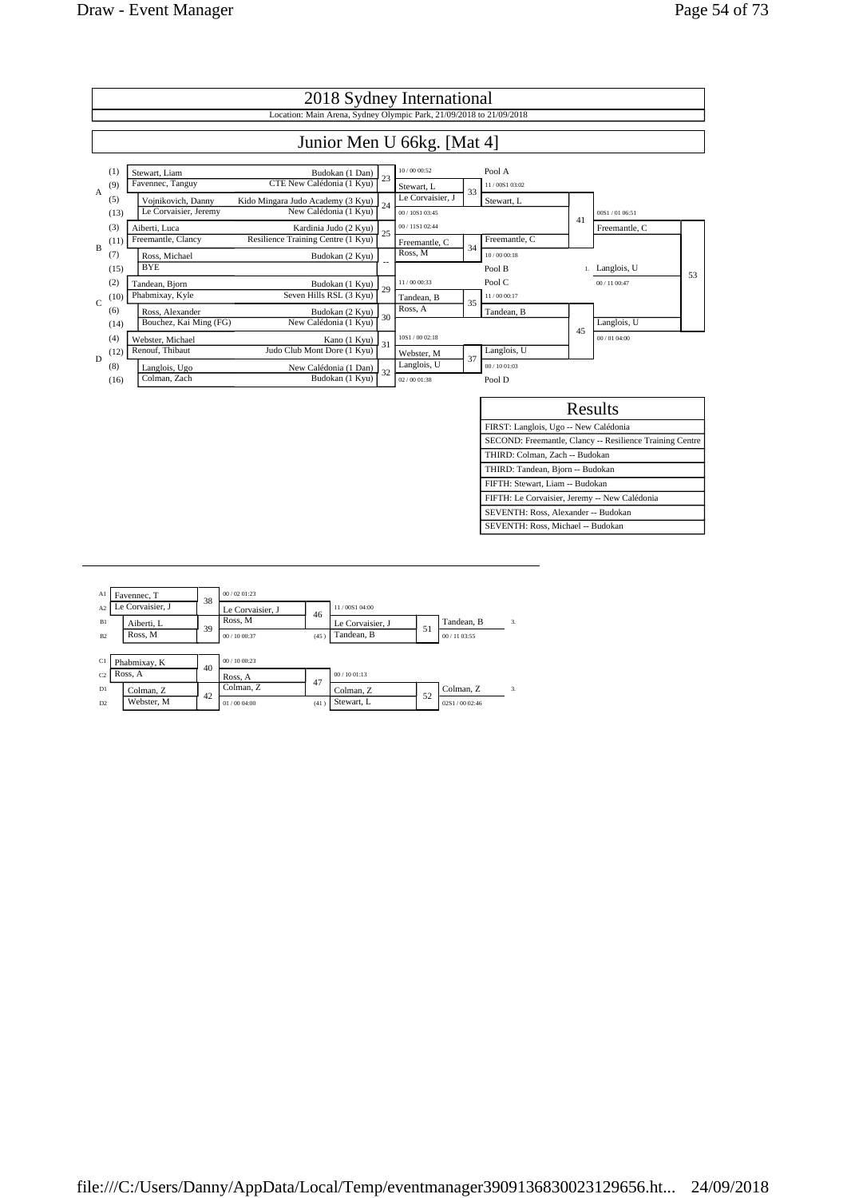# 2018 Sydney International

Location: Main Arena, Sydney Olympic Park, 21/09/2018 to 21/09/2018

## Junior Men U 66kg. [Mat 4]

| Pool | Seed | Name | Club | Contest | Winner / Score |
|---|---|---|---|---|---|
| A | (1) | Stewart, Liam | Budokan (1 Dan) | 23 | Stewart, L (10 / 00 00:52) |
| A | (9) | Favennec, Tanguy | CTE New Calédonia (1 Kyu) | | |
| A | (5) | Vojnikovich, Danny | Kido Mingara Judo Academy (3 Kyu) | 24 | Le Corvaisier, J (00 / 10S1 03:45) |
| A | (13) | Le Corvaisier, Jeremy | New Calédonia (1 Kyu) | | |
| B | (3) | Aiberti, Luca | Kardinia Judo (2 Kyu) | 25 | Freemantle, C (00 / 11S1 02:44) |
| B | (11) | Freemantle, Clancy | Resilience Training Centre (1 Kyu) | | |
| B | (7) | Ross, Michael | Budokan (2 Kyu) | -- | Ross, M |
| B | (15) | BYE | | | |
| C | (2) | Tandean, Bjorn | Budokan (1 Kyu) | 29 | Tandean, B (11 / 00 00:33) |
| C | (10) | Phabmixay, Kyle | Seven Hills RSL (3 Kyu) | | |
| C | (6) | Ross, Alexander | Budokan (2 Kyu) | 30 | Ross, A |
| C | (14) | Bouchez, Kai Ming (FG) | New Calédonia (1 Kyu) | | |
| D | (4) | Webster, Michael | Kano (1 Kyu) | 31 | Webster, M (10S1 / 00 02:18) |
| D | (12) | Renouf, Thibaut | Judo Club Mont Dore (1 Kyu) | | |
| D | (8) | Langlois, Ugo | New Calédonia (1 Dan) | 32 | Langlois, U (02 / 00 01:38) |
| D | (16) | Colman, Zach | Budokan (1 Kyu) | | |

| Contest | Competitors | Winner | Score |
|---|---|---|---|
| 33 | Stewart, L vs Le Corvaisier, J | Stewart, L (Pool A) | 11 / 00S1 03:02 |
| 34 | Freemantle, C vs Ross, M | Freemantle, C (Pool B) | 10 / 00 00:18 |
| 35 | Tandean, B vs Ross, A | Tandean, B (Pool C) | 11 / 00 00:17 |
| 37 | Webster, M vs Langlois, U | Langlois, U (Pool D) | 00 / 10 01:03 |
| 41 | Stewart, L vs Freemantle, C | Freemantle, C | 00S1 / 01 06:51 |
| 45 | Tandean, B vs Langlois, U | Langlois, U | 00 / 01 04:00 |
| 53 | Freemantle, C vs Langlois, U | 1. Langlois, U | 00 / 11 00:47 |

### Results

| Results |
|---|
| FIRST: Langlois, Ugo -- New Calédonia |
| SECOND: Freemantle, Clancy -- Resilience Training Centre |
| THIRD: Colman, Zach -- Budokan |
| THIRD: Tandean, Bjorn -- Budokan |
| FIFTH: Stewart, Liam -- Budokan |
| FIFTH: Le Corvaisier, Jeremy -- New Calédonia |
| SEVENTH: Ross, Alexander -- Budokan |
| SEVENTH: Ross, Michael -- Budokan |

### Repechage

| Contest | Competitors | Winner | Score |
|---|---|---|---|
| 38 | A1 Favennec, T vs A2 Le Corvaisier, J | Le Corvaisier, J | 00 / 02 01:23 |
| 39 | B1 Aiberti, L vs B2 Ross, M | Ross, M | 00 / 10 00:37 |
| 46 | Le Corvaisier, J vs Ross, M | Le Corvaisier, J | 11 / 00S1 04:00 |
| 51 | Le Corvaisier, J vs Tandean, B (45) | Tandean, B (3.) | 00 / 11 03:55 |
| 40 | C1 Phabmixay, K vs C2 Ross, A | Ross, A | 00 / 10 00:23 |
| 42 | D1 Colman, Z vs D2 Webster, M | Colman, Z | 01 / 00 04:00 |
| 47 | Ross, A vs Colman, Z | Colman, Z | 00 / 10 01:13 |
| 52 | Colman, Z vs Stewart, L (41) | Colman, Z (3.) | 02S1 / 00 02:46 |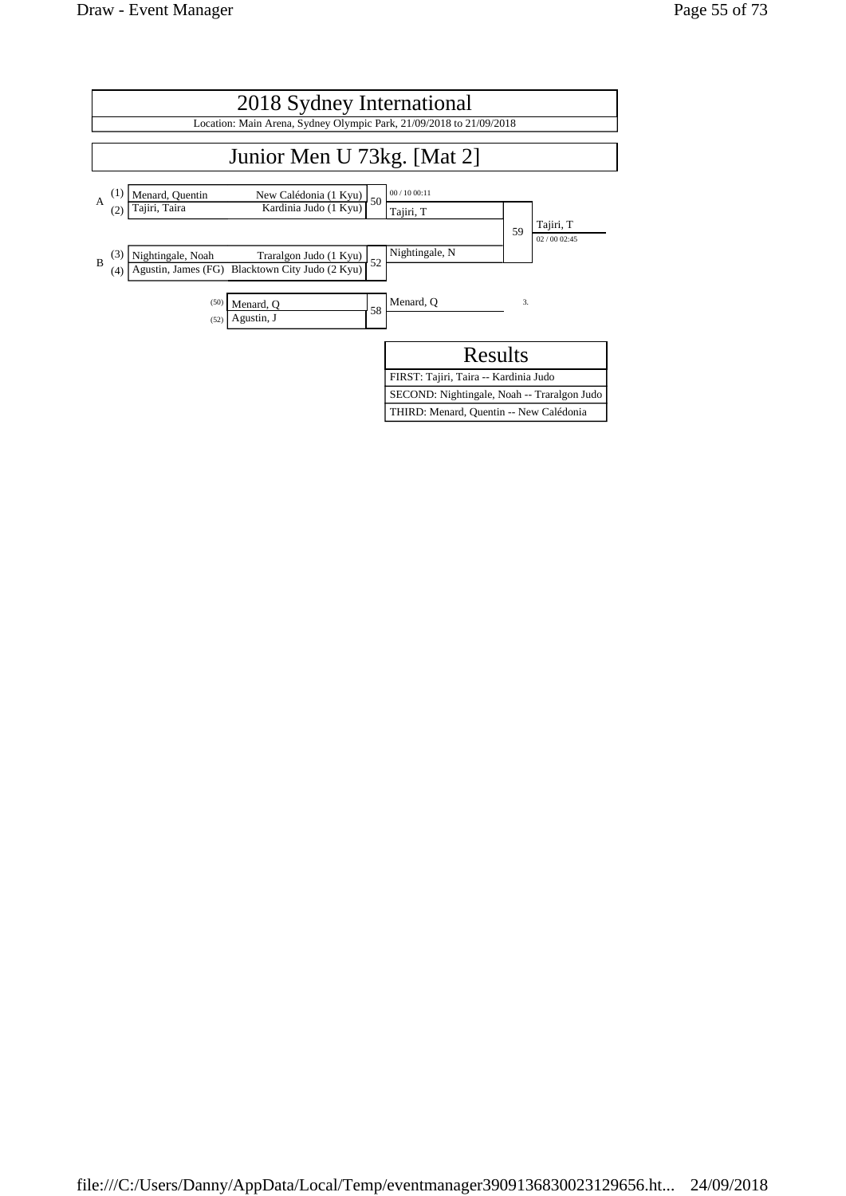# 2018 Sydney International

Location: Main Arena, Sydney Olympic Park, 21/09/2018 to 21/09/2018

## Junior Men U 73kg. [Mat 2]

| Pool | Seed | Name | Club | Match | Winner | Match | Winner |
|---|---|---|---|---|---|---|---|
| A | (1) | Menard, Quentin | New Calédonia (1 Kyu) | 50 | Tajiri, T (00 / 10 00:11) | 59 | Tajiri, T (02 / 00 02:45) |
| | (2) | Tajiri, Taira | Kardinia Judo (1 Kyu) | | | | |
| B | (3) | Nightingale, Noah | Traralgon Judo (1 Kyu) | 52 | Nightingale, N | | |
| | (4) | Agustin, James (FG) | Blacktown City Judo (2 Kyu) | | | | |

| | Name | Match | Winner | Place |
|---|---|---|---|---|
| (50) | Menard, Q | 58 | Menard, Q | 3. |
| (52) | Agustin, J | | | |

### Results

| Results |
|---|
| FIRST: Tajiri, Taira -- Kardinia Judo |
| SECOND: Nightingale, Noah -- Traralgon Judo |
| THIRD: Menard, Quentin -- New Calédonia |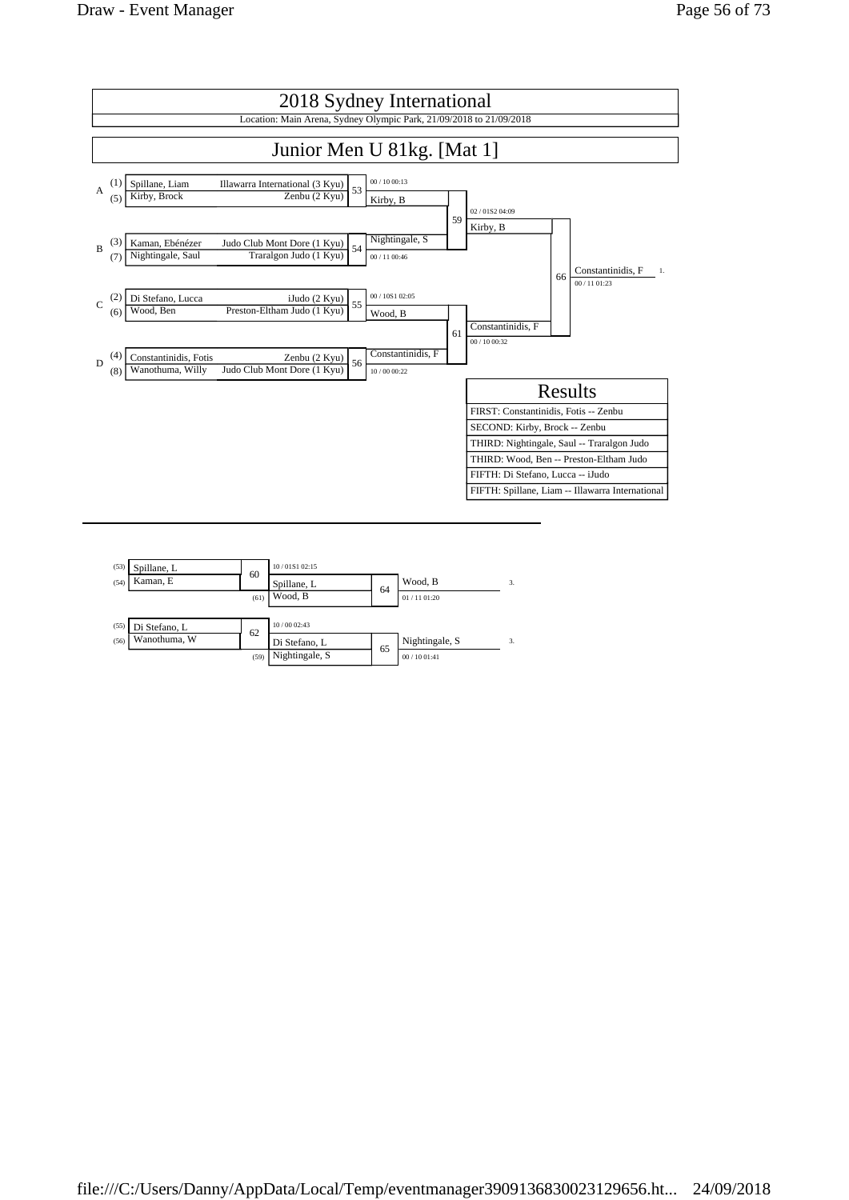# 2018 Sydney International

Location: Main Arena, Sydney Olympic Park, 21/09/2018 to 21/09/2018

## Junior Men U 81kg. [Mat 1]

| Pool | Seed | Name | Club | Contest | Winner | Score |
|---|---|---|---|---|---|---|
| A | (1) | Spillane, Liam | Illawarra International (3 Kyu) | 53 | Kirby, B | 00 / 10 00:13 |
| | (5) | Kirby, Brock | Zenbu (2 Kyu) | | | |
| B | (3) | Kaman, Ebénézer | Judo Club Mont Dore (1 Kyu) | 54 | Nightingale, S | 00 / 11 00:46 |
| | (7) | Nightingale, Saul | Traralgon Judo (1 Kyu) | | | |
| C | (2) | Di Stefano, Lucca | iJudo (2 Kyu) | 55 | Wood, B | 00 / 10S1 02:05 |
| | (6) | Wood, Ben | Preston-Eltham Judo (1 Kyu) | | | |
| D | (4) | Constantinidis, Fotis | Zenbu (2 Kyu) | 56 | Constantinidis, F | 10 / 00 00:22 |
| | (8) | Wanothuma, Willy | Judo Club Mont Dore (1 Kyu) | | | |

| Contest | Competitors | Winner | Score |
|---|---|---|---|
| 59 | Kirby, B vs Nightingale, S | Kirby, B | 02 / 01S2 04:09 |
| 61 | Wood, B vs Constantinidis, F | Constantinidis, F | 00 / 10 00:32 |
| 66 | Kirby, B vs Constantinidis, F | Constantinidis, F (1.) | 00 / 11 01:23 |

### Results

| Results |
|---|
| FIRST: Constantinidis, Fotis -- Zenbu |
| SECOND: Kirby, Brock -- Zenbu |
| THIRD: Nightingale, Saul -- Traralgon Judo |
| THIRD: Wood, Ben -- Preston-Eltham Judo |
| FIFTH: Di Stefano, Lucca -- iJudo |
| FIFTH: Spillane, Liam -- Illawarra International |

### Repechage

| Contest | Competitors | Winner | Score |
|---|---|---|---|
| 60 | (53) Spillane, L vs (54) Kaman, E | Spillane, L | 10 / 01S1 02:15 |
| 64 | Spillane, L vs (61) Wood, B | Wood, B (3.) | 01 / 11 01:20 |
| 62 | (55) Di Stefano, L vs (56) Wanothuma, W | Di Stefano, L | 10 / 00 02:43 |
| 65 | Di Stefano, L vs (59) Nightingale, S | Nightingale, S (3.) | 00 / 10 01:41 |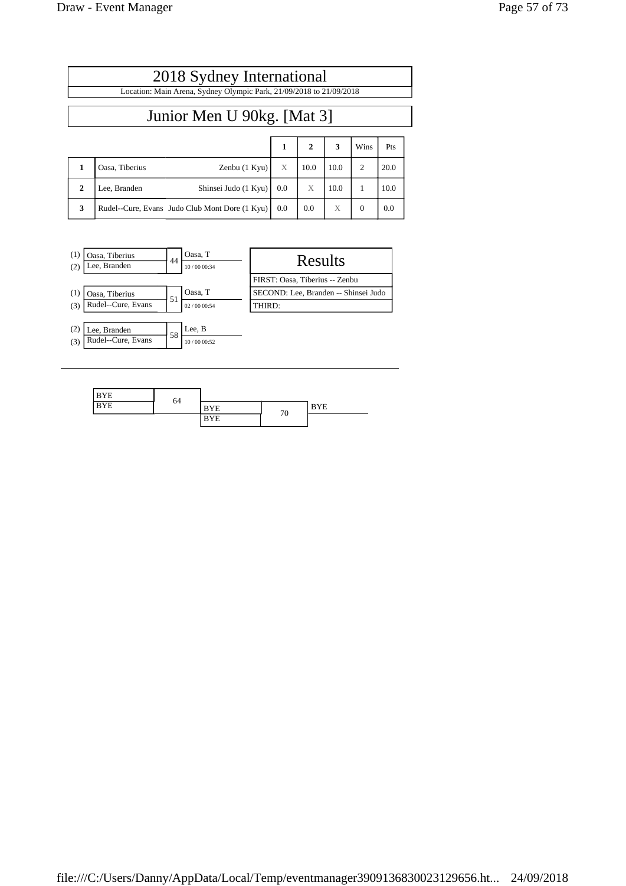# 2018 Sydney International

Location: Main Arena, Sydney Olympic Park, 21/09/2018 to 21/09/2018

## Junior Men U 90kg. [Mat 3]

| | | | 1 | 2 | 3 | Wins | Pts |
|---|---|---|---|---|---|---|---|
| 1 | Oasa, Tiberius | Zenbu (1 Kyu) | X | 10.0 | 10.0 | 2 | 20.0 |
| 2 | Lee, Branden | Shinsei Judo (1 Kyu) | 0.0 | X | 10.0 | 1 | 10.0 |
| 3 | Rudel--Cure, Evans | Judo Club Mont Dore (1 Kyu) | 0.0 | 0.0 | X | 0 | 0.0 |

(1) Oasa, Tiberius
(2) Lee, Branden
44 — Oasa, T — 10 / 00 00:34

(1) Oasa, Tiberius
(3) Rudel--Cure, Evans
51 — Oasa, T — 02 / 00 00:54

(2) Lee, Branden
(3) Rudel--Cure, Evans
58 — Lee, B — 10 / 00 00:52

| Results |
|---|
| FIRST: Oasa, Tiberius -- Zenbu |
| SECOND: Lee, Branden -- Shinsei Judo |
| THIRD: |

BYE
BYE
64

BYE
BYE
70 — BYE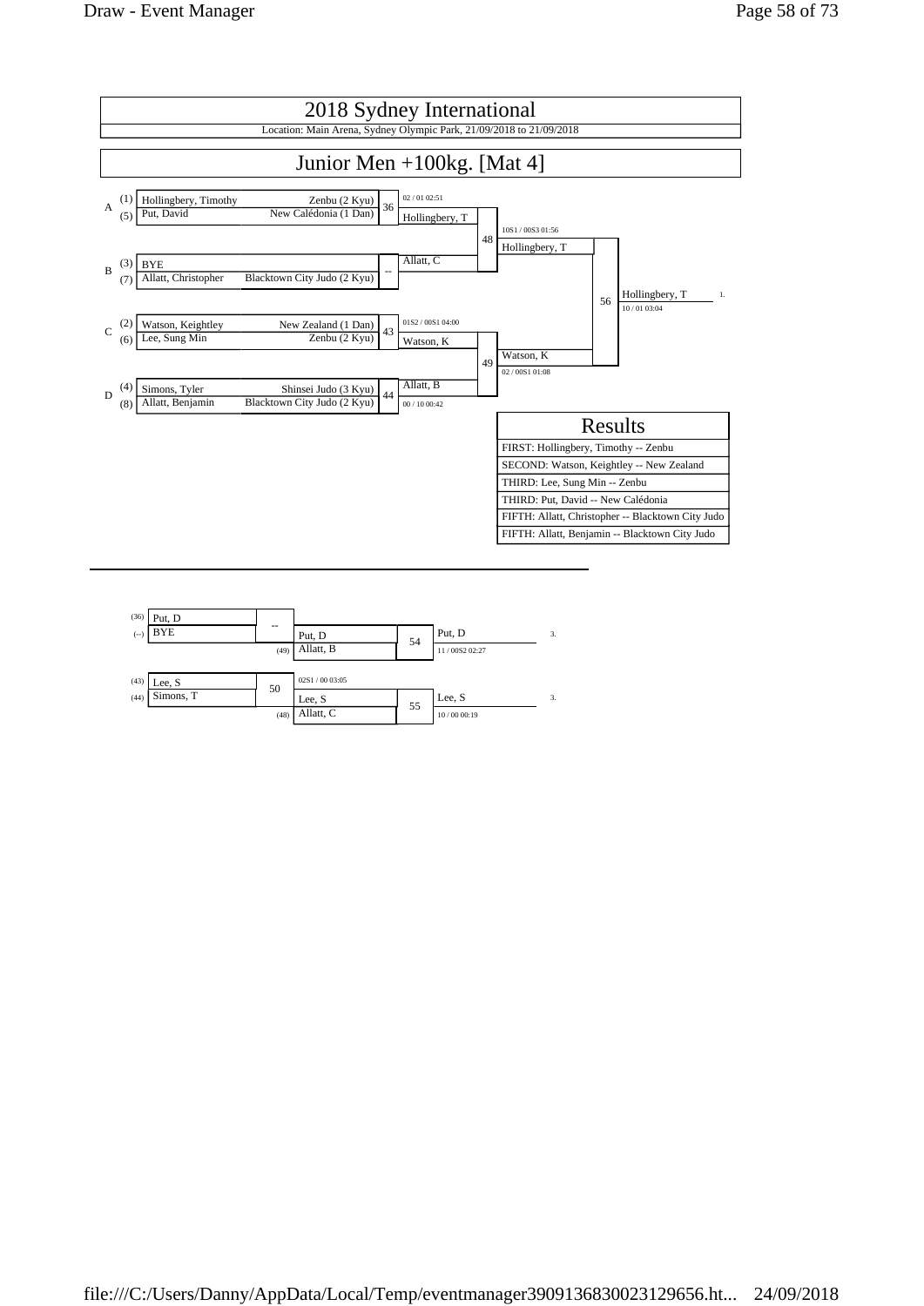# 2018 Sydney International

Location: Main Arena, Sydney Olympic Park, 21/09/2018 to 21/09/2018

## Junior Men +100kg. [Mat 4]

| Pool | Seed | Name | Club | Contest | Winner | Score |
|---|---|---|---|---|---|---|
| A | (1) | Hollingbery, Timothy | Zenbu (2 Kyu) | 36 | Hollingbery, T | 02 / 01 02:51 |
| | (5) | Put, David | New Calédonia (1 Dan) | | | |
| B | (3) | BYE | | -- | Allatt, C | |
| | (7) | Allatt, Christopher | Blacktown City Judo (2 Kyu) | | | |
| C | (2) | Watson, Keightley | New Zealand (1 Dan) | 43 | Watson, K | 01S2 / 00S1 04:00 |
| | (6) | Lee, Sung Min | Zenbu (2 Kyu) | | | |
| D | (4) | Simons, Tyler | Shinsei Judo (3 Kyu) | 44 | Allatt, B | 00 / 10 00:42 |
| | (8) | Allatt, Benjamin | Blacktown City Judo (2 Kyu) | | | |

| Contest | Competitors | Winner | Score |
|---|---|---|---|
| 48 | Hollingbery, T vs Allatt, C | Hollingbery, T | 10S1 / 00S3 01:56 |
| 49 | Watson, K vs Allatt, B | Watson, K | 02 / 00S1 01:08 |
| 56 | Hollingbery, T vs Watson, K | Hollingbery, T (1.) | 10 / 01 03:04 |

### Results

| Results |
|---|
| FIRST: Hollingbery, Timothy -- Zenbu |
| SECOND: Watson, Keightley -- New Zealand |
| THIRD: Lee, Sung Min -- Zenbu |
| THIRD: Put, David -- New Calédonia |
| FIFTH: Allatt, Christopher -- Blacktown City Judo |
| FIFTH: Allatt, Benjamin -- Blacktown City Judo |

---

| Contest | Competitors | Winner | Score |
|---|---|---|---|
| -- | (36) Put, D vs (--) BYE | Put, D | |
| 54 | Put, D vs (49) Allatt, B | Put, D (3.) | 11 / 00S2 02:27 |
| 50 | (43) Lee, S vs (44) Simons, T | Lee, S | 02S1 / 00 03:05 |
| 55 | Lee, S vs (48) Allatt, C | Lee, S (3.) | 10 / 00 00:19 |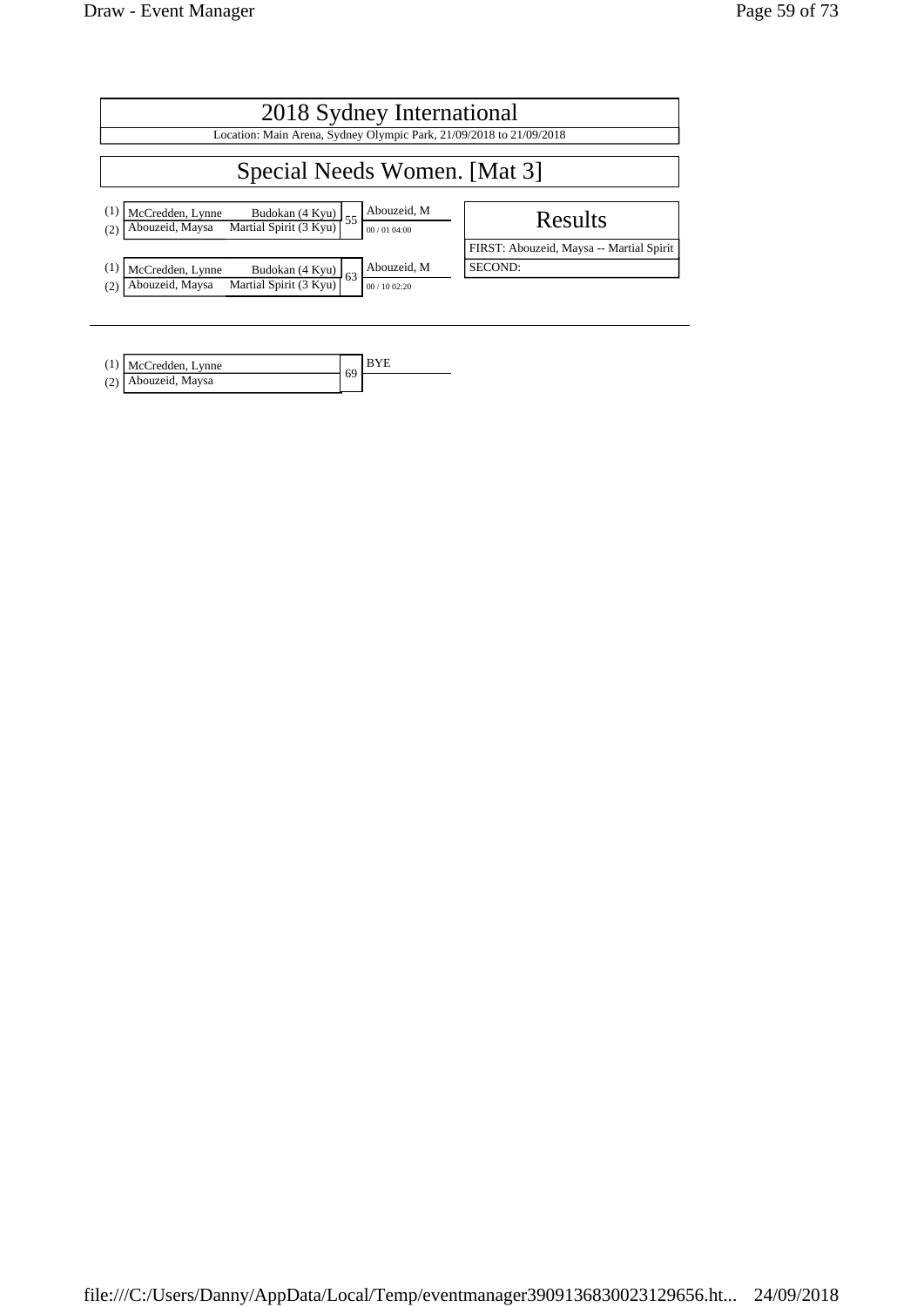# 2018 Sydney International

Location: Main Arena, Sydney Olympic Park, 21/09/2018 to 21/09/2018

## Special Needs Women. [Mat 3]

| | Competitor | Club | Match | Winner |
|---|---|---|---|---|
| (1) | McCredden, Lynne | Budokan (4 Kyu) | 55 | Abouzeid, M |
| (2) | Abouzeid, Maysa | Martial Spirit (3 Kyu) | | 00 / 01 04:00 |

| | Competitor | Club | Match | Winner |
|---|---|---|---|---|
| (1) | McCredden, Lynne | Budokan (4 Kyu) | 63 | Abouzeid, M |
| (2) | Abouzeid, Maysa | Martial Spirit (3 Kyu) | | 00 / 10 02:20 |

| Results |
|---|
| FIRST: Abouzeid, Maysa -- Martial Spirit |
| SECOND: |

---

| | Competitor | Match | Winner |
|---|---|---|---|
| (1) | McCredden, Lynne | 69 | BYE |
| (2) | Abouzeid, Maysa | | |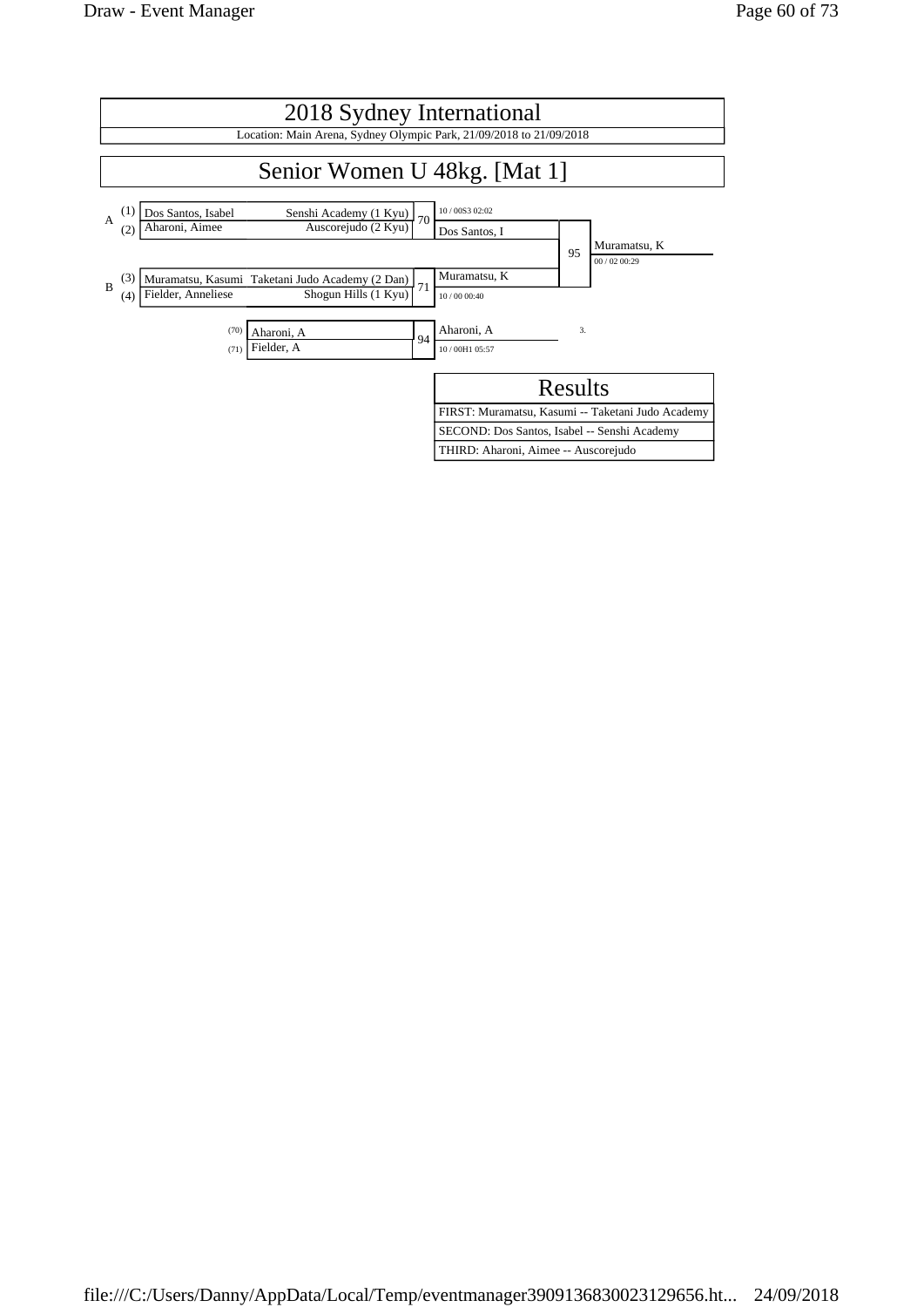# 2018 Sydney International

Location: Main Arena, Sydney Olympic Park, 21/09/2018 to 21/09/2018

## Senior Women U 48kg. [Mat 1]

| Pool | Seed | Name | Club | Contest | Winner | Score |
|---|---|---|---|---|---|---|
| A | (1) | Dos Santos, Isabel | Senshi Academy (1 Kyu) | 70 | Dos Santos, I | 10 / 00S3 02:02 |
| | (2) | Aharoni, Aimee | Auscorejudo (2 Kyu) | | | |
| B | (3) | Muramatsu, Kasumi | Taketani Judo Academy (2 Dan) | 71 | Muramatsu, K | 10 / 00 00:40 |
| | (4) | Fielder, Anneliese | Shogun Hills (1 Kyu) | | | |

Final (95): Dos Santos, I vs Muramatsu, K — Winner: Muramatsu, K (00 / 02 00:29)

Repechage (94): (70) Aharoni, A vs (71) Fielder, A — Winner: Aharoni, A (10 / 00H1 05:57) — 3.

### Results

| Results |
|---|
| FIRST: Muramatsu, Kasumi -- Taketani Judo Academy |
| SECOND: Dos Santos, Isabel -- Senshi Academy |
| THIRD: Aharoni, Aimee -- Auscorejudo |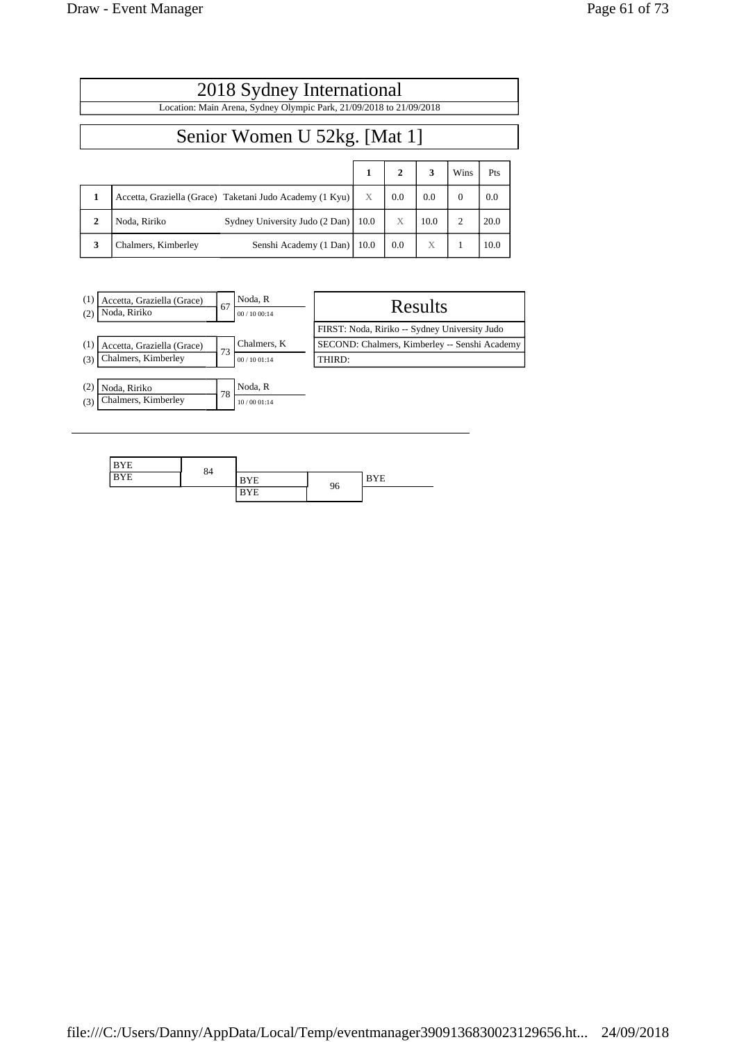# 2018 Sydney International

Location: Main Arena, Sydney Olympic Park, 21/09/2018 to 21/09/2018

## Senior Women U 52kg. [Mat 1]

| | | | 1 | 2 | 3 | Wins | Pts |
|---|---|---|---|---|---|---|---|
| 1 | Accetta, Graziella (Grace) | Taketani Judo Academy (1 Kyu) | X | 0.0 | 0.0 | 0 | 0.0 |
| 2 | Noda, Ririko | Sydney University Judo (2 Dan) | 10.0 | X | 10.0 | 2 | 20.0 |
| 3 | Chalmers, Kimberley | Senshi Academy (1 Dan) | 10.0 | 0.0 | X | 1 | 10.0 |

| | Competitors | Contest | Winner | Score |
|---|---|---|---|---|
| (1) | Accetta, Graziella (Grace) | 67 | Noda, R | 00 / 10 00:14 |
| (2) | Noda, Ririko | | | |
| (1) | Accetta, Graziella (Grace) | 73 | Chalmers, K | 00 / 10 01:14 |
| (3) | Chalmers, Kimberley | | | |
| (2) | Noda, Ririko | 78 | Noda, R | 10 / 00 01:14 |
| (3) | Chalmers, Kimberley | | | |

### Results

| Results |
|---|
| FIRST: Noda, Ririko -- Sydney University Judo |
| SECOND: Chalmers, Kimberley -- Senshi Academy |
| THIRD: |

| Competitors | Contest | Competitors | Contest | Winner |
|---|---|---|---|---|
| BYE | 84 | | | |
| BYE | | BYE | 96 | BYE |
| | | BYE | | |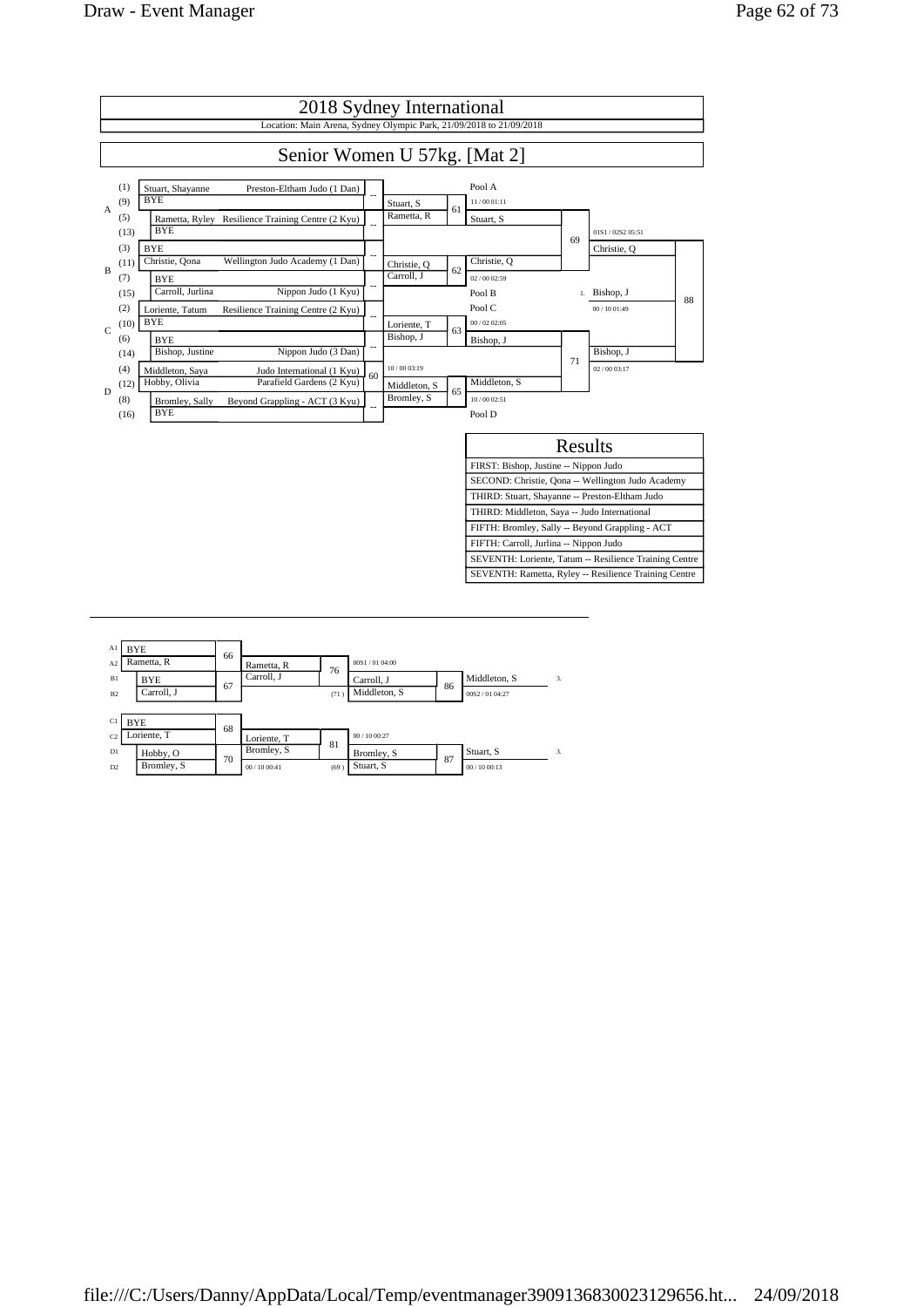# 2018 Sydney International

Location: Main Arena, Sydney Olympic Park, 21/09/2018 to 21/09/2018

## Senior Women U 57kg. [Mat 2]

### Main Draw

| Pool | Seed | Name | Club |
|---|---|---|---|
| A | (1) | Stuart, Shayanne | Preston-Eltham Judo (1 Dan) |
| A | (9) | BYE | |
| A | (5) | Rametta, Ryley | Resilience Training Centre (2 Kyu) |
| A | (13) | BYE | |
| B | (3) | BYE | |
| B | (11) | Christie, Qona | Wellington Judo Academy (1 Dan) |
| B | (7) | BYE | |
| B | (15) | Carroll, Jurlina | Nippon Judo (1 Kyu) |
| C | (2) | Loriente, Tatum | Resilience Training Centre (2 Kyu) |
| C | (10) | BYE | |
| C | (6) | BYE | |
| C | (14) | Bishop, Justine | Nippon Judo (3 Dan) |
| D | (4) | Middleton, Saya | Judo International (1 Kyu) |
| D | (12) | Hobby, Olivia | Parafield Gardens (2 Kyu) |
| D | (8) | Bromley, Sally | Beyond Grappling - ACT (3 Kyu) |
| D | (16) | BYE | |

Round 1: Stuart, S (--); Rametta, R (--); Christie, Q (--); Carroll, J (--); Loriente, T (--); Bishop, J (--); Middleton, S def. Hobby, O – Contest 60 (10 / 00 03:19); Bromley, S (--)

Round 2:
- Contest 61: Stuart, S vs Rametta, R → Stuart, S (11 / 00 01:11) – Pool A
- Contest 62: Christie, Q vs Carroll, J → Christie, Q (02 / 00 02:59) – Pool B
- Contest 63: Loriente, T vs Bishop, J → Bishop, J (00 / 02 02:05) – Pool C
- Contest 65: Middleton, S vs Bromley, S → Middleton, S (10 / 00 02:51) – Pool D

Semi-finals:
- Contest 69: Stuart, S vs Christie, Q → Christie, Q (01S1 / 02S2 05:51)
- Contest 71: Bishop, J vs Middleton, S → Bishop, J (02 / 00 03:17)

Final:
- Contest 88: Christie, Q vs Bishop, J → 1. Bishop, J (00 / 10 01:49)

### Results

| Results |
|---|
| FIRST: Bishop, Justine -- Nippon Judo |
| SECOND: Christie, Qona -- Wellington Judo Academy |
| THIRD: Stuart, Shayanne -- Preston-Eltham Judo |
| THIRD: Middleton, Saya -- Judo International |
| FIFTH: Bromley, Sally -- Beyond Grappling - ACT |
| FIFTH: Carroll, Jurlina -- Nippon Judo |
| SEVENTH: Loriente, Tatum -- Resilience Training Centre |
| SEVENTH: Rametta, Ryley -- Resilience Training Centre |

### Repechage

- A1 BYE / A2 Rametta, R – Contest 66 → Rametta, R
- B1 BYE / B2 Carroll, J – Contest 67 → Carroll, J
- Contest 76: Rametta, R vs Carroll, J → Carroll, J (00S1 / 01 04:00)
- Contest 86: Carroll, J vs Middleton, S (71) → 3. Middleton, S (00S2 / 01 04:27)
- C1 BYE / C2 Loriente, T – Contest 68 → Loriente, T
- D1 Hobby, O / D2 Bromley, S – Contest 70 → Bromley, S (00 / 10 00:41)
- Contest 81: Loriente, T vs Bromley, S → Bromley, S (00 / 10 00:27)
- Contest 87: Bromley, S vs Stuart, S (69) → 3. Stuart, S (00 / 10 00:13)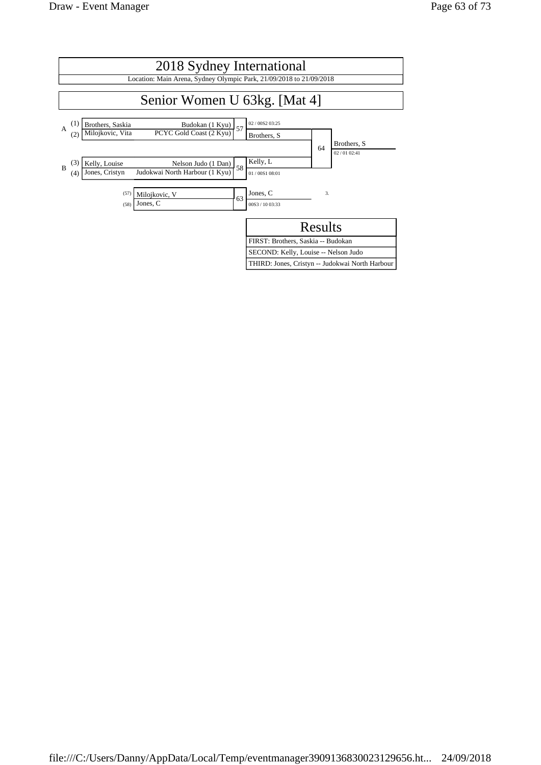# 2018 Sydney International

Location: Main Arena, Sydney Olympic Park, 21/09/2018 to 21/09/2018

## Senior Women U 63kg. [Mat 4]

| Pool | Seed | Name | Club | Contest | Winner | Score |
|---|---|---|---|---|---|---|
| A | (1) | Brothers, Saskia | Budokan (1 Kyu) | 57 | Brothers, S | 02 / 00S2 03:25 |
| | (2) | Milojkovic, Vita | PCYC Gold Coast (2 Kyu) | | | |
| B | (3) | Kelly, Louise | Nelson Judo (1 Dan) | 58 | Kelly, L | 01 / 00S1 08:01 |
| | (4) | Jones, Cristyn | Judokwai North Harbour (1 Kyu) | | | |

Final (64): Brothers, S vs Kelly, L — Winner: Brothers, S (02 / 01 02:41)

Repechage (63): (57) Milojkovic, V vs (58) Jones, C — Winner: Jones, C (00S3 / 10 03:33) — 3.

### Results

| Results |
|---|
| FIRST: Brothers, Saskia -- Budokan |
| SECOND: Kelly, Louise -- Nelson Judo |
| THIRD: Jones, Cristyn -- Judokwai North Harbour |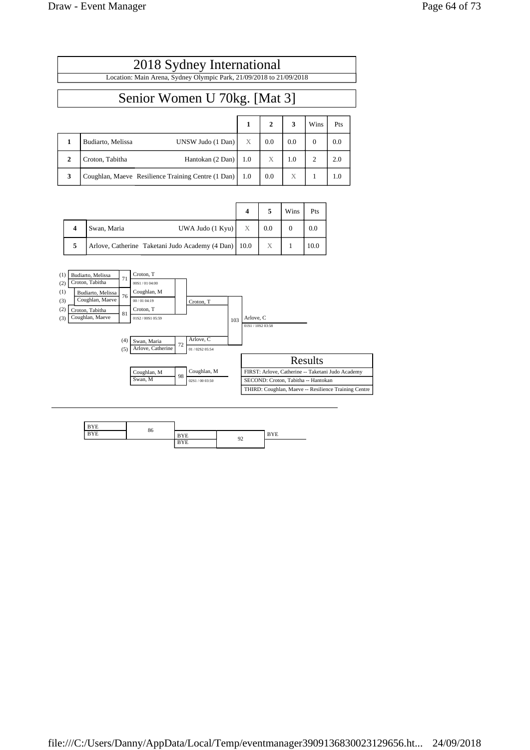# 2018 Sydney International

Location: Main Arena, Sydney Olympic Park, 21/09/2018 to 21/09/2018

## Senior Women U 70kg. [Mat 3]

| | | | 1 | 2 | 3 | Wins | Pts |
|---|---|---|---|---|---|---|---|
| 1 | Budiarto, Melissa | UNSW Judo (1 Dan) | X | 0.0 | 0.0 | 0 | 0.0 |
| 2 | Croton, Tabitha | Hantokan (2 Dan) | 1.0 | X | 1.0 | 2 | 2.0 |
| 3 | Coughlan, Maeve | Resilience Training Centre (1 Dan) | 1.0 | 0.0 | X | 1 | 1.0 |

| | | | 4 | 5 | Wins | Pts |
|---|---|---|---|---|---|---|
| 4 | Swan, Maria | UWA Judo (1 Kyu) | X | 0.0 | 0 | 0.0 |
| 5 | Arlove, Catherine | Taketani Judo Academy (4 Dan) | 10.0 | X | 1 | 10.0 |

(1) Budiarto, Melissa
(2) Croton, Tabitha
71 — Croton, T — 00S1 / 01 04:00

(1) Budiarto, Melissa
(3) Coughlan, Maeve
76 — Coughlan, M — 00 / 01 04:19

(2) Croton, Tabitha
(3) Coughlan, Maeve
81 — Croton, T — 01S2 / 00S1 05:59

Pool winner: Croton, T

(4) Swan, Maria
(5) Arlove, Catherine
72 — Arlove, C — 01 / 02S2 05:54

103 — Arlove, C — 01S1 / 10S2 03:58

Coughlan, M
Swan, M
98 — Coughlan, M — 02S1 / 00 03:50

### Results

| Results |
|---|
| FIRST: Arlove, Catherine -- Taketani Judo Academy |
| SECOND: Croton, Tabitha -- Hantokan |
| THIRD: Coughlan, Maeve -- Resilience Training Centre |

---

BYE
BYE
86

BYE
BYE
92 — BYE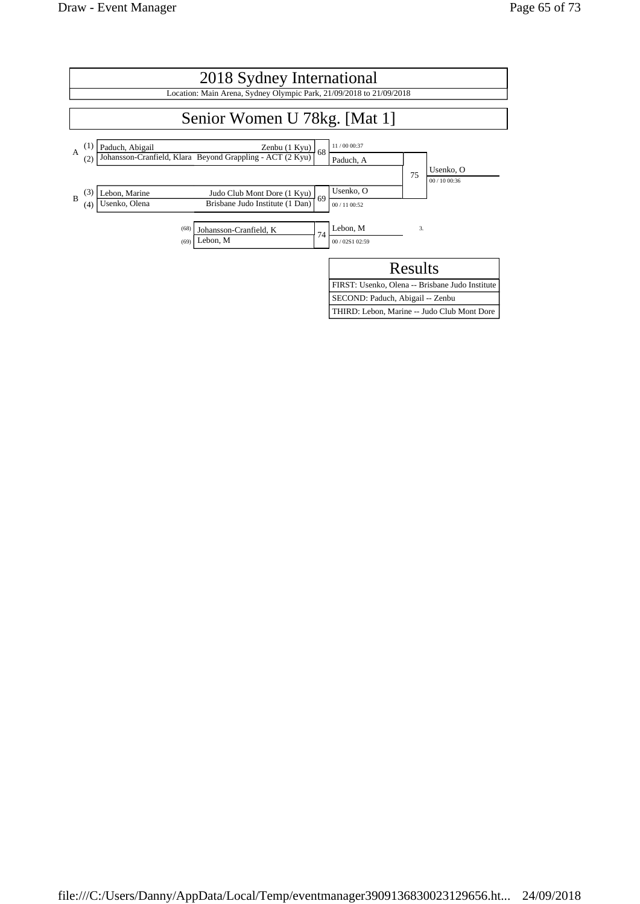# 2018 Sydney International

Location: Main Arena, Sydney Olympic Park, 21/09/2018 to 21/09/2018

## Senior Women U 78kg. [Mat 1]

| Pool | Seed | Name | Club | Contest | Winner | Score |
|---|---|---|---|---|---|---|
| A | (1) | Paduch, Abigail | Zenbu (1 Kyu) | 68 | Paduch, A | 11 / 00 00:37 |
| | (2) | Johansson-Cranfield, Klara | Beyond Grappling - ACT (2 Kyu) | | | |
| B | (3) | Lebon, Marine | Judo Club Mont Dore (1 Kyu) | 69 | Usenko, O | 00 / 11 00:52 |
| | (4) | Usenko, Olena | Brisbane Judo Institute (1 Dan) | | | |

Final (75): Paduch, A vs Usenko, O — Winner: Usenko, O (00 / 10 00:36)

| Contest | Competitor | Winner | Score | Place |
|---|---|---|---|---|
| 74 | (68) Johansson-Cranfield, K | Lebon, M | 00 / 02S1 02:59 | 3. |
| | (69) Lebon, M | | | |

### Results

| Results |
|---|
| FIRST: Usenko, Olena -- Brisbane Judo Institute |
| SECOND: Paduch, Abigail -- Zenbu |
| THIRD: Lebon, Marine -- Judo Club Mont Dore |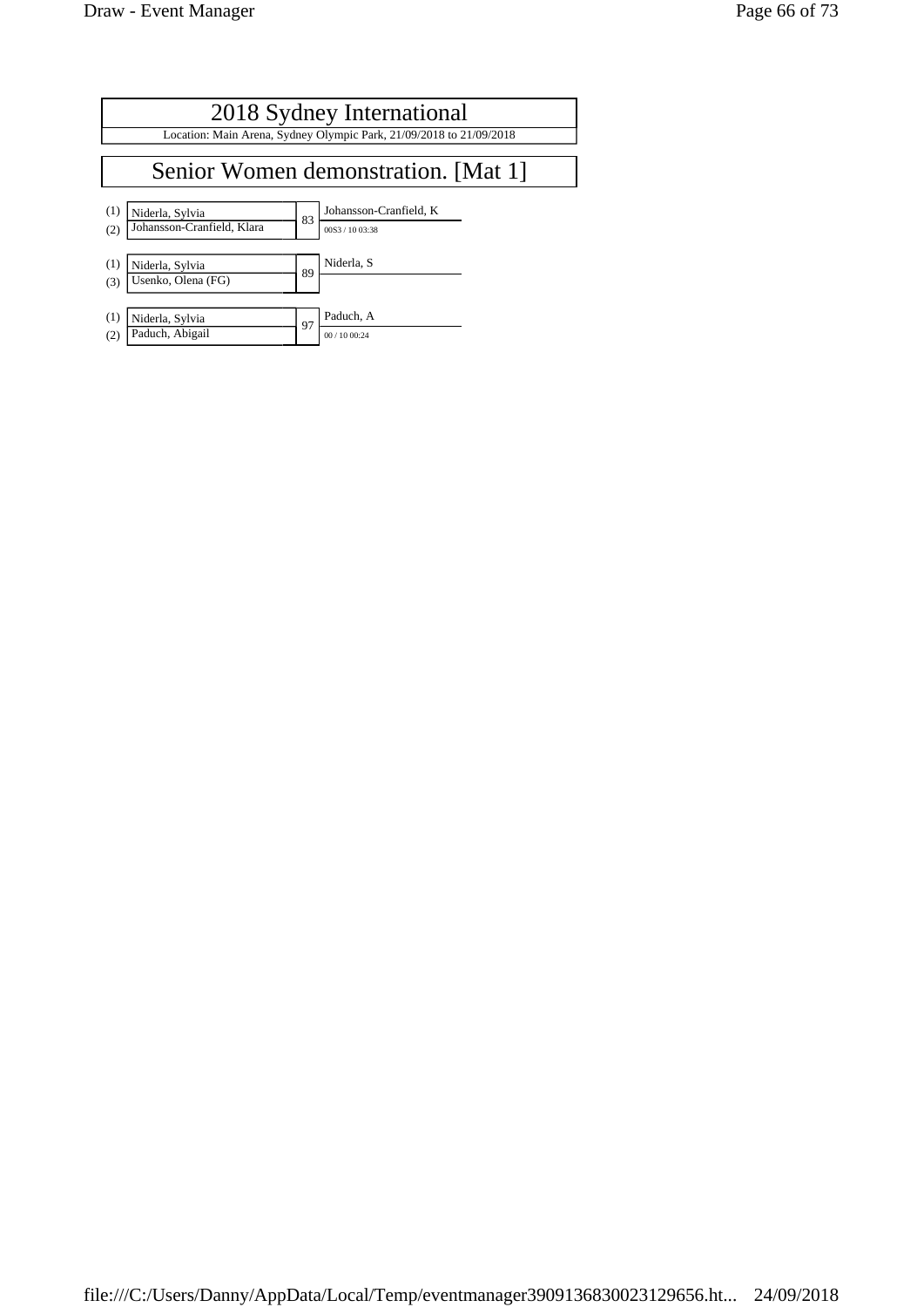# 2018 Sydney International

Location: Main Arena, Sydney Olympic Park, 21/09/2018 to 21/09/2018

## Senior Women demonstration. [Mat 1]

| Seed | Competitor | Contest | Winner | Score / Time |
|---|---|---|---|---|
| (1) | Niderla, Sylvia | 83 | Johansson-Cranfield, K | 00S3 / 10 03:38 |
| (2) | Johansson-Cranfield, Klara | | | |
| (1) | Niderla, Sylvia | 89 | Niderla, S | |
| (3) | Usenko, Olena (FG) | | | |
| (1) | Niderla, Sylvia | 97 | Paduch, A | 00 / 10 00:24 |
| (2) | Paduch, Abigail | | | |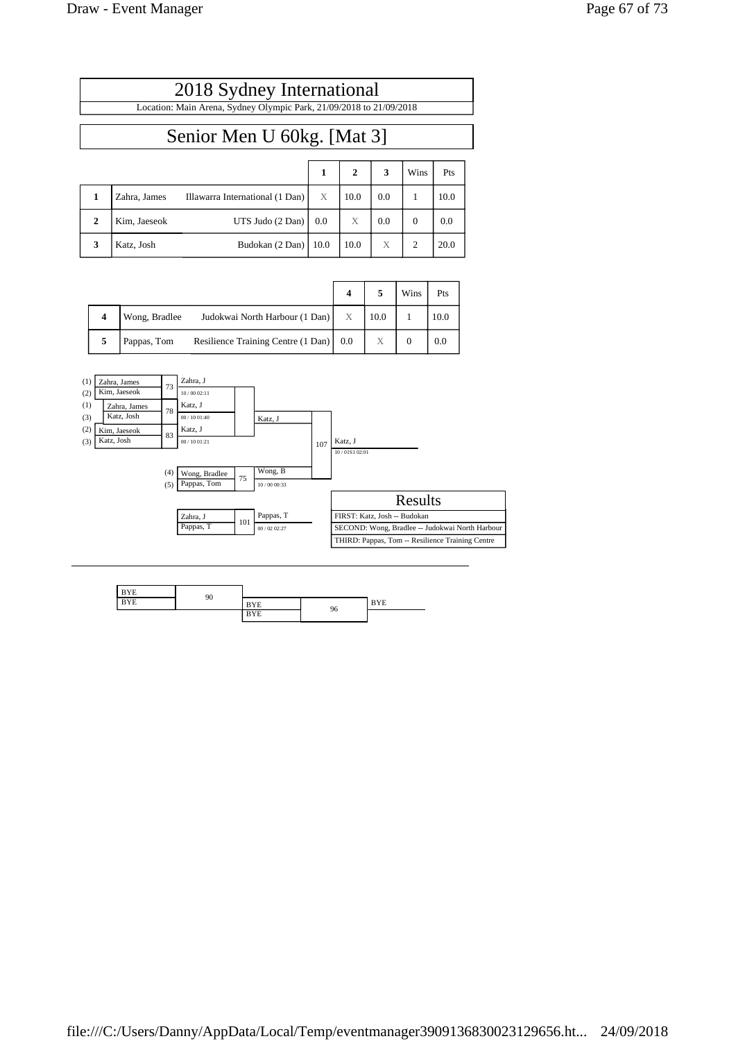# 2018 Sydney International

Location: Main Arena, Sydney Olympic Park, 21/09/2018 to 21/09/2018

## Senior Men U 60kg. [Mat 3]

| | | | 1 | 2 | 3 | Wins | Pts |
|---|---|---|---|---|---|---|---|
| 1 | Zahra, James | Illawarra International (1 Dan) | X | 10.0 | 0.0 | 1 | 10.0 |
| 2 | Kim, Jaeseok | UTS Judo (2 Dan) | 0.0 | X | 0.0 | 0 | 0.0 |
| 3 | Katz, Josh | Budokan (2 Dan) | 10.0 | 10.0 | X | 2 | 20.0 |

| | | | 4 | 5 | Wins | Pts |
|---|---|---|---|---|---|---|
| 4 | Wong, Bradlee | Judokwai North Harbour (1 Dan) | X | 10.0 | 1 | 10.0 |
| 5 | Pappas, Tom | Resilience Training Centre (1 Dan) | 0.0 | X | 0 | 0.0 |

(1) Zahra, James vs (2) Kim, Jaeseok — 73 — Zahra, J — 10 / 00 02:11

(1) Zahra, James vs (3) Katz, Josh — 78 — Katz, J — 00 / 10 01:40

(2) Kim, Jaeseok vs (3) Katz, Josh — 83 — Katz, J — 00 / 10 01:21

(4) Wong, Bradlee vs (5) Pappas, Tom — 75 — Wong, B — 10 / 00 00:33

Katz, J vs Wong, B — 107 — Katz, J — 10 / 01S1 02:01

Zahra, J vs Pappas, T — 101 — Pappas, T — 00 / 02 02:27

### Results

FIRST: Katz, Josh -- Budokan

SECOND: Wong, Bradlee -- Judokwai North Harbour

THIRD: Pappas, Tom -- Resilience Training Centre

---

BYE vs BYE — 90 — BYE

BYE vs BYE — 96 — BYE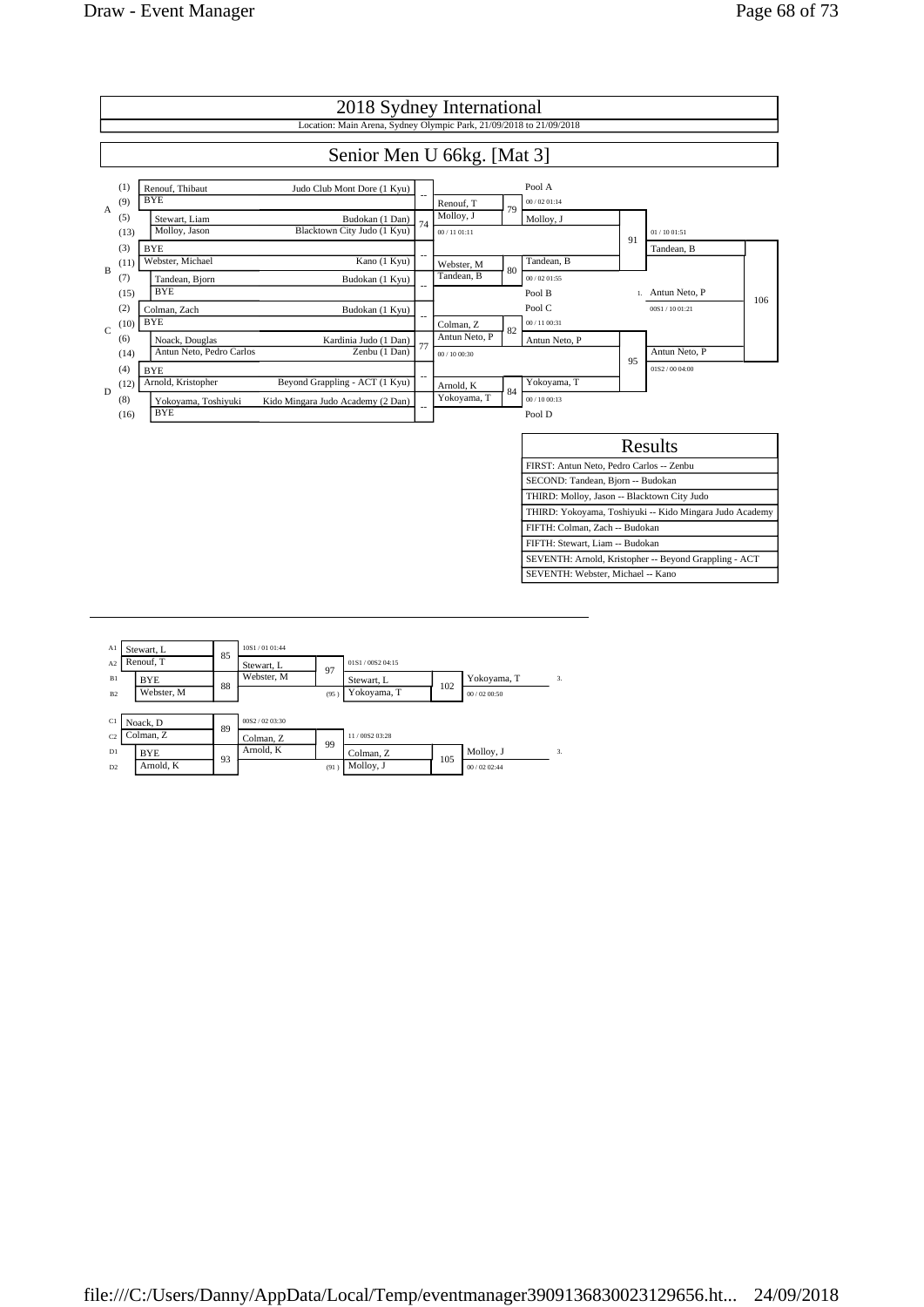# 2018 Sydney International

Location: Main Arena, Sydney Olympic Park, 21/09/2018 to 21/09/2018

## Senior Men U 66kg. [Mat 3]

### Main Draw

| Pool | Seed | Name | Club | Match | Winner | Match | Pool Winner |
|---|---|---|---|---|---|---|---|
| A | (1) | Renouf, Thibaut | Judo Club Mont Dore (1 Kyu) | -- | Renouf, T | 79 | Pool A |
| A | (9) | BYE | | | | | 00 / 02 01:14 |
| A | (5) | Stewart, Liam | Budokan (1 Dan) | 74 | Molloy, J | | Molloy, J |
| A | (13) | Molloy, Jason | Blacktown City Judo (1 Kyu) | | 00 / 11 01:11 | | |
| B | (3) | BYE | | -- | Webster, M | 80 | Tandean, B |
| B | (11) | Webster, Michael | Kano (1 Kyu) | | Tandean, B | | 00 / 02 01:55 |
| B | (7) | Tandean, Bjorn | Budokan (1 Kyu) | -- | | | |
| B | (15) | BYE | | | | | Pool B |
| C | (2) | Colman, Zach | Budokan (1 Kyu) | -- | Colman, Z | 82 | Pool C |
| C | (10) | BYE | | | | | 00 / 11 00:31 |
| C | (6) | Noack, Douglas | Kardinia Judo (1 Dan) | 77 | Antun Neto, P | | Antun Neto, P |
| C | (14) | Antun Neto, Pedro Carlos | Zenbu (1 Dan) | | 00 / 10 00:30 | | |
| D | (4) | BYE | | -- | Arnold, K | 84 | Yokoyama, T |
| D | (12) | Arnold, Kristopher | Beyond Grappling - ACT (1 Kyu) | | Yokoyama, T | | 00 / 10 00:13 |
| D | (8) | Yokoyama, Toshiyuki | Kido Mingara Judo Academy (2 Dan) | -- | | | |
| D | (16) | BYE | | | | | Pool D |

Semi-finals:
- Molloy, J vs Tandean, B — Match 91 — Winner: Tandean, B (01 / 10 01:51)
- Antun Neto, P vs Yokoyama, T — Match 95 — Winner: Antun Neto, P (01S2 / 00 04:00)

Final:
- Tandean, B vs Antun Neto, P — Match 106 — 1. Antun Neto, P (00S1 / 10 01:21)

### Results

| Results |
|---|
| FIRST: Antun Neto, Pedro Carlos -- Zenbu |
| SECOND: Tandean, Bjorn -- Budokan |
| THIRD: Molloy, Jason -- Blacktown City Judo |
| THIRD: Yokoyama, Toshiyuki -- Kido Mingara Judo Academy |
| FIFTH: Colman, Zach -- Budokan |
| FIFTH: Stewart, Liam -- Budokan |
| SEVENTH: Arnold, Kristopher -- Beyond Grappling - ACT |
| SEVENTH: Webster, Michael -- Kano |

### Repechage

| Pos | Name | Match | Winner | Match | Winner | Match | Winner |
|---|---|---|---|---|---|---|---|
| A1 | Stewart, L | 85 | Stewart, L (10S1 / 01 01:44) | 97 | Stewart, L (01S1 / 00S2 04:15) | 102 | Yokoyama, T (00 / 02 00:50) — 3. |
| A2 | Renouf, T | | | | | | |
| B1 | BYE | 88 | Webster, M | (95) | Yokoyama, T | | |
| B2 | Webster, M | | | | | | |
| C1 | Noack, D | 89 | Colman, Z (00S2 / 02 03:30) | 99 | Colman, Z (11 / 00S2 03:28) | 105 | Molloy, J (00 / 02 02:44) — 3. |
| C2 | Colman, Z | | | | | | |
| D1 | BYE | 93 | Arnold, K | (91) | Molloy, J | | |
| D2 | Arnold, K | | | | | | |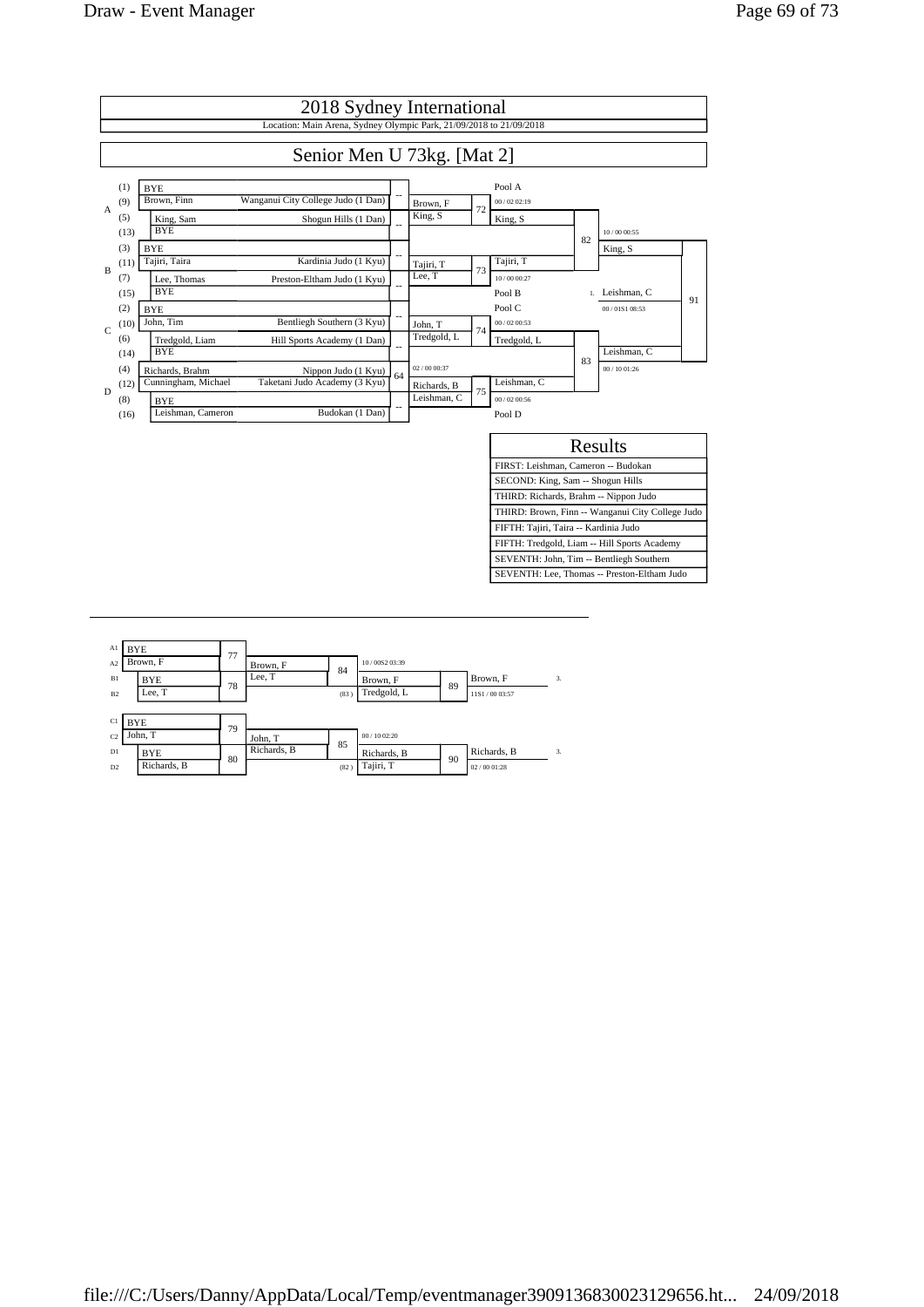# 2018 Sydney International

Location: Main Arena, Sydney Olympic Park, 21/09/2018 to 21/09/2018

## Senior Men U 73kg. [Mat 2]

| Pool | Seed | Name | Club | Match | Round 2 | Match | Pool Final | Match | Final | Match |
|---|---|---|---|---|---|---|---|---|---|---|
| A | (1) | BYE | | -- | Brown, F | 72 | Pool A: King, S (00 / 02 02:19) | 82 | King, S (10 / 00 00:55) | 91 |
| | (9) | Brown, Finn | Wanganui City College Judo (1 Dan) | | | | | | | |
| | (5) | King, Sam | Shogun Hills (1 Dan) | -- | King, S | | | | | |
| | (13) | BYE | | | | | | | | |
| B | (3) | BYE | | -- | Tajiri, T | 73 | Pool B: Tajiri, T (10 / 00 00:27) | | 1. Leishman, C (00 / 01S1 08:53) | |
| | (11) | Tajiri, Taira | Kardinia Judo (1 Kyu) | | | | | | | |
| | (7) | Lee, Thomas | Preston-Eltham Judo (1 Kyu) | -- | Lee, T | | | | | |
| | (15) | BYE | | | | | | | | |
| C | (2) | BYE | | -- | John, T | 74 | Pool C: Tredgold, L (00 / 02 00:53) | 83 | Leishman, C (00 / 10 01:26) | |
| | (10) | John, Tim | Bentliegh Southern (3 Kyu) | | | | | | | |
| | (6) | Tredgold, Liam | Hill Sports Academy (1 Dan) | -- | Tredgold, L | | | | | |
| | (14) | BYE | | | | | | | | |
| D | (4) | Richards, Brahm | Nippon Judo (1 Kyu) | 64 | Richards, B (02 / 00 00:37) | 75 | Pool D: Leishman, C (00 / 02 00:56) | | | |
| | (12) | Cunningham, Michael | Taketani Judo Academy (3 Kyu) | | | | | | | |
| | (8) | BYE | | -- | Leishman, C | | | | | |
| | (16) | Leishman, Cameron | Budokan (1 Dan) | | | | | | | |

### Results

| Results |
|---|
| FIRST: Leishman, Cameron -- Budokan |
| SECOND: King, Sam -- Shogun Hills |
| THIRD: Richards, Brahm -- Nippon Judo |
| THIRD: Brown, Finn -- Wanganui City College Judo |
| FIFTH: Tajiri, Taira -- Kardinia Judo |
| FIFTH: Tredgold, Liam -- Hill Sports Academy |
| SEVENTH: John, Tim -- Bentliegh Southern |
| SEVENTH: Lee, Thomas -- Preston-Eltham Judo |

### Repechage

| Position | Name | Match | Winner | Match | Opponent | Match | Result |
|---|---|---|---|---|---|---|---|
| A1 | BYE | 77 | Brown, F | 84 | Brown, F (10 / 00S2 03:39) | 89 | 3. Brown, F (11S1 / 00 03:57) |
| A2 | Brown, F | | | | | | |
| B1 | BYE | 78 | Lee, T | | | | |
| B2 | Lee, T | | | (83) | Tredgold, L | | |
| C1 | BYE | 79 | John, T | 85 | Richards, B (00 / 10 02:20) | 90 | 3. Richards, B (02 / 00 01:28) |
| C2 | John, T | | | | | | |
| D1 | BYE | 80 | Richards, B | | | | |
| D2 | Richards, B | | | (82) | Tajiri, T | | |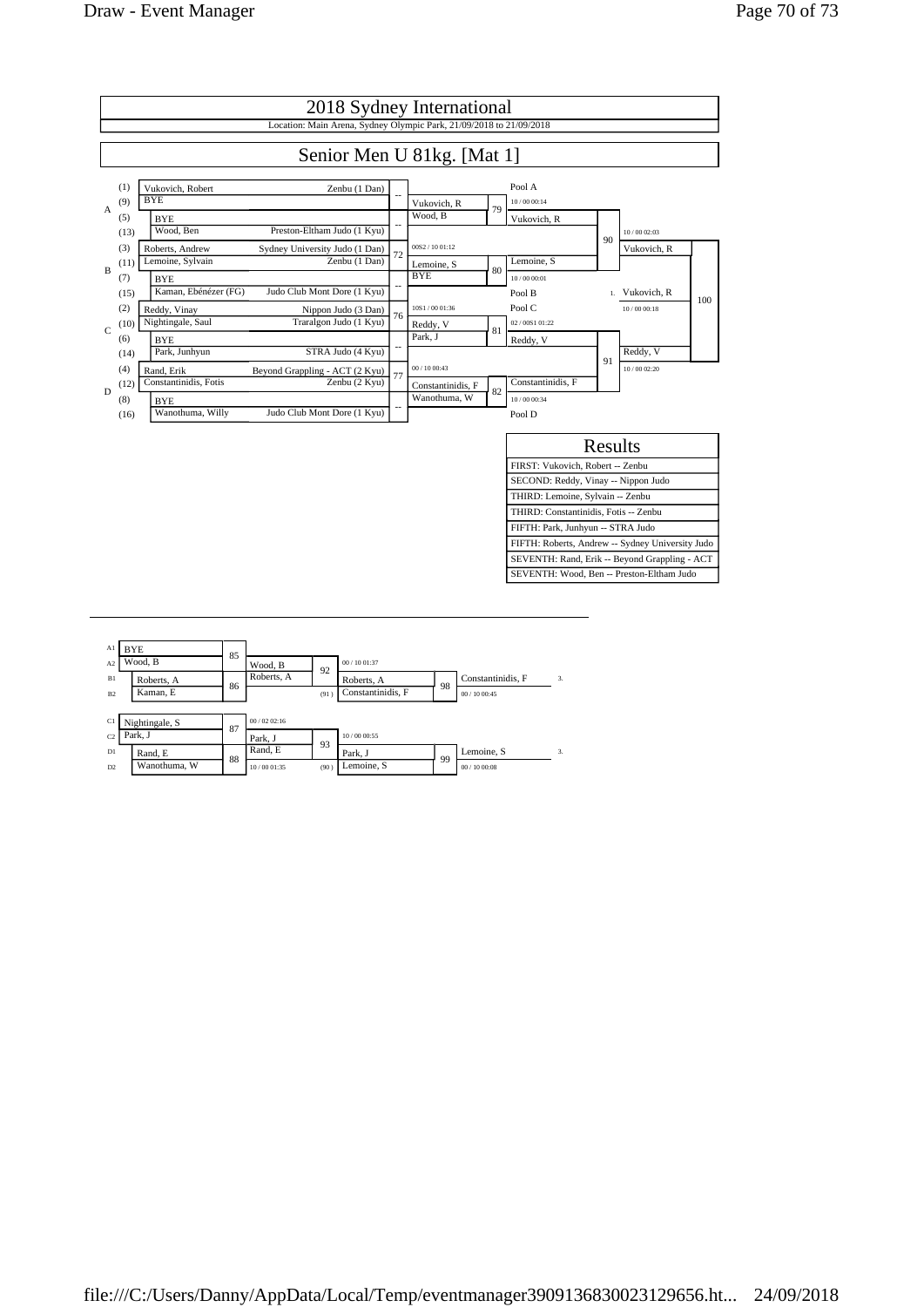# 2018 Sydney International

Location: Main Arena, Sydney Olympic Park, 21/09/2018 to 21/09/2018

## Senior Men U 81kg. [Mat 1]

### Draw

| Pool | Seed | Name | Club | Contest | Result |
|---|---|---|---|---|---|
| A | (1) | Vukovich, Robert | Zenbu (1 Dan) | -- | |
| A | (9) | BYE | | | |
| A | (5) | BYE | | -- | |
| A | (13) | Wood, Ben | Preston-Eltham Judo (1 Kyu) | | |
| B | (3) | Roberts, Andrew | Sydney University Judo (1 Dan) | 72 | 00S2 / 10 01:12 |
| B | (11) | Lemoine, Sylvain | Zenbu (1 Dan) | | |
| B | (7) | BYE | | -- | |
| B | (15) | Kaman, Ebénézer (FG) | Judo Club Mont Dore (1 Kyu) | | |
| C | (2) | Reddy, Vinay | Nippon Judo (3 Dan) | 76 | 10S1 / 00 01:36 |
| C | (10) | Nightingale, Saul | Traralgon Judo (1 Kyu) | | |
| C | (6) | BYE | | -- | |
| C | (14) | Park, Junhyun | STRA Judo (4 Kyu) | | |
| D | (4) | Rand, Erik | Beyond Grappling - ACT (2 Kyu) | 77 | 00 / 10 00:43 |
| D | (12) | Constantinidis, Fotis | Zenbu (2 Kyu) | | |
| D | (8) | BYE | | -- | |
| D | (16) | Wanothuma, Willy | Judo Club Mont Dore (1 Kyu) | | |

### Second Round

| Contest | Competitors | Winner | Score |
|---|---|---|---|
| 79 | Vukovich, R vs Wood, B | Vukovich, R (Pool A) | 10 / 00 00:14 |
| 80 | Lemoine, S vs BYE | Lemoine, S (Pool B) | 10 / 00 00:01 |
| 81 | Reddy, V vs Park, J | Reddy, V (Pool C) | 02 / 00S1 01:22 |
| 82 | Constantinidis, F vs Wanothuma, W | Constantinidis, F (Pool D) | 10 / 00 00:34 |

### Semi-Finals

| Contest | Competitors | Winner | Score |
|---|---|---|---|
| 90 | Vukovich, R vs Lemoine, S | Vukovich, R | 10 / 00 02:03 |
| 91 | Reddy, V vs Constantinidis, F | Reddy, V | 10 / 00 02:20 |

### Final

| Contest | Competitors | Winner | Score |
|---|---|---|---|
| 100 | Vukovich, R vs Reddy, V | 1. Vukovich, R | 10 / 00 00:18 |

### Results

| Results |
|---|
| FIRST: Vukovich, Robert -- Zenbu |
| SECOND: Reddy, Vinay -- Nippon Judo |
| THIRD: Lemoine, Sylvain -- Zenbu |
| THIRD: Constantinidis, Fotis -- Zenbu |
| FIFTH: Park, Junhyun -- STRA Judo |
| FIFTH: Roberts, Andrew -- Sydney University Judo |
| SEVENTH: Rand, Erik -- Beyond Grappling - ACT |
| SEVENTH: Wood, Ben -- Preston-Eltham Judo |

### Repechage

| Contest | Competitors | Winner | Score |
|---|---|---|---|
| 85 | A1 BYE vs A2 Wood, B | Wood, B | |
| 86 | B1 Roberts, A vs B2 Kaman, E | Roberts, A | |
| 92 | Wood, B vs Roberts, A | Roberts, A | 00 / 10 01:37 |
| 98 | Roberts, A vs Constantinidis, F (91) | Constantinidis, F — 3. | 00 / 10 00:45 |
| 87 | C1 Nightingale, S vs C2 Park, J | Park, J | 00 / 02 02:16 |
| 88 | D1 Rand, E vs D2 Wanothuma, W | Rand, E | 10 / 00 01:35 |
| 93 | Park, J vs Rand, E | Park, J | 10 / 00 00:55 |
| 99 | Park, J vs Lemoine, S (90) | Lemoine, S — 3. | 00 / 10 00:08 |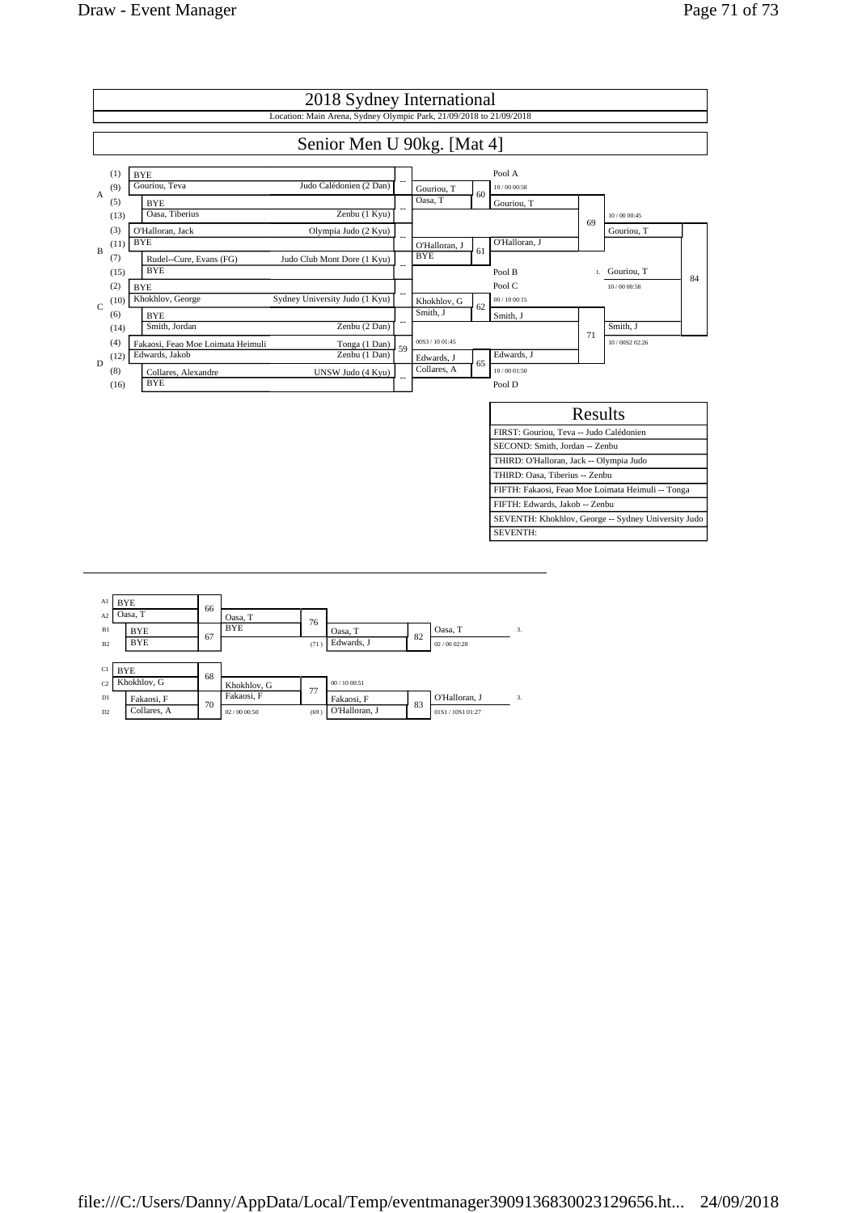# 2018 Sydney International

Location: Main Arena, Sydney Olympic Park, 21/09/2018 to 21/09/2018

## Senior Men U 90kg. [Mat 4]

### Main Draw

| Pool | Seed | Competitor | Club | Contest | Result |
|---|---|---|---|---|---|
| A | (1) | BYE | | -- | Gouriou, T |
| A | (9) | Gouriou, Teva | Judo Calédonien (2 Dan) | | |
| A | (5) | BYE | | -- | Oasa, T |
| A | (13) | Oasa, Tiberius | Zenbu (1 Kyu) | | |
| B | (3) | O'Halloran, Jack | Olympia Judo (2 Kyu) | -- | O'Halloran, J |
| B | (11) | BYE | | | |
| B | (7) | Rudel--Cure, Evans (FG) | Judo Club Mont Dore (1 Kyu) | -- | BYE |
| B | (15) | BYE | | | |
| C | (2) | BYE | | -- | Khokhlov, G |
| C | (10) | Khokhlov, George | Sydney University Judo (1 Kyu) | | |
| C | (6) | BYE | | -- | Smith, J |
| C | (14) | Smith, Jordan | Zenbu (2 Dan) | | |
| D | (4) | Fakaosi, Feao Moe Loimata Heimuli | Tonga (1 Dan) | 59 (00S3 / 10 01:45) | Edwards, J |
| D | (12) | Edwards, Jakob | Zenbu (1 Dan) | | |
| D | (8) | Collares, Alexandre | UNSW Judo (4 Kyu) | -- | Collares, A |
| D | (16) | BYE | | | |

| Contest | Competitors | Winner | Score |
|---|---|---|---|
| 60 | Gouriou, T / Oasa, T | Gouriou, T (Pool A) | 10 / 00 00:58 |
| 61 | O'Halloran, J / BYE | O'Halloran, J (Pool B) | |
| 62 | Khokhlov, G / Smith, J | Smith, J (Pool C) | 00 / 10 00:15 |
| 65 | Edwards, J / Collares, A | Edwards, J (Pool D) | 10 / 00 01:50 |
| 69 | Gouriou, T / O'Halloran, J | Gouriou, T | 10 / 00 00:45 |
| 71 | Smith, J / Edwards, J | Smith, J | 10 / 00S2 02:26 |
| 84 | Gouriou, T / Smith, J | 1. Gouriou, T | 10 / 00 00:58 |

### Results

| Results |
|---|
| FIRST: Gouriou, Teva -- Judo Calédonien |
| SECOND: Smith, Jordan -- Zenbu |
| THIRD: O'Halloran, Jack -- Olympia Judo |
| THIRD: Oasa, Tiberius -- Zenbu |
| FIFTH: Fakaosi, Feao Moe Loimata Heimuli -- Tonga |
| FIFTH: Edwards, Jakob -- Zenbu |
| SEVENTH: Khokhlov, George -- Sydney University Judo |
| SEVENTH: |

### Repechage

| Position | Competitor | Contest | Winner |
|---|---|---|---|
| A1 | BYE | 66 | Oasa, T |
| A2 | Oasa, T | | |
| B1 | BYE | 67 | BYE |
| B2 | BYE | | |

| Contest | Competitors | Winner | Score |
|---|---|---|---|
| 76 | Oasa, T / BYE | Oasa, T | |
| 82 | Oasa, T / Edwards, J (71) | Oasa, T (3.) | 02 / 00 02:28 |

| Position | Competitor | Contest | Winner |
|---|---|---|---|
| C1 | BYE | 68 | Khokhlov, G |
| C2 | Khokhlov, G | | |
| D1 | Fakaosi, F | 70 | Fakaosi, F (02 / 00 00:50) |
| D2 | Collares, A | | |

| Contest | Competitors | Winner | Score |
|---|---|---|---|
| 77 | Khokhlov, G / Fakaosi, F | Fakaosi, F | 00 / 10 00:51 |
| 83 | Fakaosi, F / O'Halloran, J (69) | O'Halloran, J (3.) | 01S1 / 10S1 01:27 |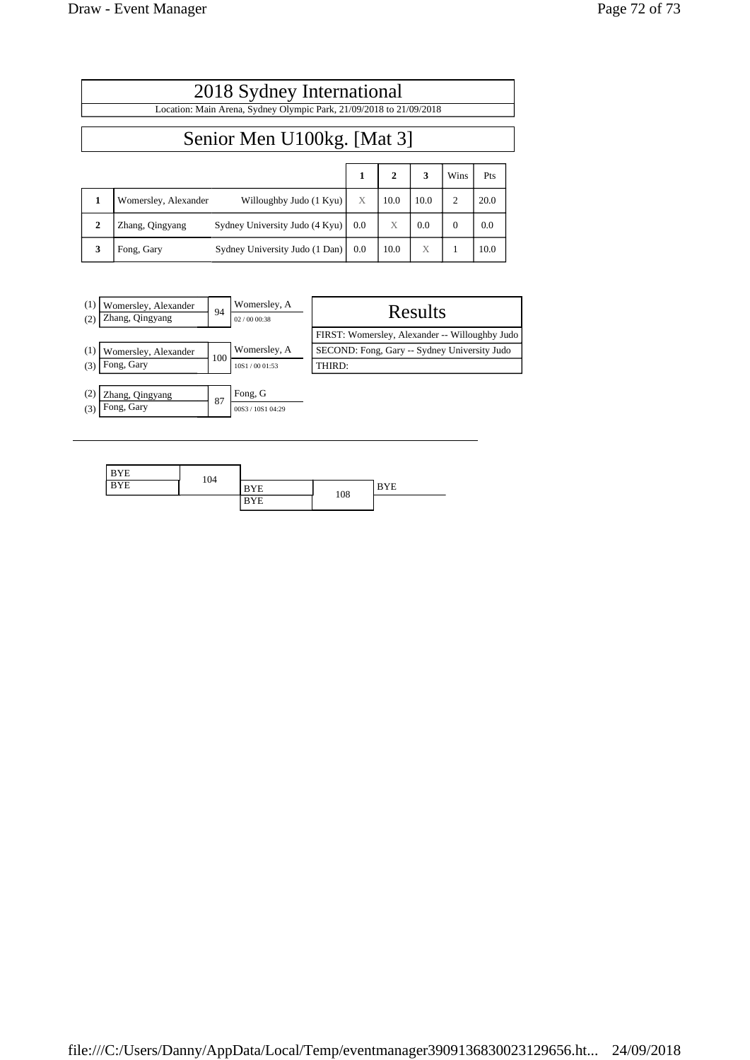# 2018 Sydney International

Location: Main Arena, Sydney Olympic Park, 21/09/2018 to 21/09/2018

## Senior Men U100kg. [Mat 3]

| | | | 1 | 2 | 3 | Wins | Pts |
|---|---|---|---|---|---|---|---|
| 1 | Womersley, Alexander | Willoughby Judo (1 Kyu) | X | 10.0 | 10.0 | 2 | 20.0 |
| 2 | Zhang, Qingyang | Sydney University Judo (4 Kyu) | 0.0 | X | 0.0 | 0 | 0.0 |
| 3 | Fong, Gary | Sydney University Judo (1 Dan) | 0.0 | 10.0 | X | 1 | 10.0 |

| Players | Contest | Winner | Score / Time |
|---|---|---|---|
| (1) Womersley, Alexander vs (2) Zhang, Qingyang | 94 | Womersley, A | 02 / 00 00:38 |
| (1) Womersley, Alexander vs (3) Fong, Gary | 100 | Womersley, A | 10S1 / 00 01:53 |
| (2) Zhang, Qingyang vs (3) Fong, Gary | 87 | Fong, G | 00S3 / 10S1 04:29 |

### Results

FIRST: Womersley, Alexander -- Willoughby Judo

SECOND: Fong, Gary -- Sydney University Judo

THIRD:

| Players | Contest | Winner |
|---|---|---|
| BYE vs BYE | 104 | |
| BYE vs BYE | 108 | BYE |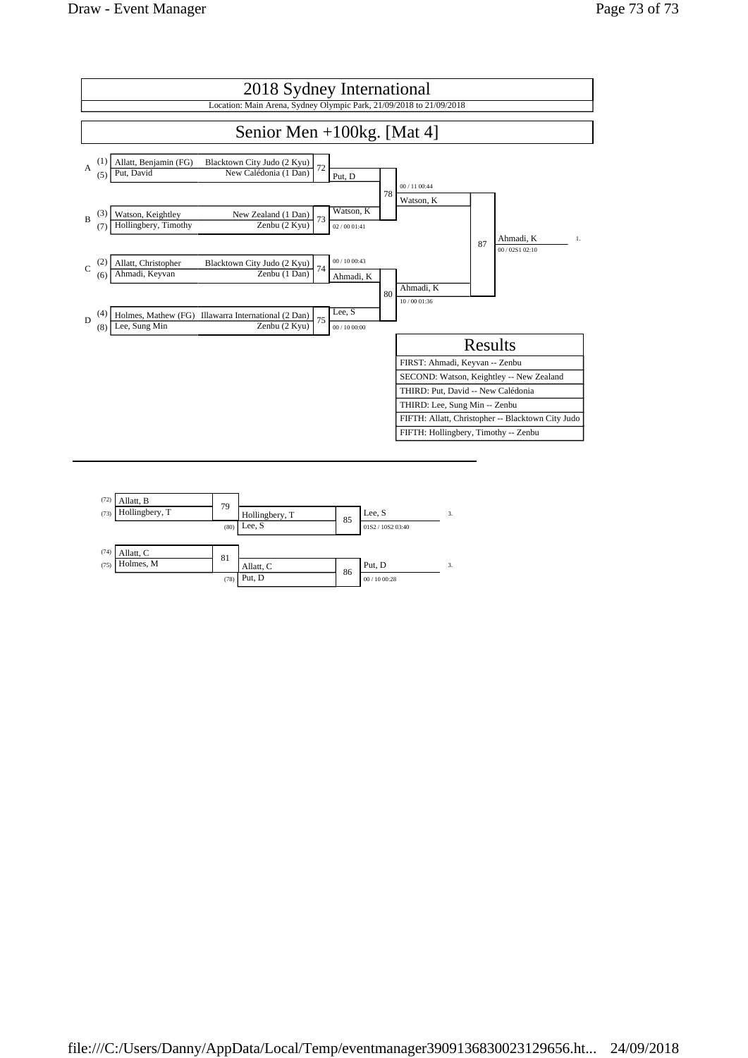# 2018 Sydney International

Location: Main Arena, Sydney Olympic Park, 21/09/2018 to 21/09/2018

## Senior Men +100kg. [Mat 4]

A (1) Allatt, Benjamin (FG) Blacktown City Judo (2 Kyu)
(5) Put, David New Calédonia (1 Dan)
72

B (3) Watson, Keightley New Zealand (1 Dan)
(7) Hollingbery, Timothy Zenbu (2 Kyu)
73

C (2) Allatt, Christopher Blacktown City Judo (2 Kyu)
(6) Ahmadi, Keyvan Zenbu (1 Dan)
74

D (4) Holmes, Mathew (FG) Illawarra International (2 Dan)
(8) Lee, Sung Min Zenbu (2 Kyu)
75

Put, D
Watson, K
02 / 00 01:41
78
00 / 11 00:44
Watson, K

00 / 10 00:43
Ahmadi, K
Lee, S
00 / 10 00:00
80
Ahmadi, K
10 / 00 01:36

87
Ahmadi, K 1.
00 / 02S1 02:10

| Results |
|---|
| FIRST: Ahmadi, Keyvan -- Zenbu |
| SECOND: Watson, Keightley -- New Zealand |
| THIRD: Put, David -- New Calédonia |
| THIRD: Lee, Sung Min -- Zenbu |
| FIFTH: Allatt, Christopher -- Blacktown City Judo |
| FIFTH: Hollingbery, Timothy -- Zenbu |

(72) Allatt, B
(73) Hollingbery, T
79
Hollingbery, T
(80) Lee, S
85
Lee, S 3.
01S2 / 10S2 03:40

(74) Allatt, C
(75) Holmes, M
81
Allatt, C
(78) Put, D
86
Put, D 3.
00 / 10 00:28